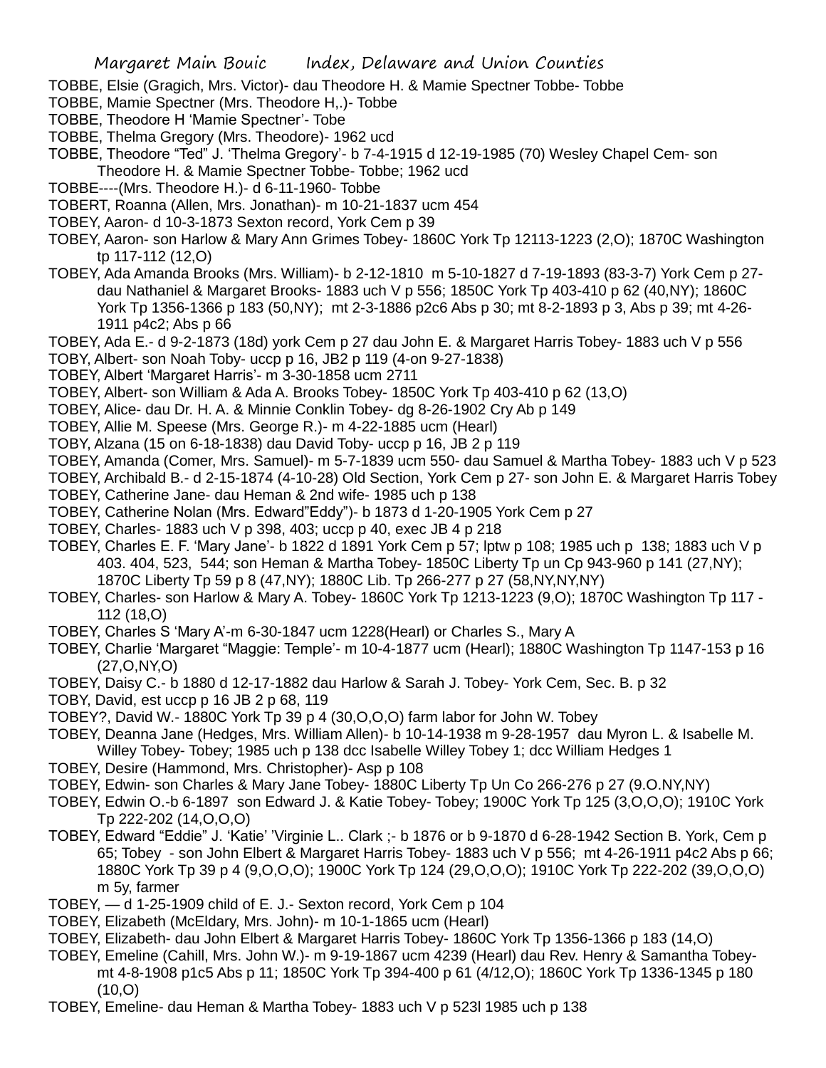TOBBE, Elsie (Gragich, Mrs. Victor)- dau Theodore H. & Mamie Spectner Tobbe- Tobbe

TOBBE, Mamie Spectner (Mrs. Theodore H,.)- Tobbe

TOBBE, Theodore H 'Mamie Spectner'- Tobe

TOBBE, Thelma Gregory (Mrs. Theodore)- 1962 ucd

TOBBE, Theodore "Ted" J. 'Thelma Gregory'- b 7-4-1915 d 12-19-1985 (70) Wesley Chapel Cem- son Theodore H. & Mamie Spectner Tobbe- Tobbe; 1962 ucd

TOBBE----(Mrs. Theodore H.)- d 6-11-1960- Tobbe

TOBERT, Roanna (Allen, Mrs. Jonathan)- m 10-21-1837 ucm 454

TOBEY, Aaron- d 10-3-1873 Sexton record, York Cem p 39

TOBEY, Aaron- son Harlow & Mary Ann Grimes Tobey- 1860C York Tp 12113-1223 (2,O); 1870C Washington tp 117-112 (12,O)

TOBEY, Ada Amanda Brooks (Mrs. William)- b 2-12-1810 m 5-10-1827 d 7-19-1893 (83-3-7) York Cem p 27- dau Nathaniel & Margaret Brooks- 1883 uch V p 556; 1850C York Tp 403-410 p 62 (40,NY); 1860C York Tp 1356-1366 p 183 (50,NY); mt 2-3-1886 p2c6 Abs p 30; mt 8-2-1893 p 3, Abs p 39; mt 4-26-1911 p4c2; Abs p 66

TOBEY, Ada E.- d 9-2-1873 (18d) york Cem p 27 dau John E. & Margaret Harris Tobey- 1883 uch V p 556

TOBY, Albert- son Noah Toby- uccp p 16, JB2 p 119 (4-on 9-27-1838)

TOBEY, Albert 'Margaret Harris'- m 3-30-1858 ucm 2711

TOBEY, Albert- son William & Ada A. Brooks Tobey- 1850C York Tp 403-410 p 62 (13,O)

TOBEY, Alice- dau Dr. H. A. & Minnie Conklin Tobey- dg 8-26-1902 Cry Ab p 149

TOBEY, Allie M. Speese (Mrs. George R.)- m 4-22-1885 ucm (Hearl)

TOBY, Alzana (15 on 6-18-1838) dau David Toby- uccp p 16, JB 2 p 119

TOBEY, Amanda (Comer, Mrs. Samuel)- m 5-7-1839 ucm 550- dau Samuel & Martha Tobey- 1883 uch V p 523

TOBEY, Archibald B.- d 2-15-1874 (4-10-28) Old Section, York Cem p 27- son John E. & Margaret Harris Tobey

TOBEY, Catherine Jane- dau Heman & 2nd wife- 1985 uch p 138

TOBEY, Catherine Nolan (Mrs. Edward"Eddy")- b 1873 d 1-20-1905 York Cem p 27

TOBEY, Charles- 1883 uch V p 398, 403; uccp p 40, exec JB 4 p 218

TOBEY, Charles E. F. 'Mary Jane'- b 1822 d 1891 York Cem p 57; lptw p 108; 1985 uch p 138; 1883 uch V p 403. 404, 523, 544; son Heman & Martha Tobey- 1850C Liberty Tp un Cp 943-960 p 141 (27,NY); 1870C Liberty Tp 59 p 8 (47,NY); 1880C Lib. Tp 266-277 p 27 (58,NY,NY,NY)

TOBEY, Charles- son Harlow & Mary A. Tobey- 1860C York Tp 1213-1223 (9,O); 1870C Washington Tp 117 -112 (18,O)

TOBEY, Charles S 'Mary A'-m 6-30-1847 ucm 1228(Hearl) or Charles S., Mary A

TOBEY, Charlie 'Margaret "Maggie: Temple'- m 10-4-1877 ucm (Hearl); 1880C Washington Tp 1147-153 p 16 (27,O,NY,O)

TOBEY, Daisy C.- b 1880 d 12-17-1882 dau Harlow & Sarah J. Tobey- York Cem, Sec. B. p 32

TOBY, David, est uccp p 16 JB 2 p 68, 119

TOBEY?, David W.- 1880C York Tp 39 p 4 (30,O,O,O) farm labor for John W. Tobey

TOBEY, Deanna Jane (Hedges, Mrs. William Allen)- b 10-14-1938 m 9-28-1957 dau Myron L. & Isabelle M. Willey Tobey- Tobey; 1985 uch p 138 dcc Isabelle Willey Tobey 1; dcc William Hedges 1

TOBEY, Desire (Hammond, Mrs. Christopher)- Asp p 108

TOBEY, Edwin- son Charles & Mary Jane Tobey- 1880C Liberty Tp Un Co 266-276 p 27 (9.O.NY,NY)

TOBEY, Edwin O.-b 6-1897 son Edward J. & Katie Tobey- Tobey; 1900C York Tp 125 (3,O,O,O); 1910C York Tp 222-202 (14,O,O,O)

TOBEY, Edward "Eddie" J. 'Katie' 'Virginie L.. Clark ;- b 1876 or b 9-1870 d 6-28-1942 Section B. York, Cem p 65; Tobey - son John Elbert & Margaret Harris Tobey- 1883 uch V p 556; mt 4-26-1911 p4c2 Abs p 66; 1880C York Tp 39 p 4 (9,O,O,O); 1900C York Tp 124 (29,O,O,O); 1910C York Tp 222-202 (39,O,O,O) m 5y, farmer

TOBEY, — d 1-25-1909 child of E. J.- Sexton record, York Cem p 104

TOBEY, Elizabeth (McEldary, Mrs. John)- m 10-1-1865 ucm (Hearl)

TOBEY, Elizabeth- dau John Elbert & Margaret Harris Tobey- 1860C York Tp 1356-1366 p 183 (14,O)

TOBEY, Emeline (Cahill, Mrs. John W.)- m 9-19-1867 ucm 4239 (Hearl) dau Rev. Henry & Samantha Tobey- mt 4-8-1908 p1c5 Abs p 11; 1850C York Tp 394-400 p 61 (4/12,O); 1860C York Tp 1336-1345 p 180 (10,O)

TOBEY, Emeline- dau Heman & Martha Tobey- 1883 uch V p 523l 1985 uch p 138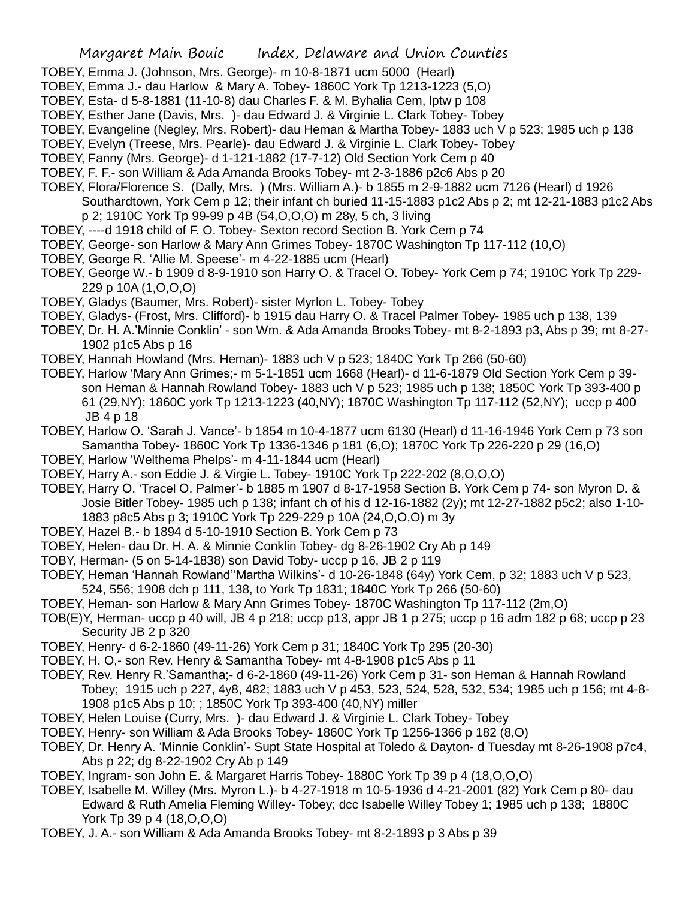TOBEY, Emma J. (Johnson, Mrs. George)- m 10-8-1871 ucm 5000 (Hearl)

TOBEY, Emma J.- dau Harlow & Mary A. Tobey- 1860C York Tp 1213-1223 (5,O)

TOBEY, Esta- d 5-8-1881 (11-10-8) dau Charles F. & M. Byhalia Cem, lptw p 108

TOBEY, Esther Jane (Davis, Mrs. )- dau Edward J. & Virginie L. Clark Tobey- Tobey

TOBEY, Evangeline (Negley, Mrs. Robert)- dau Heman & Martha Tobey- 1883 uch V p 523; 1985 uch p 138

TOBEY, Evelyn (Treese, Mrs. Pearle)- dau Edward J. & Virginie L. Clark Tobey- Tobey

TOBEY, Fanny (Mrs. George)- d 1-121-1882 (17-7-12) Old Section York Cem p 40

TOBEY, F. F.- son William & Ada Amanda Brooks Tobey- mt 2-3-1886 p2c6 Abs p 20

TOBEY, Flora/Florence S. (Dally, Mrs. ) (Mrs. William A.)- b 1855 m 2-9-1882 ucm 7126 (Hearl) d 1926 Southardtown, York Cem p 12; their infant ch buried 11-15-1883 p1c2 Abs p 2; mt 12-21-1883 p1c2 Abs p 2; 1910C York Tp 99-99 p 4B (54,O,O,O) m 28y, 5 ch, 3 living

TOBEY, ----d 1918 child of F. O. Tobey- Sexton record Section B. York Cem p 74

TOBEY, George- son Harlow & Mary Ann Grimes Tobey- 1870C Washington Tp 117-112 (10,O)

TOBEY, George R. 'Allie M. Speese'- m 4-22-1885 ucm (Hearl)

TOBEY, George W.- b 1909 d 8-9-1910 son Harry O. & Tracel O. Tobey- York Cem p 74; 1910C York Tp 229-229 p 10A (1,O,O,O)

TOBEY, Gladys (Baumer, Mrs. Robert)- sister Myrlon L. Tobey- Tobey

TOBEY, Gladys- (Frost, Mrs. Clifford)- b 1915 dau Harry O. & Tracel Palmer Tobey- 1985 uch p 138, 139

TOBEY, Dr. H. A.'Minnie Conklin' - son Wm. & Ada Amanda Brooks Tobey- mt 8-2-1893 p3, Abs p 39; mt 8-27-1902 p1c5 Abs p 16

TOBEY, Hannah Howland (Mrs. Heman)- 1883 uch V p 523; 1840C York Tp 266 (50-60)

TOBEY, Harlow 'Mary Ann Grimes;- m 5-1-1851 ucm 1668 (Hearl)- d 11-6-1879 Old Section York Cem p 39- son Heman & Hannah Rowland Tobey- 1883 uch V p 523; 1985 uch p 138; 1850C York Tp 393-400 p 61 (29,NY); 1860C york Tp 1213-1223 (40,NY); 1870C Washington Tp 117-112 (52,NY); uccp p 400 JB 4 p 18

TOBEY, Harlow O. 'Sarah J. Vance'- b 1854 m 10-4-1877 ucm 6130 (Hearl) d 11-16-1946 York Cem p 73 son Samantha Tobey- 1860C York Tp 1336-1346 p 181 (6,O); 1870C York Tp 226-220 p 29 (16,O)

TOBEY, Harlow 'Welthema Phelps'- m 4-11-1844 ucm (Hearl)

TOBEY, Harry A.- son Eddie J. & Virgie L. Tobey- 1910C York Tp 222-202 (8,O,O,O)

TOBEY, Harry O. 'Tracel O. Palmer'- b 1885 m 1907 d 8-17-1958 Section B. York Cem p 74- son Myron D. & Josie Bitler Tobey- 1985 uch p 138; infant ch of his d 12-16-1882 (2y); mt 12-27-1882 p5c2; also 1-10-1883 p8c5 Abs p 3; 1910C York Tp 229-229 p 10A (24,O,O,O) m 3y

TOBEY, Hazel B.- b 1894 d 5-10-1910 Section B. York Cem p 73

TOBEY, Helen- dau Dr. H. A. & Minnie Conklin Tobey- dg 8-26-1902 Cry Ab p 149

TOBY, Herman- (5 on 5-14-1838) son David Toby- uccp p 16, JB 2 p 119

TOBEY, Heman 'Hannah Rowland''Martha Wilkins'- d 10-26-1848 (64y) York Cem, p 32; 1883 uch V p 523, 524, 556; 1908 dch p 111, 138, to York Tp 1831; 1840C York Tp 266 (50-60)

TOBEY, Heman- son Harlow & Mary Ann Grimes Tobey- 1870C Washington Tp 117-112 (2m,O)

TOB(E)Y, Herman- uccp p 40 will, JB 4 p 218; uccp p13, appr JB 1 p 275; uccp p 16 adm 182 p 68; uccp p 23 Security JB 2 p 320

TOBEY, Henry- d 6-2-1860 (49-11-26) York Cem p 31; 1840C York Tp 295 (20-30)

TOBEY, H. O,- son Rev. Henry & Samantha Tobey- mt 4-8-1908 p1c5 Abs p 11

TOBEY, Rev. Henry R.'Samantha;- d 6-2-1860 (49-11-26) York Cem p 31- son Heman & Hannah Rowland Tobey; 1915 uch p 227, 4y8, 482; 1883 uch V p 453, 523, 524, 528, 532, 534; 1985 uch p 156; mt 4-8-1908 p1c5 Abs p 10; ; 1850C York Tp 393-400 (40,NY) miller

TOBEY, Helen Louise (Curry, Mrs. )- dau Edward J. & Virginie L. Clark Tobey- Tobey

TOBEY, Henry- son William & Ada Brooks Tobey- 1860C York Tp 1256-1366 p 182 (8,O)

TOBEY, Dr. Henry A. 'Minnie Conklin'- Supt State Hospital at Toledo & Dayton- d Tuesday mt 8-26-1908 p7c4, Abs p 22; dg 8-22-1902 Cry Ab p 149

TOBEY, Ingram- son John E. & Margaret Harris Tobey- 1880C York Tp 39 p 4 (18,O,O,O)

TOBEY, Isabelle M. Willey (Mrs. Myron L.)- b 4-27-1918 m 10-5-1936 d 4-21-2001 (82) York Cem p 80- dau Edward & Ruth Amelia Fleming Willey- Tobey; dcc Isabelle Willey Tobey 1; 1985 uch p 138; 1880C York Tp 39 p 4 (18,O,O,O)

TOBEY, J. A.- son William & Ada Amanda Brooks Tobey- mt 8-2-1893 p 3 Abs p 39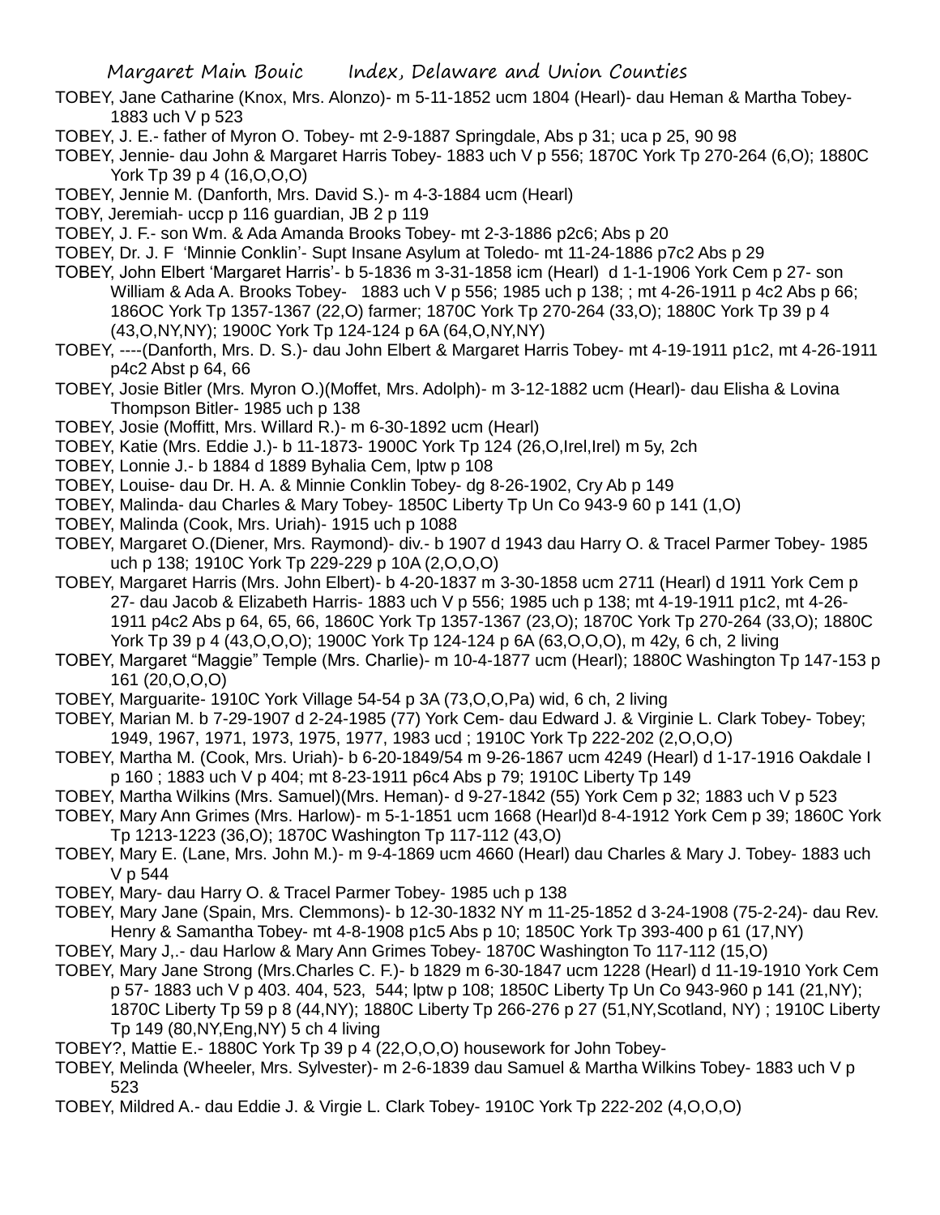TOBEY, Jane Catharine (Knox, Mrs. Alonzo)- m 5-11-1852 ucm 1804 (Hearl)- dau Heman & Martha Tobey- 1883 uch V p 523

TOBEY, J. E.- father of Myron O. Tobey- mt 2-9-1887 Springdale, Abs p 31; uca p 25, 90 98

TOBEY, Jennie- dau John & Margaret Harris Tobey- 1883 uch V p 556; 1870C York Tp 270-264 (6,O); 1880C York Tp 39 p 4 (16,O,O,O)

TOBEY, Jennie M. (Danforth, Mrs. David S.)- m 4-3-1884 ucm (Hearl)

TOBY, Jeremiah- uccp p 116 guardian, JB 2 p 119

TOBEY, J. F.- son Wm. & Ada Amanda Brooks Tobey- mt 2-3-1886 p2c6; Abs p 20

TOBEY, Dr. J. F 'Minnie Conklin'- Supt Insane Asylum at Toledo- mt 11-24-1886 p7c2 Abs p 29

TOBEY, John Elbert 'Margaret Harris'- b 5-1836 m 3-31-1858 icm (Hearl) d 1-1-1906 York Cem p 27- son William & Ada A. Brooks Tobey- 1883 uch V p 556; 1985 uch p 138; ; mt 4-26-1911 p 4c2 Abs p 66; 186OC York Tp 1357-1367 (22,O) farmer; 1870C York Tp 270-264 (33,O); 1880C York Tp 39 p 4 (43,O,NY,NY); 1900C York Tp 124-124 p 6A (64,O,NY,NY)

TOBEY, ----(Danforth, Mrs. D. S.)- dau John Elbert & Margaret Harris Tobey- mt 4-19-1911 p1c2, mt 4-26-1911 p4c2 Abst p 64, 66

TOBEY, Josie Bitler (Mrs. Myron O.)(Moffet, Mrs. Adolph)- m 3-12-1882 ucm (Hearl)- dau Elisha & Lovina Thompson Bitler- 1985 uch p 138

TOBEY, Josie (Moffitt, Mrs. Willard R.)- m 6-30-1892 ucm (Hearl)

TOBEY, Katie (Mrs. Eddie J.)- b 11-1873- 1900C York Tp 124 (26,O,Irel,Irel) m 5y, 2ch

TOBEY, Lonnie J.- b 1884 d 1889 Byhalia Cem, lptw p 108

TOBEY, Louise- dau Dr. H. A. & Minnie Conklin Tobey- dg 8-26-1902, Cry Ab p 149

TOBEY, Malinda- dau Charles & Mary Tobey- 1850C Liberty Tp Un Co 943-9 60 p 141 (1,O)

TOBEY, Malinda (Cook, Mrs. Uriah)- 1915 uch p 1088

TOBEY, Margaret O.(Diener, Mrs. Raymond)- div.- b 1907 d 1943 dau Harry O. & Tracel Parmer Tobey- 1985 uch p 138; 1910C York Tp 229-229 p 10A (2,O,O,O)

TOBEY, Margaret Harris (Mrs. John Elbert)- b 4-20-1837 m 3-30-1858 ucm 2711 (Hearl) d 1911 York Cem p 27- dau Jacob & Elizabeth Harris- 1883 uch V p 556; 1985 uch p 138; mt 4-19-1911 p1c2, mt 4-26-1911 p4c2 Abs p 64, 65, 66, 1860C York Tp 1357-1367 (23,O); 1870C York Tp 270-264 (33,O); 1880C York Tp 39 p 4 (43,O,O,O); 1900C York Tp 124-124 p 6A (63,O,O,O), m 42y, 6 ch, 2 living

TOBEY, Margaret "Maggie" Temple (Mrs. Charlie)- m 10-4-1877 ucm (Hearl); 1880C Washington Tp 147-153 p 161 (20,O,O,O)

TOBEY, Marguarite- 1910C York Village 54-54 p 3A (73,O,O,Pa) wid, 6 ch, 2 living

TOBEY, Marian M. b 7-29-1907 d 2-24-1985 (77) York Cem- dau Edward J. & Virginie L. Clark Tobey- Tobey; 1949, 1967, 1971, 1973, 1975, 1977, 1983 ucd ; 1910C York Tp 222-202 (2,O,O,O)

TOBEY, Martha M. (Cook, Mrs. Uriah)- b 6-20-1849/54 m 9-26-1867 ucm 4249 (Hearl) d 1-17-1916 Oakdale I p 160 ; 1883 uch V p 404; mt 8-23-1911 p6c4 Abs p 79; 1910C Liberty Tp 149

TOBEY, Martha Wilkins (Mrs. Samuel)(Mrs. Heman)- d 9-27-1842 (55) York Cem p 32; 1883 uch V p 523

TOBEY, Mary Ann Grimes (Mrs. Harlow)- m 5-1-1851 ucm 1668 (Hearl)d 8-4-1912 York Cem p 39; 1860C York Tp 1213-1223 (36,O); 1870C Washington Tp 117-112 (43,O)

TOBEY, Mary E. (Lane, Mrs. John M.)- m 9-4-1869 ucm 4660 (Hearl) dau Charles & Mary J. Tobey- 1883 uch V p 544

TOBEY, Mary- dau Harry O. & Tracel Parmer Tobey- 1985 uch p 138

TOBEY, Mary Jane (Spain, Mrs. Clemmons)- b 12-30-1832 NY m 11-25-1852 d 3-24-1908 (75-2-24)- dau Rev. Henry & Samantha Tobey- mt 4-8-1908 p1c5 Abs p 10; 1850C York Tp 393-400 p 61 (17,NY)

TOBEY, Mary J,.- dau Harlow & Mary Ann Grimes Tobey- 1870C Washington To 117-112 (15,O)

TOBEY, Mary Jane Strong (Mrs.Charles C. F.)- b 1829 m 6-30-1847 ucm 1228 (Hearl) d 11-19-1910 York Cem p 57- 1883 uch V p 403. 404, 523, 544; lptw p 108; 1850C Liberty Tp Un Co 943-960 p 141 (21,NY); 1870C Liberty Tp 59 p 8 (44,NY); 1880C Liberty Tp 266-276 p 27 (51,NY,Scotland, NY) ; 1910C Liberty Tp 149 (80,NY,Eng,NY) 5 ch 4 living

TOBEY?, Mattie E.- 1880C York Tp 39 p 4 (22,O,O,O) housework for John Tobey-

TOBEY, Melinda (Wheeler, Mrs. Sylvester)- m 2-6-1839 dau Samuel & Martha Wilkins Tobey- 1883 uch V p 523

TOBEY, Mildred A.- dau Eddie J. & Virgie L. Clark Tobey- 1910C York Tp 222-202 (4,O,O,O)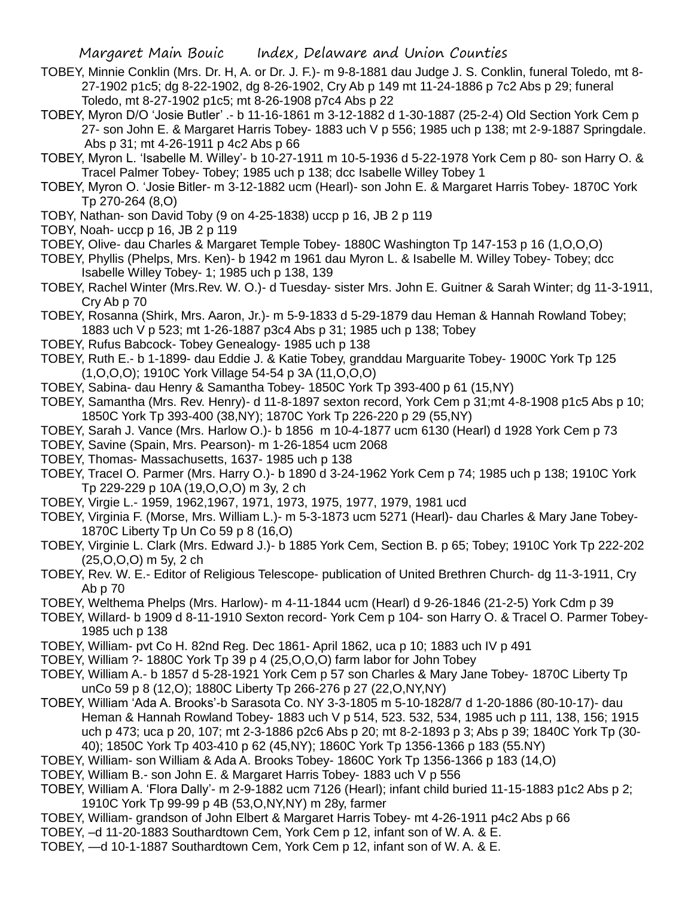TOBEY, Minnie Conklin (Mrs. Dr. H, A. or Dr. J. F.)- m 9-8-1881 dau Judge J. S. Conklin, funeral Toledo, mt 8-27-1902 p1c5; dg 8-22-1902, dg 8-26-1902, Cry Ab p 149 mt 11-24-1886 p 7c2 Abs p 29; funeral Toledo, mt 8-27-1902 p1c5; mt 8-26-1908 p7c4 Abs p 22

TOBEY, Myron D/O 'Josie Butler' .- b 11-16-1861 m 3-12-1882 d 1-30-1887 (25-2-4) Old Section York Cem p 27- son John E. & Margaret Harris Tobey- 1883 uch V p 556; 1985 uch p 138; mt 2-9-1887 Springdale. Abs p 31; mt 4-26-1911 p 4c2 Abs p 66

TOBEY, Myron L. 'Isabelle M. Willey'- b 10-27-1911 m 10-5-1936 d 5-22-1978 York Cem p 80- son Harry O. & Tracel Palmer Tobey- Tobey; 1985 uch p 138; dcc Isabelle Willey Tobey 1

TOBEY, Myron O. 'Josie Bitler- m 3-12-1882 ucm (Hearl)- son John E. & Margaret Harris Tobey- 1870C York Tp 270-264 (8,O)

TOBY, Nathan- son David Toby (9 on 4-25-1838) uccp p 16, JB 2 p 119

TOBY, Noah- uccp p 16, JB 2 p 119

TOBEY, Olive- dau Charles & Margaret Temple Tobey- 1880C Washington Tp 147-153 p 16 (1,O,O,O)

TOBEY, Phyllis (Phelps, Mrs. Ken)- b 1942 m 1961 dau Myron L. & Isabelle M. Willey Tobey- Tobey; dcc Isabelle Willey Tobey- 1; 1985 uch p 138, 139

TOBEY, Rachel Winter (Mrs.Rev. W. O.)- d Tuesday- sister Mrs. John E. Guitner & Sarah Winter; dg 11-3-1911, Cry Ab p 70

TOBEY, Rosanna (Shirk, Mrs. Aaron, Jr.)- m 5-9-1833 d 5-29-1879 dau Heman & Hannah Rowland Tobey; 1883 uch V p 523; mt 1-26-1887 p3c4 Abs p 31; 1985 uch p 138; Tobey

TOBEY, Rufus Babcock- Tobey Genealogy- 1985 uch p 138

TOBEY, Ruth E.- b 1-1899- dau Eddie J. & Katie Tobey, granddau Marguarite Tobey- 1900C York Tp 125 (1,O,O,O); 1910C York Village 54-54 p 3A (11,O,O,O)

TOBEY, Sabina- dau Henry & Samantha Tobey- 1850C York Tp 393-400 p 61 (15,NY)

TOBEY, Samantha (Mrs. Rev. Henry)- d 11-8-1897 sexton record, York Cem p 31;mt 4-8-1908 p1c5 Abs p 10; 1850C York Tp 393-400 (38,NY); 1870C York Tp 226-220 p 29 (55,NY)

TOBEY, Sarah J. Vance (Mrs. Harlow O.)- b 1856 m 10-4-1877 ucm 6130 (Hearl) d 1928 York Cem p 73

TOBEY, Savine (Spain, Mrs. Pearson)- m 1-26-1854 ucm 2068

TOBEY, Thomas- Massachusetts, 1637- 1985 uch p 138

TOBEY, Tracel O. Parmer (Mrs. Harry O.)- b 1890 d 3-24-1962 York Cem p 74; 1985 uch p 138; 1910C York Tp 229-229 p 10A (19,O,O,O) m 3y, 2 ch

TOBEY, Virgie L.- 1959, 1962,1967, 1971, 1973, 1975, 1977, 1979, 1981 ucd

TOBEY, Virginia F. (Morse, Mrs. William L.)- m 5-3-1873 ucm 5271 (Hearl)- dau Charles & Mary Jane Tobey- 1870C Liberty Tp Un Co 59 p 8 (16,O)

TOBEY, Virginie L. Clark (Mrs. Edward J.)- b 1885 York Cem, Section B. p 65; Tobey; 1910C York Tp 222-202 (25,O,O,O) m 5y, 2 ch

TOBEY, Rev. W. E.- Editor of Religious Telescope- publication of United Brethren Church- dg 11-3-1911, Cry Ab p 70

TOBEY, Welthema Phelps (Mrs. Harlow)- m 4-11-1844 ucm (Hearl) d 9-26-1846 (21-2-5) York Cdm p 39

TOBEY, Willard- b 1909 d 8-11-1910 Sexton record- York Cem p 104- son Harry O. & Tracel O. Parmer Tobey- 1985 uch p 138

TOBEY, William- pvt Co H. 82nd Reg. Dec 1861- April 1862, uca p 10; 1883 uch IV p 491

TOBEY, William ?- 1880C York Tp 39 p 4 (25,O,O,O) farm labor for John Tobey

TOBEY, William A.- b 1857 d 5-28-1921 York Cem p 57 son Charles & Mary Jane Tobey- 1870C Liberty Tp unCo 59 p 8 (12,O); 1880C Liberty Tp 266-276 p 27 (22,O,NY,NY)

TOBEY, William 'Ada A. Brooks'-b Sarasota Co. NY 3-3-1805 m 5-10-1828/7 d 1-20-1886 (80-10-17)- dau Heman & Hannah Rowland Tobey- 1883 uch V p 514, 523. 532, 534, 1985 uch p 111, 138, 156; 1915 uch p 473; uca p 20, 107; mt 2-3-1886 p2c6 Abs p 20; mt 8-2-1893 p 3; Abs p 39; 1840C York Tp (30-40); 1850C York Tp 403-410 p 62 (45,NY); 1860C York Tp 1356-1366 p 183 (55.NY)

TOBEY, William- son William & Ada A. Brooks Tobey- 1860C York Tp 1356-1366 p 183 (14,O)

TOBEY, William B.- son John E. & Margaret Harris Tobey- 1883 uch V p 556

TOBEY, William A. 'Flora Dally'- m 2-9-1882 ucm 7126 (Hearl); infant child buried 11-15-1883 p1c2 Abs p 2; 1910C York Tp 99-99 p 4B (53,O,NY,NY) m 28y, farmer

TOBEY, William- grandson of John Elbert & Margaret Harris Tobey- mt 4-26-1911 p4c2 Abs p 66

TOBEY, –d 11-20-1883 Southardtown Cem, York Cem p 12, infant son of W. A. & E.

TOBEY, —d 10-1-1887 Southardtown Cem, York Cem p 12, infant son of W. A. & E.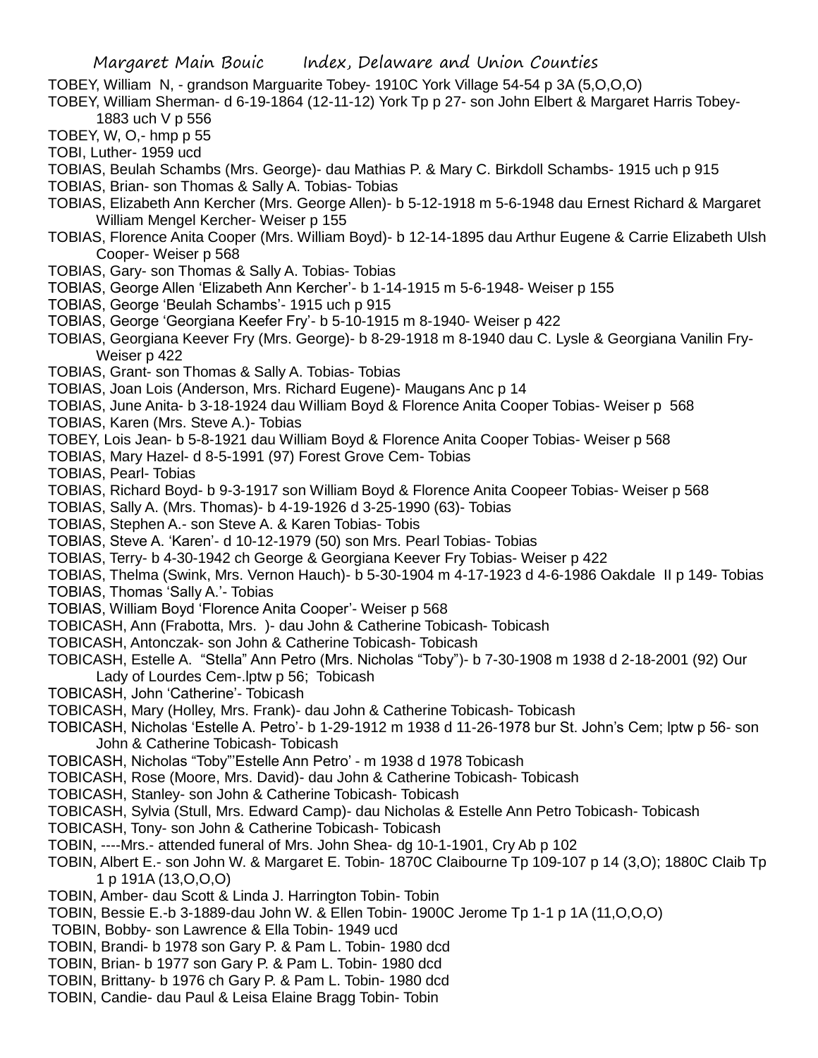TOBEY, William N, - grandson Marguarite Tobey- 1910C York Village 54-54 p 3A (5,O,O,O)

TOBEY, William Sherman- d 6-19-1864 (12-11-12) York Tp p 27- son John Elbert & Margaret Harris Tobey- 1883 uch V p 556

TOBEY, W, O,- hmp p 55

TOBI, Luther- 1959 ucd

TOBIAS, Beulah Schambs (Mrs. George)- dau Mathias P. & Mary C. Birkdoll Schambs- 1915 uch p 915

TOBIAS, Brian- son Thomas & Sally A. Tobias- Tobias

TOBIAS, Elizabeth Ann Kercher (Mrs. George Allen)- b 5-12-1918 m 5-6-1948 dau Ernest Richard & Margaret William Mengel Kercher- Weiser p 155

TOBIAS, Florence Anita Cooper (Mrs. William Boyd)- b 12-14-1895 dau Arthur Eugene & Carrie Elizabeth Ulsh Cooper- Weiser p 568

TOBIAS, Gary- son Thomas & Sally A. Tobias- Tobias

TOBIAS, George Allen 'Elizabeth Ann Kercher'- b 1-14-1915 m 5-6-1948- Weiser p 155

TOBIAS, George 'Beulah Schambs'- 1915 uch p 915

TOBIAS, George 'Georgiana Keefer Fry'- b 5-10-1915 m 8-1940- Weiser p 422

TOBIAS, Georgiana Keever Fry (Mrs. George)- b 8-29-1918 m 8-1940 dau C. Lysle & Georgiana Vanilin Fry- Weiser p 422

TOBIAS, Grant- son Thomas & Sally A. Tobias- Tobias

TOBIAS, Joan Lois (Anderson, Mrs. Richard Eugene)- Maugans Anc p 14

TOBIAS, June Anita- b 3-18-1924 dau William Boyd & Florence Anita Cooper Tobias- Weiser p 568

TOBIAS, Karen (Mrs. Steve A.)- Tobias

TOBEY, Lois Jean- b 5-8-1921 dau William Boyd & Florence Anita Cooper Tobias- Weiser p 568

TOBIAS, Mary Hazel- d 8-5-1991 (97) Forest Grove Cem- Tobias

TOBIAS, Pearl- Tobias

TOBIAS, Richard Boyd- b 9-3-1917 son William Boyd & Florence Anita Coopeer Tobias- Weiser p 568

TOBIAS, Sally A. (Mrs. Thomas)- b 4-19-1926 d 3-25-1990 (63)- Tobias

TOBIAS, Stephen A.- son Steve A. & Karen Tobias- Tobis

TOBIAS, Steve A. 'Karen'- d 10-12-1979 (50) son Mrs. Pearl Tobias- Tobias

TOBIAS, Terry- b 4-30-1942 ch George & Georgiana Keever Fry Tobias- Weiser p 422

TOBIAS, Thelma (Swink, Mrs. Vernon Hauch)- b 5-30-1904 m 4-17-1923 d 4-6-1986 Oakdale II p 149- Tobias

TOBIAS, Thomas 'Sally A.'- Tobias

TOBIAS, William Boyd 'Florence Anita Cooper'- Weiser p 568

TOBICASH, Ann (Frabotta, Mrs. )- dau John & Catherine Tobicash- Tobicash

TOBICASH, Antonczak- son John & Catherine Tobicash- Tobicash

TOBICASH, Estelle A. "Stella" Ann Petro (Mrs. Nicholas "Toby")- b 7-30-1908 m 1938 d 2-18-2001 (92) Our Lady of Lourdes Cem-.lptw p 56; Tobicash

TOBICASH, John 'Catherine'- Tobicash

TOBICASH, Mary (Holley, Mrs. Frank)- dau John & Catherine Tobicash- Tobicash

TOBICASH, Nicholas 'Estelle A. Petro'- b 1-29-1912 m 1938 d 11-26-1978 bur St. John's Cem; lptw p 56- son John & Catherine Tobicash- Tobicash

TOBICASH, Nicholas "Toby"'Estelle Ann Petro' - m 1938 d 1978 Tobicash

TOBICASH, Rose (Moore, Mrs. David)- dau John & Catherine Tobicash- Tobicash

TOBICASH, Stanley- son John & Catherine Tobicash- Tobicash

TOBICASH, Sylvia (Stull, Mrs. Edward Camp)- dau Nicholas & Estelle Ann Petro Tobicash- Tobicash

TOBICASH, Tony- son John & Catherine Tobicash- Tobicash

TOBIN, ----Mrs.- attended funeral of Mrs. John Shea- dg 10-1-1901, Cry Ab p 102

TOBIN, Albert E.- son John W. & Margaret E. Tobin- 1870C Claibourne Tp 109-107 p 14 (3,O); 1880C Claib Tp 1 p 191A (13,O,O,O)

TOBIN, Amber- dau Scott & Linda J. Harrington Tobin- Tobin

TOBIN, Bessie E.-b 3-1889-dau John W. & Ellen Tobin- 1900C Jerome Tp 1-1 p 1A (11,O,O,O)

TOBIN, Bobby- son Lawrence & Ella Tobin- 1949 ucd

TOBIN, Brandi- b 1978 son Gary P. & Pam L. Tobin- 1980 dcd

TOBIN, Brian- b 1977 son Gary P. & Pam L. Tobin- 1980 dcd

TOBIN, Brittany- b 1976 ch Gary P. & Pam L. Tobin- 1980 dcd

TOBIN, Candie- dau Paul & Leisa Elaine Bragg Tobin- Tobin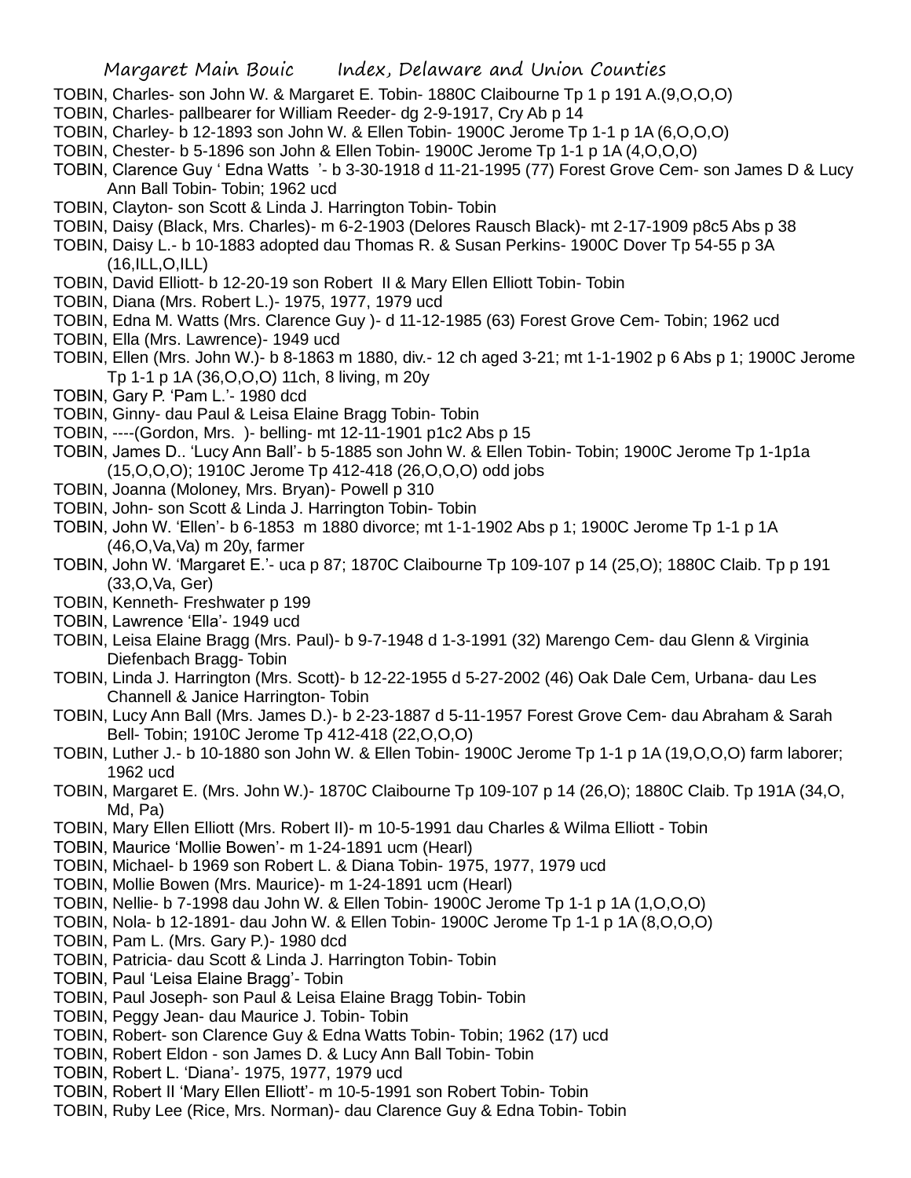TOBIN, Charles- son John W. & Margaret E. Tobin- 1880C Claibourne Tp 1 p 191 A.(9,O,O,O)
TOBIN, Charles- pallbearer for William Reeder- dg 2-9-1917, Cry Ab p 14
TOBIN, Charley- b 12-1893 son John W. & Ellen Tobin- 1900C Jerome Tp 1-1 p 1A (6,O,O,O)
TOBIN, Chester- b 5-1896 son John & Ellen Tobin- 1900C Jerome Tp 1-1 p 1A (4,O,O,O)
TOBIN, Clarence Guy ' Edna Watts '- b 3-30-1918 d 11-21-1995 (77) Forest Grove Cem- son James D & Lucy Ann Ball Tobin- Tobin; 1962 ucd
TOBIN, Clayton- son Scott & Linda J. Harrington Tobin- Tobin
TOBIN, Daisy (Black, Mrs. Charles)- m 6-2-1903 (Delores Rausch Black)- mt 2-17-1909 p8c5 Abs p 38
TOBIN, Daisy L.- b 10-1883 adopted dau Thomas R. & Susan Perkins- 1900C Dover Tp 54-55 p 3A (16,ILL,O,ILL)
TOBIN, David Elliott- b 12-20-19 son Robert II & Mary Ellen Elliott Tobin- Tobin
TOBIN, Diana (Mrs. Robert L.)- 1975, 1977, 1979 ucd
TOBIN, Edna M. Watts (Mrs. Clarence Guy )- d 11-12-1985 (63) Forest Grove Cem- Tobin; 1962 ucd
TOBIN, Ella (Mrs. Lawrence)- 1949 ucd
TOBIN, Ellen (Mrs. John W.)- b 8-1863 m 1880, div.- 12 ch aged 3-21; mt 1-1-1902 p 6 Abs p 1; 1900C Jerome Tp 1-1 p 1A (36,O,O,O) 11ch, 8 living, m 20y
TOBIN, Gary P. 'Pam L.'- 1980 dcd
TOBIN, Ginny- dau Paul & Leisa Elaine Bragg Tobin- Tobin
TOBIN, ----(Gordon, Mrs. )- belling- mt 12-11-1901 p1c2 Abs p 15
TOBIN, James D.. 'Lucy Ann Ball'- b 5-1885 son John W. & Ellen Tobin- Tobin; 1900C Jerome Tp 1-1p1a (15,O,O,O); 1910C Jerome Tp 412-418 (26,O,O,O) odd jobs
TOBIN, Joanna (Moloney, Mrs. Bryan)- Powell p 310
TOBIN, John- son Scott & Linda J. Harrington Tobin- Tobin
TOBIN, John W. 'Ellen'- b 6-1853 m 1880 divorce; mt 1-1-1902 Abs p 1; 1900C Jerome Tp 1-1 p 1A (46,O,Va,Va) m 20y, farmer
TOBIN, John W. 'Margaret E.'- uca p 87; 1870C Claibourne Tp 109-107 p 14 (25,O); 1880C Claib. Tp p 191 (33,O,Va, Ger)
TOBIN, Kenneth- Freshwater p 199
TOBIN, Lawrence 'Ella'- 1949 ucd
TOBIN, Leisa Elaine Bragg (Mrs. Paul)- b 9-7-1948 d 1-3-1991 (32) Marengo Cem- dau Glenn & Virginia Diefenbach Bragg- Tobin
TOBIN, Linda J. Harrington (Mrs. Scott)- b 12-22-1955 d 5-27-2002 (46) Oak Dale Cem, Urbana- dau Les Channell & Janice Harrington- Tobin
TOBIN, Lucy Ann Ball (Mrs. James D.)- b 2-23-1887 d 5-11-1957 Forest Grove Cem- dau Abraham & Sarah Bell- Tobin; 1910C Jerome Tp 412-418 (22,O,O,O)
TOBIN, Luther J.- b 10-1880 son John W. & Ellen Tobin- 1900C Jerome Tp 1-1 p 1A (19,O,O,O) farm laborer; 1962 ucd
TOBIN, Margaret E. (Mrs. John W.)- 1870C Claibourne Tp 109-107 p 14 (26,O); 1880C Claib. Tp 191A (34,O, Md, Pa)
TOBIN, Mary Ellen Elliott (Mrs. Robert II)- m 10-5-1991 dau Charles & Wilma Elliott - Tobin
TOBIN, Maurice 'Mollie Bowen'- m 1-24-1891 ucm (Hearl)
TOBIN, Michael- b 1969 son Robert L. & Diana Tobin- 1975, 1977, 1979 ucd
TOBIN, Mollie Bowen (Mrs. Maurice)- m 1-24-1891 ucm (Hearl)
TOBIN, Nellie- b 7-1998 dau John W. & Ellen Tobin- 1900C Jerome Tp 1-1 p 1A (1,O,O,O)
TOBIN, Nola- b 12-1891- dau John W. & Ellen Tobin- 1900C Jerome Tp 1-1 p 1A (8,O,O,O)
TOBIN, Pam L. (Mrs. Gary P.)- 1980 dcd
TOBIN, Patricia- dau Scott & Linda J. Harrington Tobin- Tobin
TOBIN, Paul 'Leisa Elaine Bragg'- Tobin
TOBIN, Paul Joseph- son Paul & Leisa Elaine Bragg Tobin- Tobin
TOBIN, Peggy Jean- dau Maurice J. Tobin- Tobin
TOBIN, Robert- son Clarence Guy & Edna Watts Tobin- Tobin; 1962 (17) ucd
TOBIN, Robert Eldon - son James D. & Lucy Ann Ball Tobin- Tobin
TOBIN, Robert L. 'Diana'- 1975, 1977, 1979 ucd
TOBIN, Robert II 'Mary Ellen Elliott'- m 10-5-1991 son Robert Tobin- Tobin
TOBIN, Ruby Lee (Rice, Mrs. Norman)- dau Clarence Guy & Edna Tobin- Tobin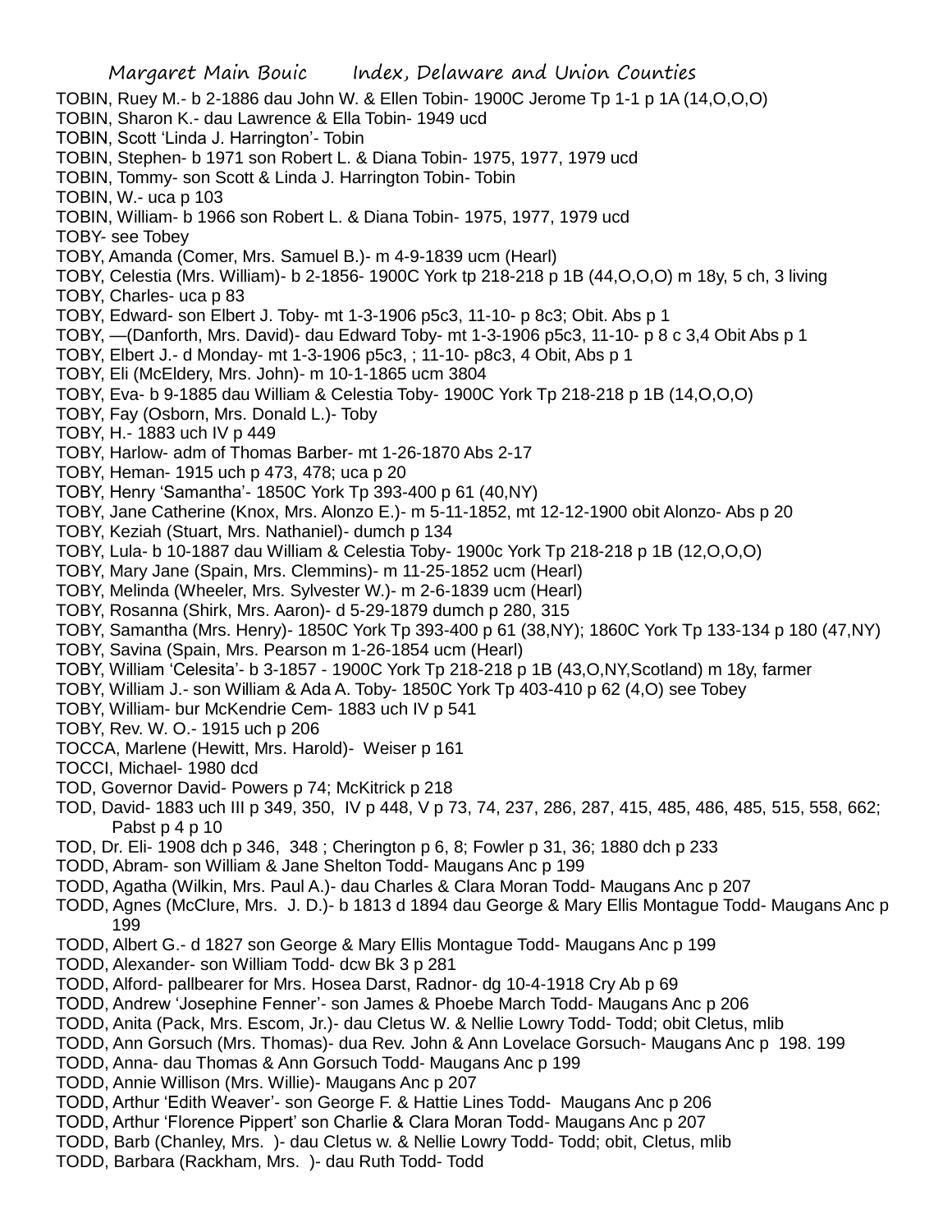TOBIN, Ruey M.- b 2-1886 dau John W. & Ellen Tobin- 1900C Jerome Tp 1-1 p 1A (14,O,O,O)
TOBIN, Sharon K.- dau Lawrence & Ella Tobin- 1949 ucd
TOBIN, Scott 'Linda J. Harrington'- Tobin
TOBIN, Stephen- b 1971 son Robert L. & Diana Tobin- 1975, 1977, 1979 ucd
TOBIN, Tommy- son Scott & Linda J. Harrington Tobin- Tobin
TOBIN, W.- uca p 103
TOBIN, William- b 1966 son Robert L. & Diana Tobin- 1975, 1977, 1979 ucd
TOBY- see Tobey
TOBY, Amanda (Comer, Mrs. Samuel B.)- m 4-9-1839 ucm (Hearl)
TOBY, Celestia (Mrs. William)- b 2-1856- 1900C York tp 218-218 p 1B (44,O,O,O) m 18y, 5 ch, 3 living
TOBY, Charles- uca p 83
TOBY, Edward- son Elbert J. Toby- mt 1-3-1906 p5c3, 11-10- p 8c3; Obit. Abs p 1
TOBY, —(Danforth, Mrs. David)- dau Edward Toby- mt 1-3-1906 p5c3, 11-10- p 8 c 3,4 Obit Abs p 1
TOBY, Elbert J.- d Monday- mt 1-3-1906 p5c3, ; 11-10- p8c3, 4 Obit, Abs p 1
TOBY, Eli (McEldery, Mrs. John)- m 10-1-1865 ucm 3804
TOBY, Eva- b 9-1885 dau William & Celestia Toby- 1900C York Tp 218-218 p 1B (14,O,O,O)
TOBY, Fay (Osborn, Mrs. Donald L.)- Toby
TOBY, H.- 1883 uch IV p 449
TOBY, Harlow- adm of Thomas Barber- mt 1-26-1870 Abs 2-17
TOBY, Heman- 1915 uch p 473, 478; uca p 20
TOBY, Henry 'Samantha'- 1850C York Tp 393-400 p 61 (40,NY)
TOBY, Jane Catherine (Knox, Mrs. Alonzo E.)- m 5-11-1852, mt 12-12-1900 obit Alonzo- Abs p 20
TOBY, Keziah (Stuart, Mrs. Nathaniel)- dumch p 134
TOBY, Lula- b 10-1887 dau William & Celestia Toby- 1900c York Tp 218-218 p 1B (12,O,O,O)
TOBY, Mary Jane (Spain, Mrs. Clemmins)- m 11-25-1852 ucm (Hearl)
TOBY, Melinda (Wheeler, Mrs. Sylvester W.)- m 2-6-1839 ucm (Hearl)
TOBY, Rosanna (Shirk, Mrs. Aaron)- d 5-29-1879 dumch p 280, 315
TOBY, Samantha (Mrs. Henry)- 1850C York Tp 393-400 p 61 (38,NY); 1860C York Tp 133-134 p 180 (47,NY)
TOBY, Savina (Spain, Mrs. Pearson m 1-26-1854 ucm (Hearl)
TOBY, William 'Celesita'- b 3-1857 - 1900C York Tp 218-218 p 1B (43,O,NY,Scotland) m 18y, farmer
TOBY, William J.- son William & Ada A. Toby- 1850C York Tp 403-410 p 62 (4,O) see Tobey
TOBY, William- bur McKendrie Cem- 1883 uch IV p 541
TOBY, Rev. W. O.- 1915 uch p 206
TOCCA, Marlene (Hewitt, Mrs. Harold)- Weiser p 161
TOCCI, Michael- 1980 dcd
TOD, Governor David- Powers p 74; McKitrick p 218
TOD, David- 1883 uch III p 349, 350, IV p 448, V p 73, 74, 237, 286, 287, 415, 485, 486, 485, 515, 558, 662; Pabst p 4 p 10
TOD, Dr. Eli- 1908 dch p 346, 348 ; Cherington p 6, 8; Fowler p 31, 36; 1880 dch p 233
TODD, Abram- son William & Jane Shelton Todd- Maugans Anc p 199
TODD, Agatha (Wilkin, Mrs. Paul A.)- dau Charles & Clara Moran Todd- Maugans Anc p 207
TODD, Agnes (McClure, Mrs. J. D.)- b 1813 d 1894 dau George & Mary Ellis Montague Todd- Maugans Anc p 199
TODD, Albert G.- d 1827 son George & Mary Ellis Montague Todd- Maugans Anc p 199
TODD, Alexander- son William Todd- dcw Bk 3 p 281
TODD, Alford- pallbearer for Mrs. Hosea Darst, Radnor- dg 10-4-1918 Cry Ab p 69
TODD, Andrew 'Josephine Fenner'- son James & Phoebe March Todd- Maugans Anc p 206
TODD, Anita (Pack, Mrs. Escom, Jr.)- dau Cletus W. & Nellie Lowry Todd- Todd; obit Cletus, mlib
TODD, Ann Gorsuch (Mrs. Thomas)- dua Rev. John & Ann Lovelace Gorsuch- Maugans Anc p 198. 199
TODD, Anna- dau Thomas & Ann Gorsuch Todd- Maugans Anc p 199
TODD, Annie Willison (Mrs. Willie)- Maugans Anc p 207
TODD, Arthur 'Edith Weaver'- son George F. & Hattie Lines Todd- Maugans Anc p 206
TODD, Arthur 'Florence Pippert' son Charlie & Clara Moran Todd- Maugans Anc p 207
TODD, Barb (Chanley, Mrs. )- dau Cletus w. & Nellie Lowry Todd- Todd; obit, Cletus, mlib
TODD, Barbara (Rackham, Mrs. )- dau Ruth Todd- Todd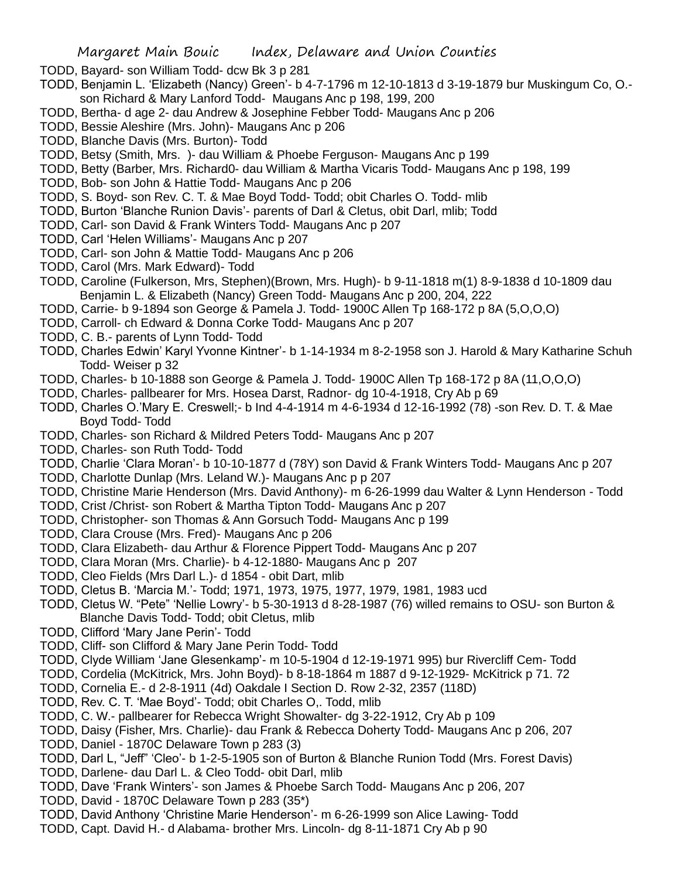TODD, Bayard- son William Todd- dcw Bk 3 p 281
TODD, Benjamin L. 'Elizabeth (Nancy) Green'- b 4-7-1796 m 12-10-1813 d 3-19-1879 bur Muskingum Co, O.- son Richard & Mary Lanford Todd- Maugans Anc p 198, 199, 200
TODD, Bertha- d age 2- dau Andrew & Josephine Febber Todd- Maugans Anc p 206
TODD, Bessie Aleshire (Mrs. John)- Maugans Anc p 206
TODD, Blanche Davis (Mrs. Burton)- Todd
TODD, Betsy (Smith, Mrs. )- dau William & Phoebe Ferguson- Maugans Anc p 199
TODD, Betty (Barber, Mrs. Richard0- dau William & Martha Vicaris Todd- Maugans Anc p 198, 199
TODD, Bob- son John & Hattie Todd- Maugans Anc p 206
TODD, S. Boyd- son Rev. C. T. & Mae Boyd Todd- Todd; obit Charles O. Todd- mlib
TODD, Burton 'Blanche Runion Davis'- parents of Darl & Cletus, obit Darl, mlib; Todd
TODD, Carl- son David & Frank Winters Todd- Maugans Anc p 207
TODD, Carl 'Helen Williams'- Maugans Anc p 207
TODD, Carl- son John & Mattie Todd- Maugans Anc p 206
TODD, Carol (Mrs. Mark Edward)- Todd
TODD, Caroline (Fulkerson, Mrs, Stephen)(Brown, Mrs. Hugh)- b 9-11-1818 m(1) 8-9-1838 d 10-1809 dau Benjamin L. & Elizabeth (Nancy) Green Todd- Maugans Anc p 200, 204, 222
TODD, Carrie- b 9-1894 son George & Pamela J. Todd- 1900C Allen Tp 168-172 p 8A (5,O,O,O)
TODD, Carroll- ch Edward & Donna Corke Todd- Maugans Anc p 207
TODD, C. B.- parents of Lynn Todd- Todd
TODD, Charles Edwin' Karyl Yvonne Kintner'- b 1-14-1934 m 8-2-1958 son J. Harold & Mary Katharine Schuh Todd- Weiser p 32
TODD, Charles- b 10-1888 son George & Pamela J. Todd- 1900C Allen Tp 168-172 p 8A (11,O,O,O)
TODD, Charles- pallbearer for Mrs. Hosea Darst, Radnor- dg 10-4-1918, Cry Ab p 69
TODD, Charles O.'Mary E. Creswell;- b Ind 4-4-1914 m 4-6-1934 d 12-16-1992 (78) -son Rev. D. T. & Mae Boyd Todd- Todd
TODD, Charles- son Richard & Mildred Peters Todd- Maugans Anc p 207
TODD, Charles- son Ruth Todd- Todd
TODD, Charlie 'Clara Moran'- b 10-10-1877 d (78Y) son David & Frank Winters Todd- Maugans Anc p 207
TODD, Charlotte Dunlap (Mrs. Leland W.)- Maugans Anc p p 207
TODD, Christine Marie Henderson (Mrs. David Anthony)- m 6-26-1999 dau Walter & Lynn Henderson - Todd
TODD, Crist /Christ- son Robert & Martha Tipton Todd- Maugans Anc p 207
TODD, Christopher- son Thomas & Ann Gorsuch Todd- Maugans Anc p 199
TODD, Clara Crouse (Mrs. Fred)- Maugans Anc p 206
TODD, Clara Elizabeth- dau Arthur & Florence Pippert Todd- Maugans Anc p 207
TODD, Clara Moran (Mrs. Charlie)- b 4-12-1880- Maugans Anc p 207
TODD, Cleo Fields (Mrs Darl L.)- d 1854 - obit Dart, mlib
TODD, Cletus B. 'Marcia M.'- Todd; 1971, 1973, 1975, 1977, 1979, 1981, 1983 ucd
TODD, Cletus W. "Pete" 'Nellie Lowry'- b 5-30-1913 d 8-28-1987 (76) willed remains to OSU- son Burton & Blanche Davis Todd- Todd; obit Cletus, mlib
TODD, Clifford 'Mary Jane Perin'- Todd
TODD, Cliff- son Clifford & Mary Jane Perin Todd- Todd
TODD, Clyde William 'Jane Glesenkamp'- m 10-5-1904 d 12-19-1971 995) bur Rivercliff Cem- Todd
TODD, Cordelia (McKitrick, Mrs. John Boyd)- b 8-18-1864 m 1887 d 9-12-1929- McKitrick p 71. 72
TODD, Cornelia E.- d 2-8-1911 (4d) Oakdale I Section D. Row 2-32, 2357 (118D)
TODD, Rev. C. T. 'Mae Boyd'- Todd; obit Charles O,. Todd, mlib
TODD, C. W.- pallbearer for Rebecca Wright Showalter- dg 3-22-1912, Cry Ab p 109
TODD, Daisy (Fisher, Mrs. Charlie)- dau Frank & Rebecca Doherty Todd- Maugans Anc p 206, 207
TODD, Daniel - 1870C Delaware Town p 283 (3)
TODD, Darl L, "Jeff" 'Cleo'- b 1-2-5-1905 son of Burton & Blanche Runion Todd (Mrs. Forest Davis)
TODD, Darlene- dau Darl L. & Cleo Todd- obit Darl, mlib
TODD, Dave 'Frank Winters'- son James & Phoebe Sarch Todd- Maugans Anc p 206, 207
TODD, David - 1870C Delaware Town p 283 (35*)
TODD, David Anthony 'Christine Marie Henderson'- m 6-26-1999 son Alice Lawing- Todd
TODD, Capt. David H.- d Alabama- brother Mrs. Lincoln- dg 8-11-1871 Cry Ab p 90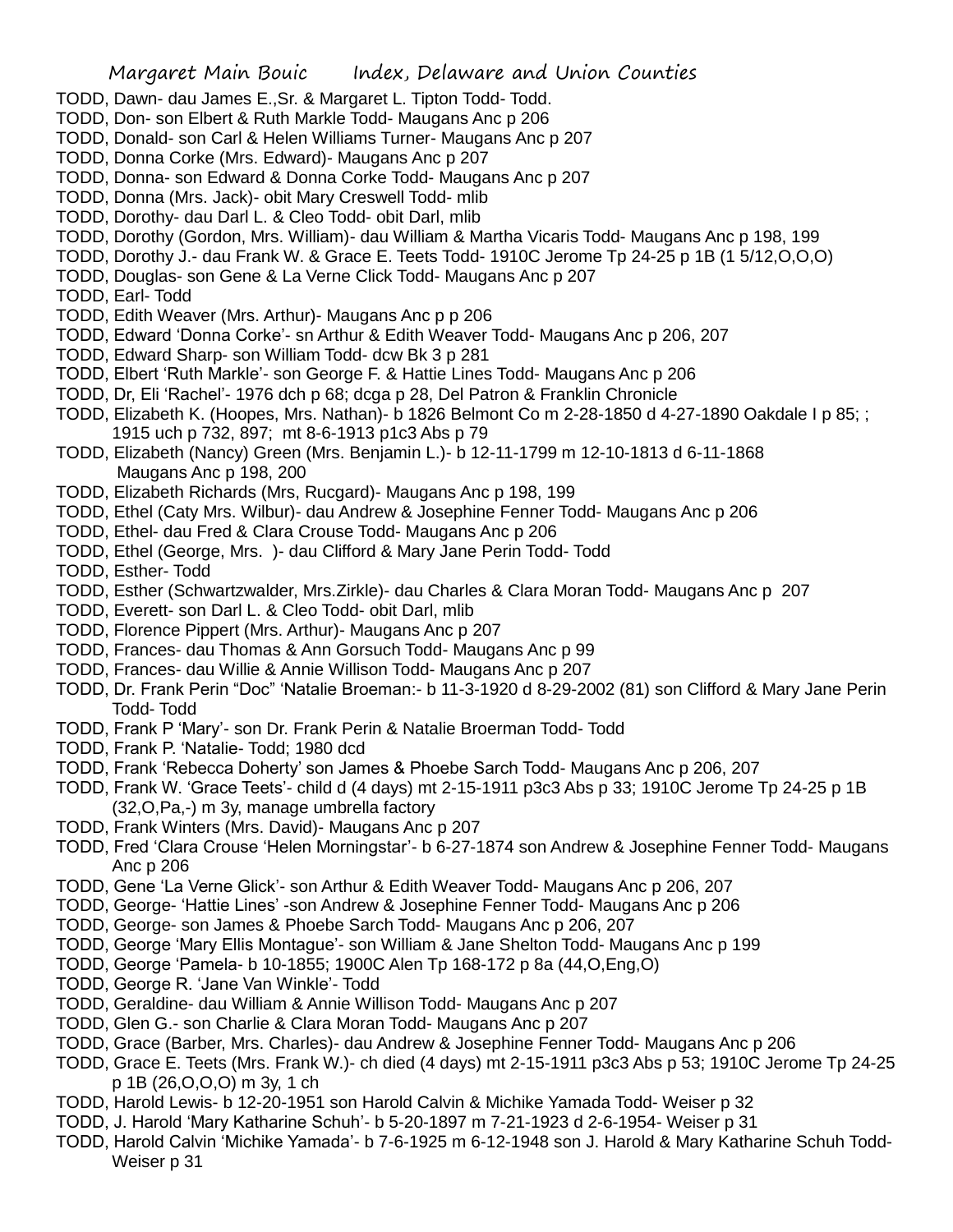TODD, Dawn- dau James E.,Sr. & Margaret L. Tipton Todd- Todd.
TODD, Don- son Elbert & Ruth Markle Todd- Maugans Anc p 206
TODD, Donald- son Carl & Helen Williams Turner- Maugans Anc p 207
TODD, Donna Corke (Mrs. Edward)- Maugans Anc p 207
TODD, Donna- son Edward & Donna Corke Todd- Maugans Anc p 207
TODD, Donna (Mrs. Jack)- obit Mary Creswell Todd- mlib
TODD, Dorothy- dau Darl L. & Cleo Todd- obit Darl, mlib
TODD, Dorothy (Gordon, Mrs. William)- dau William & Martha Vicaris Todd- Maugans Anc p 198, 199
TODD, Dorothy J.- dau Frank W. & Grace E. Teets Todd- 1910C Jerome Tp 24-25 p 1B (1 5/12,O,O,O)
TODD, Douglas- son Gene & La Verne Click Todd- Maugans Anc p 207
TODD, Earl- Todd
TODD, Edith Weaver (Mrs. Arthur)- Maugans Anc p p 206
TODD, Edward 'Donna Corke'- sn Arthur & Edith Weaver Todd- Maugans Anc p 206, 207
TODD, Edward Sharp- son William Todd- dcw Bk 3 p 281
TODD, Elbert 'Ruth Markle'- son George F. & Hattie Lines Todd- Maugans Anc p 206
TODD, Dr, Eli 'Rachel'- 1976 dch p 68; dcga p 28, Del Patron & Franklin Chronicle
TODD, Elizabeth K. (Hoopes, Mrs. Nathan)- b 1826 Belmont Co m 2-28-1850 d 4-27-1890 Oakdale I p 85; ; 1915 uch p 732, 897; mt 8-6-1913 p1c3 Abs p 79
TODD, Elizabeth (Nancy) Green (Mrs. Benjamin L.)- b 12-11-1799 m 12-10-1813 d 6-11-1868 Maugans Anc p 198, 200
TODD, Elizabeth Richards (Mrs, Rucgard)- Maugans Anc p 198, 199
TODD, Ethel (Caty Mrs. Wilbur)- dau Andrew & Josephine Fenner Todd- Maugans Anc p 206
TODD, Ethel- dau Fred & Clara Crouse Todd- Maugans Anc p 206
TODD, Ethel (George, Mrs. )- dau Clifford & Mary Jane Perin Todd- Todd
TODD, Esther- Todd
TODD, Esther (Schwartzwalder, Mrs.Zirkle)- dau Charles & Clara Moran Todd- Maugans Anc p 207
TODD, Everett- son Darl L. & Cleo Todd- obit Darl, mlib
TODD, Florence Pippert (Mrs. Arthur)- Maugans Anc p 207
TODD, Frances- dau Thomas & Ann Gorsuch Todd- Maugans Anc p 99
TODD, Frances- dau Willie & Annie Willison Todd- Maugans Anc p 207
TODD, Dr. Frank Perin "Doc" 'Natalie Broeman:- b 11-3-1920 d 8-29-2002 (81) son Clifford & Mary Jane Perin Todd- Todd
TODD, Frank P 'Mary'- son Dr. Frank Perin & Natalie Broerman Todd- Todd
TODD, Frank P. 'Natalie- Todd; 1980 dcd
TODD, Frank 'Rebecca Doherty' son James & Phoebe Sarch Todd- Maugans Anc p 206, 207
TODD, Frank W. 'Grace Teets'- child d (4 days) mt 2-15-1911 p3c3 Abs p 33; 1910C Jerome Tp 24-25 p 1B (32,O,Pa,-) m 3y, manage umbrella factory
TODD, Frank Winters (Mrs. David)- Maugans Anc p 207
TODD, Fred 'Clara Crouse 'Helen Morningstar'- b 6-27-1874 son Andrew & Josephine Fenner Todd- Maugans Anc p 206
TODD, Gene 'La Verne Glick'- son Arthur & Edith Weaver Todd- Maugans Anc p 206, 207
TODD, George- 'Hattie Lines' -son Andrew & Josephine Fenner Todd- Maugans Anc p 206
TODD, George- son James & Phoebe Sarch Todd- Maugans Anc p 206, 207
TODD, George 'Mary Ellis Montague'- son William & Jane Shelton Todd- Maugans Anc p 199
TODD, George 'Pamela- b 10-1855; 1900C Alen Tp 168-172 p 8a (44,O,Eng,O)
TODD, George R. 'Jane Van Winkle'- Todd
TODD, Geraldine- dau William & Annie Willison Todd- Maugans Anc p 207
TODD, Glen G.- son Charlie & Clara Moran Todd- Maugans Anc p 207
TODD, Grace (Barber, Mrs. Charles)- dau Andrew & Josephine Fenner Todd- Maugans Anc p 206
TODD, Grace E. Teets (Mrs. Frank W.)- ch died (4 days) mt 2-15-1911 p3c3 Abs p 53; 1910C Jerome Tp 24-25 p 1B (26,O,O,O) m 3y, 1 ch
TODD, Harold Lewis- b 12-20-1951 son Harold Calvin & Michike Yamada Todd- Weiser p 32
TODD, J. Harold 'Mary Katharine Schuh'- b 5-20-1897 m 7-21-1923 d 2-6-1954- Weiser p 31
TODD, Harold Calvin 'Michike Yamada'- b 7-6-1925 m 6-12-1948 son J. Harold & Mary Katharine Schuh Todd- Weiser p 31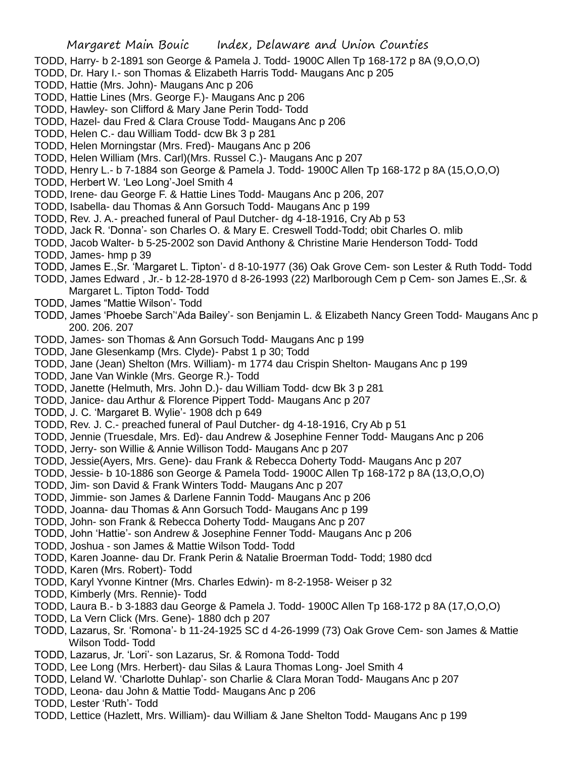TODD, Harry- b 2-1891 son George & Pamela J. Todd- 1900C Allen Tp 168-172 p 8A (9,O,O,O)
TODD, Dr. Hary I.- son Thomas & Elizabeth Harris Todd- Maugans Anc p 205
TODD, Hattie (Mrs. John)- Maugans Anc p 206
TODD, Hattie Lines (Mrs. George F.)- Maugans Anc p 206
TODD, Hawley- son Clifford & Mary Jane Perin Todd- Todd
TODD, Hazel- dau Fred & Clara Crouse Todd- Maugans Anc p 206
TODD, Helen C.- dau William Todd- dcw Bk 3 p 281
TODD, Helen Morningstar (Mrs. Fred)- Maugans Anc p 206
TODD, Helen William (Mrs. Carl)(Mrs. Russel C.)- Maugans Anc p 207
TODD, Henry L.- b 7-1884 son George & Pamela J. Todd- 1900C Allen Tp 168-172 p 8A (15,O,O,O)
TODD, Herbert W. 'Leo Long'-Joel Smith 4
TODD, Irene- dau George F. & Hattie Lines Todd- Maugans Anc p 206, 207
TODD, Isabella- dau Thomas & Ann Gorsuch Todd- Maugans Anc p 199
TODD, Rev. J. A.- preached funeral of Paul Dutcher- dg 4-18-1916, Cry Ab p 53
TODD, Jack R. 'Donna'- son Charles O. & Mary E. Creswell Todd-Todd; obit Charles O. mlib
TODD, Jacob Walter- b 5-25-2002 son David Anthony & Christine Marie Henderson Todd- Todd
TODD, James- hmp p 39
TODD, James E.,Sr. 'Margaret L. Tipton'- d 8-10-1977 (36) Oak Grove Cem- son Lester & Ruth Todd- Todd
TODD, James Edward , Jr.- b 12-28-1970 d 8-26-1993 (22) Marlborough Cem p Cem- son James E.,Sr. & Margaret L. Tipton Todd- Todd
TODD, James "Mattie Wilson'- Todd
TODD, James 'Phoebe Sarch''Ada Bailey'- son Benjamin L. & Elizabeth Nancy Green Todd- Maugans Anc p 200. 206. 207
TODD, James- son Thomas & Ann Gorsuch Todd- Maugans Anc p 199
TODD, Jane Glesenkamp (Mrs. Clyde)- Pabst 1 p 30; Todd
TODD, Jane (Jean) Shelton (Mrs. William)- m 1774 dau Crispin Shelton- Maugans Anc p 199
TODD, Jane Van Winkle (Mrs. George R.)- Todd
TODD, Janette (Helmuth, Mrs. John D.)- dau William Todd- dcw Bk 3 p 281
TODD, Janice- dau Arthur & Florence Pippert Todd- Maugans Anc p 207
TODD, J. C. 'Margaret B. Wylie'- 1908 dch p 649
TODD, Rev. J. C.- preached funeral of Paul Dutcher- dg 4-18-1916, Cry Ab p 51
TODD, Jennie (Truesdale, Mrs. Ed)- dau Andrew & Josephine Fenner Todd- Maugans Anc p 206
TODD, Jerry- son Willie & Annie Willison Todd- Maugans Anc p 207
TODD, Jessie(Ayers, Mrs. Gene)- dau Frank & Rebecca Doherty Todd- Maugans Anc p 207
TODD, Jessie- b 10-1886 son George & Pamela Todd- 1900C Allen Tp 168-172 p 8A (13,O,O,O)
TODD, Jim- son David & Frank Winters Todd- Maugans Anc p 207
TODD, Jimmie- son James & Darlene Fannin Todd- Maugans Anc p 206
TODD, Joanna- dau Thomas & Ann Gorsuch Todd- Maugans Anc p 199
TODD, John- son Frank & Rebecca Doherty Todd- Maugans Anc p 207
TODD, John 'Hattie'- son Andrew & Josephine Fenner Todd- Maugans Anc p 206
TODD, Joshua - son James & Mattie Wilson Todd- Todd
TODD, Karen Joanne- dau Dr. Frank Perin & Natalie Broerman Todd- Todd; 1980 dcd
TODD, Karen (Mrs. Robert)- Todd
TODD, Karyl Yvonne Kintner (Mrs. Charles Edwin)- m 8-2-1958- Weiser p 32
TODD, Kimberly (Mrs. Rennie)- Todd
TODD, Laura B.- b 3-1883 dau George & Pamela J. Todd- 1900C Allen Tp 168-172 p 8A (17,O,O,O)
TODD, La Vern Click (Mrs. Gene)- 1880 dch p 207
TODD, Lazarus, Sr. 'Romona'- b 11-24-1925 SC d 4-26-1999 (73) Oak Grove Cem- son James & Mattie Wilson Todd- Todd
TODD, Lazarus, Jr. 'Lori'- son Lazarus, Sr. & Romona Todd- Todd
TODD, Lee Long (Mrs. Herbert)- dau Silas & Laura Thomas Long- Joel Smith 4
TODD, Leland W. 'Charlotte Duhlap'- son Charlie & Clara Moran Todd- Maugans Anc p 207
TODD, Leona- dau John & Mattie Todd- Maugans Anc p 206
TODD, Lester 'Ruth'- Todd
TODD, Lettice (Hazlett, Mrs. William)- dau William & Jane Shelton Todd- Maugans Anc p 199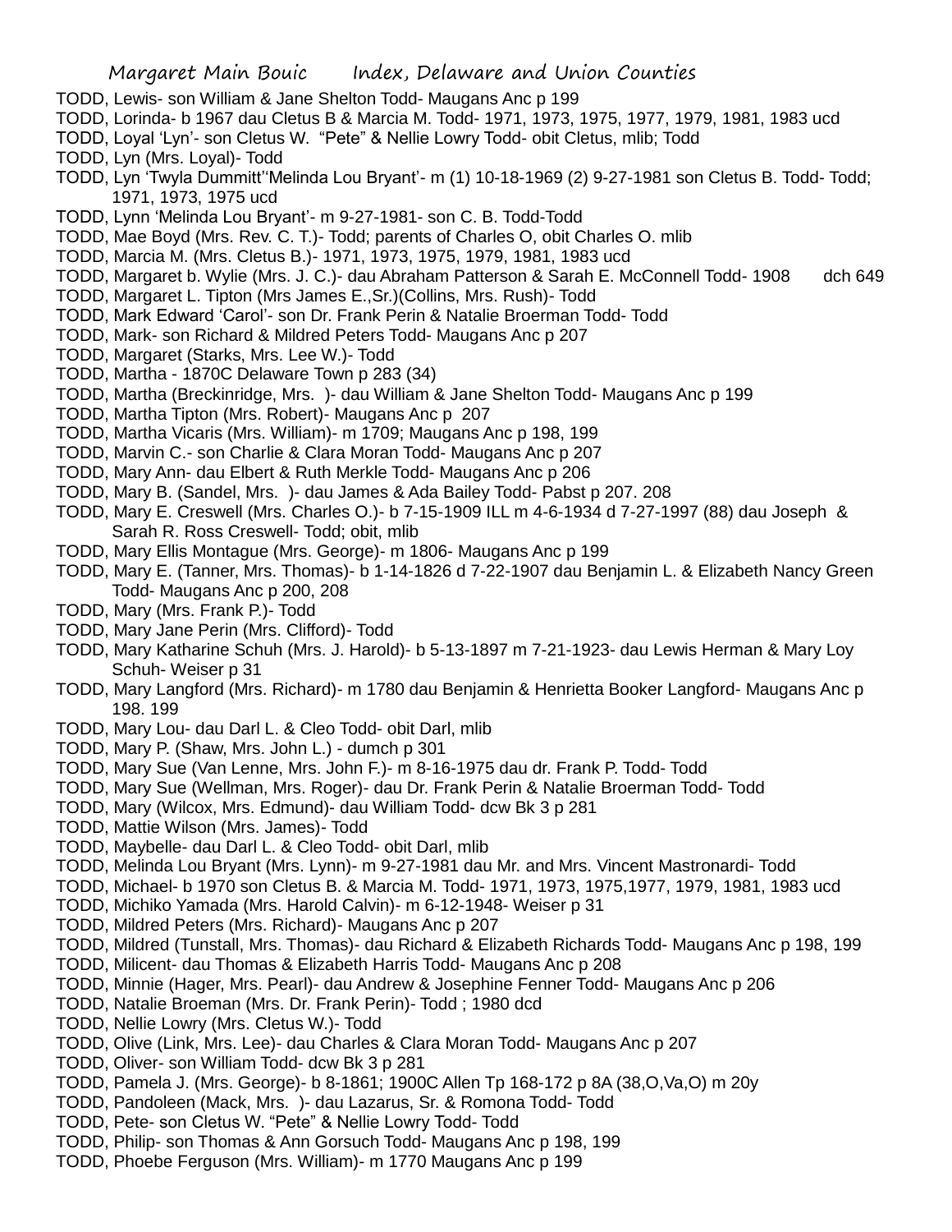TODD, Lewis- son William & Jane Shelton Todd- Maugans Anc p 199

TODD, Lorinda- b 1967 dau Cletus B & Marcia M. Todd- 1971, 1973, 1975, 1977, 1979, 1981, 1983 ucd

TODD, Loyal 'Lyn'- son Cletus W. "Pete" & Nellie Lowry Todd- obit Cletus, mlib; Todd

TODD, Lyn (Mrs. Loyal)- Todd

TODD, Lyn 'Twyla Dummitt''Melinda Lou Bryant'- m (1) 10-18-1969 (2) 9-27-1981 son Cletus B. Todd- Todd; 1971, 1973, 1975 ucd

TODD, Lynn 'Melinda Lou Bryant'- m 9-27-1981- son C. B. Todd-Todd

TODD, Mae Boyd (Mrs. Rev. C. T.)- Todd; parents of Charles O, obit Charles O. mlib

TODD, Marcia M. (Mrs. Cletus B.)- 1971, 1973, 1975, 1979, 1981, 1983 ucd

TODD, Margaret b. Wylie (Mrs. J. C.)- dau Abraham Patterson & Sarah E. McConnell Todd- 1908 dch 649

TODD, Margaret L. Tipton (Mrs James E.,Sr.)(Collins, Mrs. Rush)- Todd

TODD, Mark Edward 'Carol'- son Dr. Frank Perin & Natalie Broerman Todd- Todd

TODD, Mark- son Richard & Mildred Peters Todd- Maugans Anc p 207

TODD, Margaret (Starks, Mrs. Lee W.)- Todd

TODD, Martha - 1870C Delaware Town p 283 (34)

TODD, Martha (Breckinridge, Mrs. )- dau William & Jane Shelton Todd- Maugans Anc p 199

TODD, Martha Tipton (Mrs. Robert)- Maugans Anc p 207

TODD, Martha Vicaris (Mrs. William)- m 1709; Maugans Anc p 198, 199

TODD, Marvin C.- son Charlie & Clara Moran Todd- Maugans Anc p 207

TODD, Mary Ann- dau Elbert & Ruth Merkle Todd- Maugans Anc p 206

TODD, Mary B. (Sandel, Mrs. )- dau James & Ada Bailey Todd- Pabst p 207. 208

TODD, Mary E. Creswell (Mrs. Charles O.)- b 7-15-1909 ILL m 4-6-1934 d 7-27-1997 (88) dau Joseph & Sarah R. Ross Creswell- Todd; obit, mlib

TODD, Mary Ellis Montague (Mrs. George)- m 1806- Maugans Anc p 199

TODD, Mary E. (Tanner, Mrs. Thomas)- b 1-14-1826 d 7-22-1907 dau Benjamin L. & Elizabeth Nancy Green Todd- Maugans Anc p 200, 208

TODD, Mary (Mrs. Frank P.)- Todd

TODD, Mary Jane Perin (Mrs. Clifford)- Todd

TODD, Mary Katharine Schuh (Mrs. J. Harold)- b 5-13-1897 m 7-21-1923- dau Lewis Herman & Mary Loy Schuh- Weiser p 31

TODD, Mary Langford (Mrs. Richard)- m 1780 dau Benjamin & Henrietta Booker Langford- Maugans Anc p 198. 199

TODD, Mary Lou- dau Darl L. & Cleo Todd- obit Darl, mlib

TODD, Mary P. (Shaw, Mrs. John L.) - dumch p 301

TODD, Mary Sue (Van Lenne, Mrs. John F.)- m 8-16-1975 dau dr. Frank P. Todd- Todd

TODD, Mary Sue (Wellman, Mrs. Roger)- dau Dr. Frank Perin & Natalie Broerman Todd- Todd

TODD, Mary (Wilcox, Mrs. Edmund)- dau William Todd- dcw Bk 3 p 281

TODD, Mattie Wilson (Mrs. James)- Todd

TODD, Maybelle- dau Darl L. & Cleo Todd- obit Darl, mlib

TODD, Melinda Lou Bryant (Mrs. Lynn)- m 9-27-1981 dau Mr. and Mrs. Vincent Mastronardi- Todd

TODD, Michael- b 1970 son Cletus B. & Marcia M. Todd- 1971, 1973, 1975,1977, 1979, 1981, 1983 ucd

TODD, Michiko Yamada (Mrs. Harold Calvin)- m 6-12-1948- Weiser p 31

TODD, Mildred Peters (Mrs. Richard)- Maugans Anc p 207

TODD, Mildred (Tunstall, Mrs. Thomas)- dau Richard & Elizabeth Richards Todd- Maugans Anc p 198, 199

TODD, Milicent- dau Thomas & Elizabeth Harris Todd- Maugans Anc p 208

TODD, Minnie (Hager, Mrs. Pearl)- dau Andrew & Josephine Fenner Todd- Maugans Anc p 206

TODD, Natalie Broeman (Mrs. Dr. Frank Perin)- Todd ; 1980 dcd

TODD, Nellie Lowry (Mrs. Cletus W.)- Todd

TODD, Olive (Link, Mrs. Lee)- dau Charles & Clara Moran Todd- Maugans Anc p 207

TODD, Oliver- son William Todd- dcw Bk 3 p 281

TODD, Pamela J. (Mrs. George)- b 8-1861; 1900C Allen Tp 168-172 p 8A (38,O,Va,O) m 20y

TODD, Pandoleen (Mack, Mrs. )- dau Lazarus, Sr. & Romona Todd- Todd

TODD, Pete- son Cletus W. "Pete" & Nellie Lowry Todd- Todd

TODD, Philip- son Thomas & Ann Gorsuch Todd- Maugans Anc p 198, 199

TODD, Phoebe Ferguson (Mrs. William)- m 1770 Maugans Anc p 199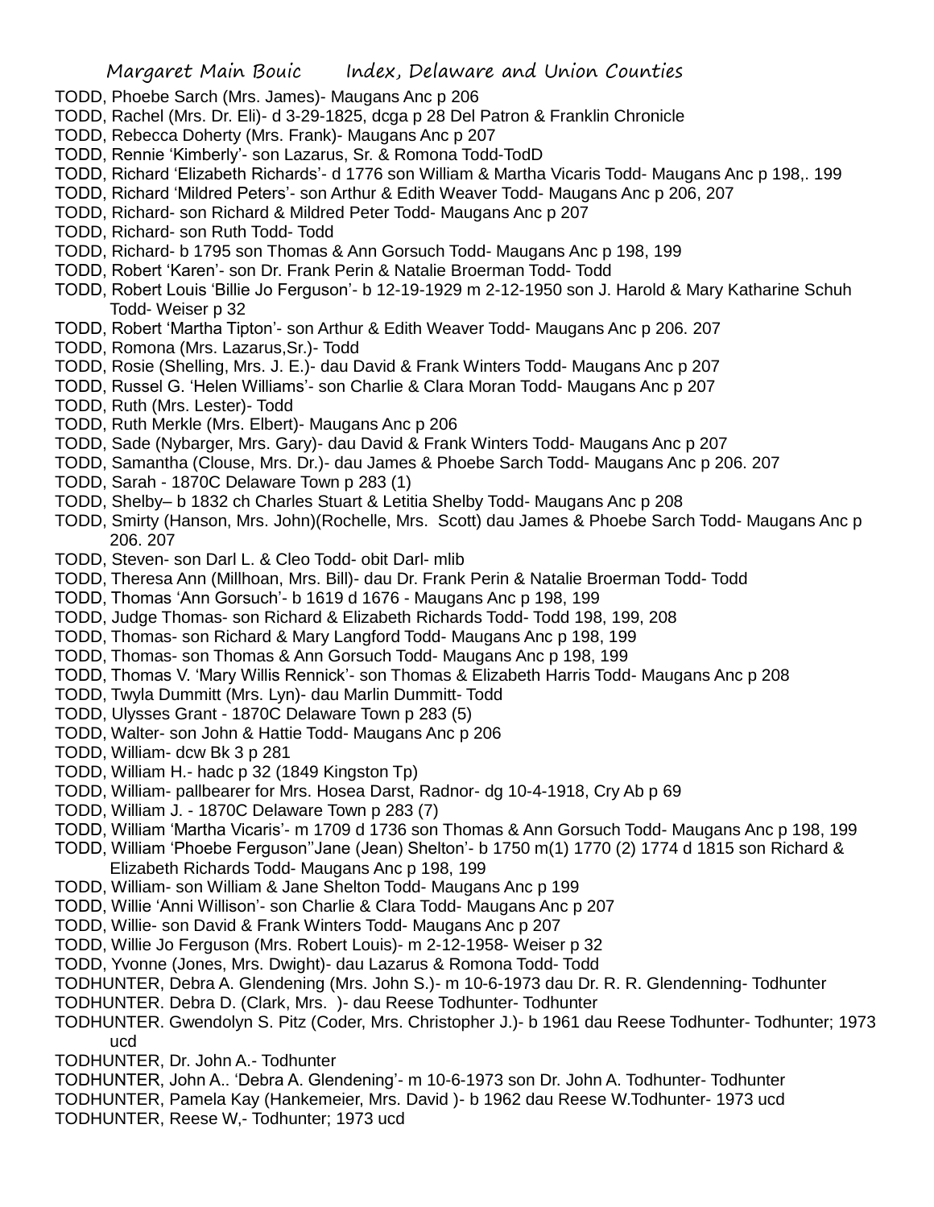TODD, Phoebe Sarch (Mrs. James)- Maugans Anc p 206
TODD, Rachel (Mrs. Dr. Eli)- d 3-29-1825, dcga p 28 Del Patron & Franklin Chronicle
TODD, Rebecca Doherty (Mrs. Frank)- Maugans Anc p 207
TODD, Rennie 'Kimberly'- son Lazarus, Sr. & Romona Todd-TodD
TODD, Richard 'Elizabeth Richards'- d 1776 son William & Martha Vicaris Todd- Maugans Anc p 198,. 199
TODD, Richard 'Mildred Peters'- son Arthur & Edith Weaver Todd- Maugans Anc p 206, 207
TODD, Richard- son Richard & Mildred Peter Todd- Maugans Anc p 207
TODD, Richard- son Ruth Todd- Todd
TODD, Richard- b 1795 son Thomas & Ann Gorsuch Todd- Maugans Anc p 198, 199
TODD, Robert 'Karen'- son Dr. Frank Perin & Natalie Broerman Todd- Todd
TODD, Robert Louis 'Billie Jo Ferguson'- b 12-19-1929 m 2-12-1950 son J. Harold & Mary Katharine Schuh Todd- Weiser p 32
TODD, Robert 'Martha Tipton'- son Arthur & Edith Weaver Todd- Maugans Anc p 206. 207
TODD, Romona (Mrs. Lazarus,Sr.)- Todd
TODD, Rosie (Shelling, Mrs. J. E.)- dau David & Frank Winters Todd- Maugans Anc p 207
TODD, Russel G. 'Helen Williams'- son Charlie & Clara Moran Todd- Maugans Anc p 207
TODD, Ruth (Mrs. Lester)- Todd
TODD, Ruth Merkle (Mrs. Elbert)- Maugans Anc p 206
TODD, Sade (Nybarger, Mrs. Gary)- dau David & Frank Winters Todd- Maugans Anc p 207
TODD, Samantha (Clouse, Mrs. Dr.)- dau James & Phoebe Sarch Todd- Maugans Anc p 206. 207
TODD, Sarah - 1870C Delaware Town p 283 (1)
TODD, Shelby– b 1832 ch Charles Stuart & Letitia Shelby Todd- Maugans Anc p 208
TODD, Smirty (Hanson, Mrs. John)(Rochelle, Mrs. Scott) dau James & Phoebe Sarch Todd- Maugans Anc p 206. 207
TODD, Steven- son Darl L. & Cleo Todd- obit Darl- mlib
TODD, Theresa Ann (Millhoan, Mrs. Bill)- dau Dr. Frank Perin & Natalie Broerman Todd- Todd
TODD, Thomas 'Ann Gorsuch'- b 1619 d 1676 - Maugans Anc p 198, 199
TODD, Judge Thomas- son Richard & Elizabeth Richards Todd- Todd 198, 199, 208
TODD, Thomas- son Richard & Mary Langford Todd- Maugans Anc p 198, 199
TODD, Thomas- son Thomas & Ann Gorsuch Todd- Maugans Anc p 198, 199
TODD, Thomas V. 'Mary Willis Rennick'- son Thomas & Elizabeth Harris Todd- Maugans Anc p 208
TODD, Twyla Dummitt (Mrs. Lyn)- dau Marlin Dummitt- Todd
TODD, Ulysses Grant - 1870C Delaware Town p 283 (5)
TODD, Walter- son John & Hattie Todd- Maugans Anc p 206
TODD, William- dcw Bk 3 p 281
TODD, William H.- hadc p 32 (1849 Kingston Tp)
TODD, William- pallbearer for Mrs. Hosea Darst, Radnor- dg 10-4-1918, Cry Ab p 69
TODD, William J. - 1870C Delaware Town p 283 (7)
TODD, William 'Martha Vicaris'- m 1709 d 1736 son Thomas & Ann Gorsuch Todd- Maugans Anc p 198, 199
TODD, William 'Phoebe Ferguson''Jane (Jean) Shelton'- b 1750 m(1) 1770 (2) 1774 d 1815 son Richard & Elizabeth Richards Todd- Maugans Anc p 198, 199
TODD, William- son William & Jane Shelton Todd- Maugans Anc p 199
TODD, Willie 'Anni Willison'- son Charlie & Clara Todd- Maugans Anc p 207
TODD, Willie- son David & Frank Winters Todd- Maugans Anc p 207
TODD, Willie Jo Ferguson (Mrs. Robert Louis)- m 2-12-1958- Weiser p 32
TODD, Yvonne (Jones, Mrs. Dwight)- dau Lazarus & Romona Todd- Todd
TODHUNTER, Debra A. Glendening (Mrs. John S.)- m 10-6-1973 dau Dr. R. R. Glendenning- Todhunter
TODHUNTER. Debra D. (Clark, Mrs. )- dau Reese Todhunter- Todhunter
TODHUNTER. Gwendolyn S. Pitz (Coder, Mrs. Christopher J.)- b 1961 dau Reese Todhunter- Todhunter; 1973 ucd
TODHUNTER, Dr. John A.- Todhunter
TODHUNTER, John A.. 'Debra A. Glendening'- m 10-6-1973 son Dr. John A. Todhunter- Todhunter
TODHUNTER, Pamela Kay (Hankemeier, Mrs. David )- b 1962 dau Reese W.Todhunter- 1973 ucd
TODHUNTER, Reese W,- Todhunter; 1973 ucd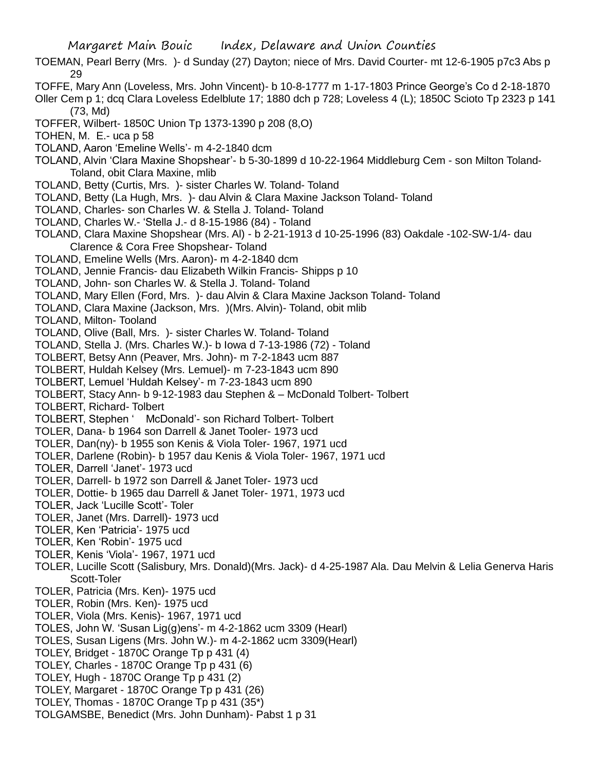TOEMAN, Pearl Berry (Mrs. )- d Sunday (27) Dayton; niece of Mrs. David Courter- mt 12-6-1905 p7c3 Abs p 29

TOFFE, Mary Ann (Loveless, Mrs. John Vincent)- b 10-8-1777 m 1-17-1803 Prince George's Co d 2-18-1870 Oller Cem p 1; dcq Clara Loveless Edelblute 17; 1880 dch p 728; Loveless 4 (L); 1850C Scioto Tp 2323 p 141 (73, Md)

TOFFER, Wilbert- 1850C Union Tp 1373-1390 p 208 (8,O)

TOHEN, M. E.- uca p 58

TOLAND, Aaron 'Emeline Wells'- m 4-2-1840 dcm

TOLAND, Alvin 'Clara Maxine Shopshear'- b 5-30-1899 d 10-22-1964 Middleburg Cem - son Milton Toland- Toland, obit Clara Maxine, mlib

TOLAND, Betty (Curtis, Mrs. )- sister Charles W. Toland- Toland

TOLAND, Betty (La Hugh, Mrs. )- dau Alvin & Clara Maxine Jackson Toland- Toland

TOLAND, Charles- son Charles W. & Stella J. Toland- Toland

TOLAND, Charles W.- 'Stella J.- d 8-15-1986 (84) - Toland

TOLAND, Clara Maxine Shopshear (Mrs. Al) - b 2-21-1913 d 10-25-1996 (83) Oakdale -102-SW-1/4- dau Clarence & Cora Free Shopshear- Toland

TOLAND, Emeline Wells (Mrs. Aaron)- m 4-2-1840 dcm

TOLAND, Jennie Francis- dau Elizabeth Wilkin Francis- Shipps p 10

TOLAND, John- son Charles W. & Stella J. Toland- Toland

TOLAND, Mary Ellen (Ford, Mrs. )- dau Alvin & Clara Maxine Jackson Toland- Toland

TOLAND, Clara Maxine (Jackson, Mrs. )(Mrs. Alvin)- Toland, obit mlib

TOLAND, Milton- Tooland

TOLAND, Olive (Ball, Mrs. )- sister Charles W. Toland- Toland

TOLAND, Stella J. (Mrs. Charles W.)- b Iowa d 7-13-1986 (72) - Toland

TOLBERT, Betsy Ann (Peaver, Mrs. John)- m 7-2-1843 ucm 887

TOLBERT, Huldah Kelsey (Mrs. Lemuel)- m 7-23-1843 ucm 890

TOLBERT, Lemuel 'Huldah Kelsey'- m 7-23-1843 ucm 890

TOLBERT, Stacy Ann- b 9-12-1983 dau Stephen & – McDonald Tolbert- Tolbert

TOLBERT, Richard- Tolbert

TOLBERT, Stephen ' McDonald'- son Richard Tolbert- Tolbert

TOLER, Dana- b 1964 son Darrell & Janet Tooler- 1973 ucd

TOLER, Dan(ny)- b 1955 son Kenis & Viola Toler- 1967, 1971 ucd

TOLER, Darlene (Robin)- b 1957 dau Kenis & Viola Toler- 1967, 1971 ucd

TOLER, Darrell 'Janet'- 1973 ucd

TOLER, Darrell- b 1972 son Darrell & Janet Toler- 1973 ucd

TOLER, Dottie- b 1965 dau Darrell & Janet Toler- 1971, 1973 ucd

TOLER, Jack 'Lucille Scott'- Toler

TOLER, Janet (Mrs. Darrell)- 1973 ucd

TOLER, Ken 'Patricia'- 1975 ucd

TOLER, Ken 'Robin'- 1975 ucd

TOLER, Kenis 'Viola'- 1967, 1971 ucd

TOLER, Lucille Scott (Salisbury, Mrs. Donald)(Mrs. Jack)- d 4-25-1987 Ala. Dau Melvin & Lelia Generva Haris Scott-Toler

TOLER, Patricia (Mrs. Ken)- 1975 ucd

TOLER, Robin (Mrs. Ken)- 1975 ucd

TOLER, Viola (Mrs. Kenis)- 1967, 1971 ucd

TOLES, John W. 'Susan Lig(g)ens'- m 4-2-1862 ucm 3309 (Hearl)

TOLES, Susan Ligens (Mrs. John W.)- m 4-2-1862 ucm 3309(Hearl)

TOLEY, Bridget - 1870C Orange Tp p 431 (4)

TOLEY, Charles - 1870C Orange Tp p 431 (6)

TOLEY, Hugh - 1870C Orange Tp p 431 (2)

TOLEY, Margaret - 1870C Orange Tp p 431 (26)

TOLEY, Thomas - 1870C Orange Tp p 431 (35*)

TOLGAMSBE, Benedict (Mrs. John Dunham)- Pabst 1 p 31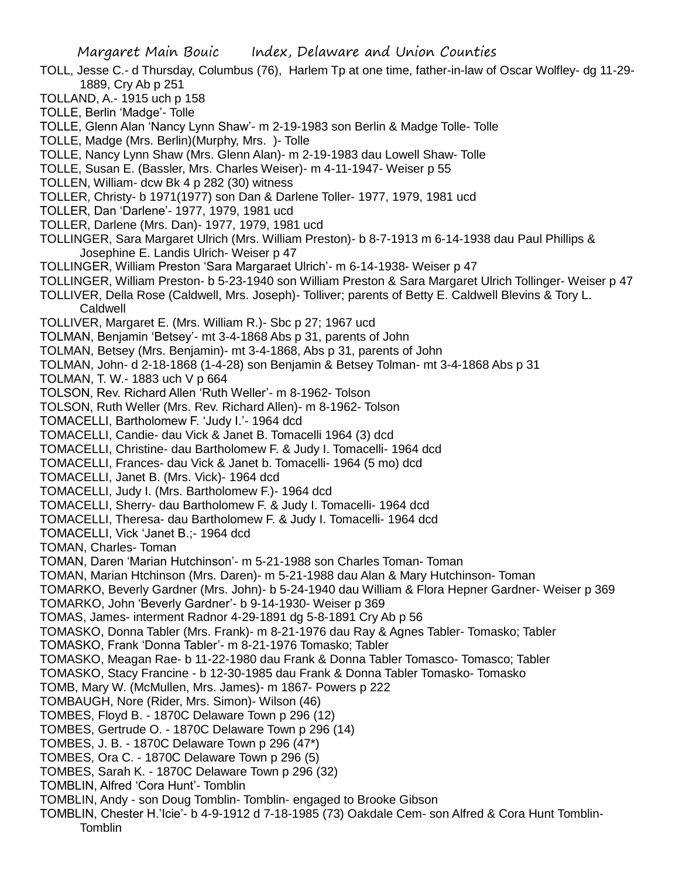TOLL, Jesse C.- d Thursday, Columbus (76), Harlem Tp at one time, father-in-law of Oscar Wolfley- dg 11-29-1889, Cry Ab p 251

TOLLAND, A.- 1915 uch p 158

TOLLE, Berlin 'Madge'- Tolle

TOLLE, Glenn Alan 'Nancy Lynn Shaw'- m 2-19-1983 son Berlin & Madge Tolle- Tolle

TOLLE, Madge (Mrs. Berlin)(Murphy, Mrs. )- Tolle

TOLLE, Nancy Lynn Shaw (Mrs. Glenn Alan)- m 2-19-1983 dau Lowell Shaw- Tolle

TOLLE, Susan E. (Bassler, Mrs. Charles Weiser)- m 4-11-1947- Weiser p 55

TOLLEN, William- dcw Bk 4 p 282 (30) witness

TOLLER, Christy- b 1971(1977) son Dan & Darlene Toller- 1977, 1979, 1981 ucd

TOLLER, Dan 'Darlene'- 1977, 1979, 1981 ucd

TOLLER, Darlene (Mrs. Dan)- 1977, 1979, 1981 ucd

TOLLINGER, Sara Margaret Ulrich (Mrs. William Preston)- b 8-7-1913 m 6-14-1938 dau Paul Phillips & Josephine E. Landis Ulrich- Weiser p 47

TOLLINGER, William Preston 'Sara Margaraet Ulrich'- m 6-14-1938- Weiser p 47

TOLLINGER, William Preston- b 5-23-1940 son William Preston & Sara Margaret Ulrich Tollinger- Weiser p 47

TOLLIVER, Della Rose (Caldwell, Mrs. Joseph)- Tolliver; parents of Betty E. Caldwell Blevins & Tory L. Caldwell

TOLLIVER, Margaret E. (Mrs. William R.)- Sbc p 27; 1967 ucd

TOLMAN, Benjamin 'Betsey'- mt 3-4-1868 Abs p 31, parents of John

TOLMAN, Betsey (Mrs. Benjamin)- mt 3-4-1868, Abs p 31, parents of John

TOLMAN, John- d 2-18-1868 (1-4-28) son Benjamin & Betsey Tolman- mt 3-4-1868 Abs p 31

TOLMAN, T. W.- 1883 uch V p 664

TOLSON, Rev. Richard Allen 'Ruth Weller'- m 8-1962- Tolson

TOLSON, Ruth Weller (Mrs. Rev. Richard Allen)- m 8-1962- Tolson

TOMACELLI, Bartholomew F. 'Judy I.'- 1964 dcd

TOMACELLI, Candie- dau Vick & Janet B. Tomacelli 1964 (3) dcd

TOMACELLI, Christine- dau Bartholomew F. & Judy I. Tomacelli- 1964 dcd

TOMACELLI, Frances- dau Vick & Janet b. Tomacelli- 1964 (5 mo) dcd

TOMACELLI, Janet B. (Mrs. Vick)- 1964 dcd

TOMACELLI, Judy I. (Mrs. Bartholomew F.)- 1964 dcd

TOMACELLI, Sherry- dau Bartholomew F. & Judy I. Tomacelli- 1964 dcd

TOMACELLI, Theresa- dau Bartholomew F. & Judy I. Tomacelli- 1964 dcd

TOMACELLI, Vick 'Janet B.;- 1964 dcd

TOMAN, Charles- Toman

TOMAN, Daren 'Marian Hutchinson'- m 5-21-1988 son Charles Toman- Toman

TOMAN, Marian Htchinson (Mrs. Daren)- m 5-21-1988 dau Alan & Mary Hutchinson- Toman

TOMARKO, Beverly Gardner (Mrs. John)- b 5-24-1940 dau William & Flora Hepner Gardner- Weiser p 369

TOMARKO, John 'Beverly Gardner'- b 9-14-1930- Weiser p 369

TOMAS, James- interment Radnor 4-29-1891 dg 5-8-1891 Cry Ab p 56

TOMASKO, Donna Tabler (Mrs. Frank)- m 8-21-1976 dau Ray & Agnes Tabler- Tomasko; Tabler

TOMASKO, Frank 'Donna Tabler'- m 8-21-1976 Tomasko; Tabler

TOMASKO, Meagan Rae- b 11-22-1980 dau Frank & Donna Tabler Tomasco- Tomasco; Tabler

TOMASKO, Stacy Francine - b 12-30-1985 dau Frank & Donna Tabler Tomasko- Tomasko

TOMB, Mary W. (McMullen, Mrs. James)- m 1867- Powers p 222

TOMBAUGH, Nore (Rider, Mrs. Simon)- Wilson (46)

TOMBES, Floyd B. - 1870C Delaware Town p 296 (12)

TOMBES, Gertrude O. - 1870C Delaware Town p 296 (14)

TOMBES, J. B. - 1870C Delaware Town p 296 (47*)

TOMBES, Ora C. - 1870C Delaware Town p 296 (5)

TOMBES, Sarah K. - 1870C Delaware Town p 296 (32)

TOMBLIN, Alfred 'Cora Hunt'- Tomblin

TOMBLIN, Andy - son Doug Tomblin- Tomblin- engaged to Brooke Gibson

TOMBLIN, Chester H.'Icie'- b 4-9-1912 d 7-18-1985 (73) Oakdale Cem- son Alfred & Cora Hunt Tomblin- Tomblin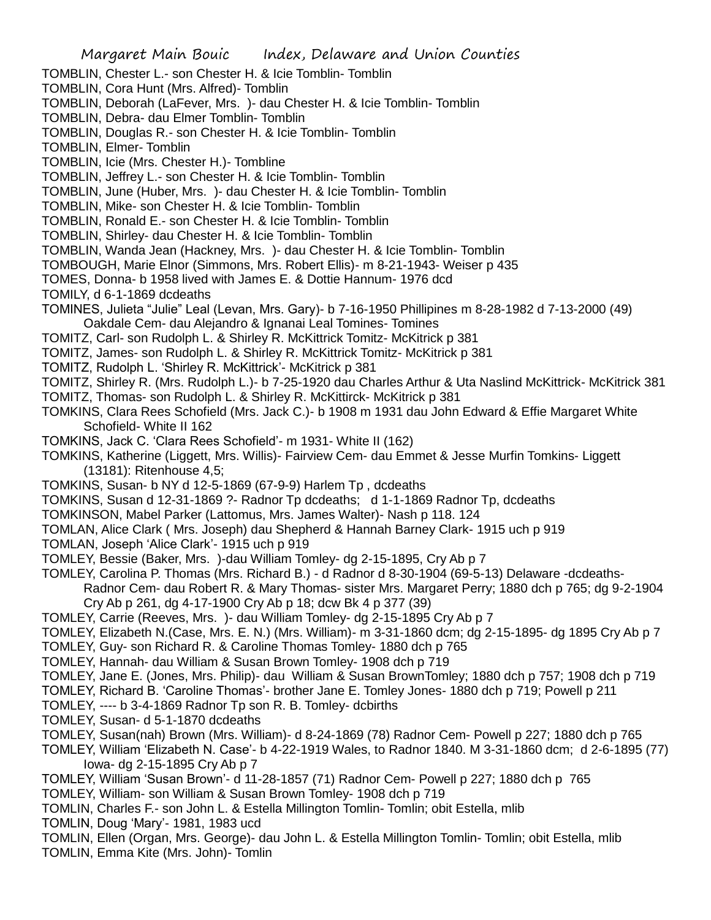TOMBLIN, Chester L.- son Chester H. & Icie Tomblin- Tomblin
TOMBLIN, Cora Hunt (Mrs. Alfred)- Tomblin
TOMBLIN, Deborah (LaFever, Mrs. )- dau Chester H. & Icie Tomblin- Tomblin
TOMBLIN, Debra- dau Elmer Tomblin- Tomblin
TOMBLIN, Douglas R.- son Chester H. & Icie Tomblin- Tomblin
TOMBLIN, Elmer- Tomblin
TOMBLIN, Icie (Mrs. Chester H.)- Tombline
TOMBLIN, Jeffrey L.- son Chester H. & Icie Tomblin- Tomblin
TOMBLIN, June (Huber, Mrs. )- dau Chester H. & Icie Tomblin- Tomblin
TOMBLIN, Mike- son Chester H. & Icie Tomblin- Tomblin
TOMBLIN, Ronald E.- son Chester H. & Icie Tomblin- Tomblin
TOMBLIN, Shirley- dau Chester H. & Icie Tomblin- Tomblin
TOMBLIN, Wanda Jean (Hackney, Mrs. )- dau Chester H. & Icie Tomblin- Tomblin
TOMBOUGH, Marie Elnor (Simmons, Mrs. Robert Ellis)- m 8-21-1943- Weiser p 435
TOMES, Donna- b 1958 lived with James E. & Dottie Hannum- 1976 dcd
TOMILY, d 6-1-1869 dcdeaths
TOMINES, Julieta "Julie" Leal (Levan, Mrs. Gary)- b 7-16-1950 Phillipines m 8-28-1982 d 7-13-2000 (49) Oakdale Cem- dau Alejandro & Ignanai Leal Tomines- Tomines
TOMITZ, Carl- son Rudolph L. & Shirley R. McKittrick Tomitz- McKitrick p 381
TOMITZ, James- son Rudolph L. & Shirley R. McKittrick Tomitz- McKitrick p 381
TOMITZ, Rudolph L. 'Shirley R. McKittrick'- McKitrick p 381
TOMITZ, Shirley R. (Mrs. Rudolph L.)- b 7-25-1920 dau Charles Arthur & Uta Naslind McKittrick- McKitrick 381
TOMITZ, Thomas- son Rudolph L. & Shirley R. McKittirck- McKitrick p 381
TOMKINS, Clara Rees Schofield (Mrs. Jack C.)- b 1908 m 1931 dau John Edward & Effie Margaret White Schofield- White II 162
TOMKINS, Jack C. 'Clara Rees Schofield'- m 1931- White II (162)
TOMKINS, Katherine (Liggett, Mrs. Willis)- Fairview Cem- dau Emmet & Jesse Murfin Tomkins- Liggett (13181): Ritenhouse 4,5;
TOMKINS, Susan- b NY d 12-5-1869 (67-9-9) Harlem Tp , dcdeaths
TOMKINS, Susan d 12-31-1869 ?- Radnor Tp dcdeaths; d 1-1-1869 Radnor Tp, dcdeaths
TOMKINSON, Mabel Parker (Lattomus, Mrs. James Walter)- Nash p 118. 124
TOMLAN, Alice Clark ( Mrs. Joseph) dau Shepherd & Hannah Barney Clark- 1915 uch p 919
TOMLAN, Joseph 'Alice Clark'- 1915 uch p 919
TOMLEY, Bessie (Baker, Mrs. )-dau William Tomley- dg 2-15-1895, Cry Ab p 7
TOMLEY, Carolina P. Thomas (Mrs. Richard B.) - d Radnor d 8-30-1904 (69-5-13) Delaware -dcdeaths- Radnor Cem- dau Robert R. & Mary Thomas- sister Mrs. Margaret Perry; 1880 dch p 765; dg 9-2-1904 Cry Ab p 261, dg 4-17-1900 Cry Ab p 18; dcw Bk 4 p 377 (39)
TOMLEY, Carrie (Reeves, Mrs. )- dau William Tomley- dg 2-15-1895 Cry Ab p 7
TOMLEY, Elizabeth N.(Case, Mrs. E. N.) (Mrs. William)- m 3-31-1860 dcm; dg 2-15-1895- dg 1895 Cry Ab p 7
TOMLEY, Guy- son Richard R. & Caroline Thomas Tomley- 1880 dch p 765
TOMLEY, Hannah- dau William & Susan Brown Tomley- 1908 dch p 719
TOMLEY, Jane E. (Jones, Mrs. Philip)- dau William & Susan BrownTomley; 1880 dch p 757; 1908 dch p 719
TOMLEY, Richard B. 'Caroline Thomas'- brother Jane E. Tomley Jones- 1880 dch p 719; Powell p 211
TOMLEY, ---- b 3-4-1869 Radnor Tp son R. B. Tomley- dcbirths
TOMLEY, Susan- d 5-1-1870 dcdeaths
TOMLEY, Susan(nah) Brown (Mrs. William)- d 8-24-1869 (78) Radnor Cem- Powell p 227; 1880 dch p 765
TOMLEY, William 'Elizabeth N. Case'- b 4-22-1919 Wales, to Radnor 1840. M 3-31-1860 dcm; d 2-6-1895 (77) Iowa- dg 2-15-1895 Cry Ab p 7
TOMLEY, William 'Susan Brown'- d 11-28-1857 (71) Radnor Cem- Powell p 227; 1880 dch p 765
TOMLEY, William- son William & Susan Brown Tomley- 1908 dch p 719
TOMLIN, Charles F.- son John L. & Estella Millington Tomlin- Tomlin; obit Estella, mlib
TOMLIN, Doug 'Mary'- 1981, 1983 ucd
TOMLIN, Ellen (Organ, Mrs. George)- dau John L. & Estella Millington Tomlin- Tomlin; obit Estella, mlib
TOMLIN, Emma Kite (Mrs. John)- Tomlin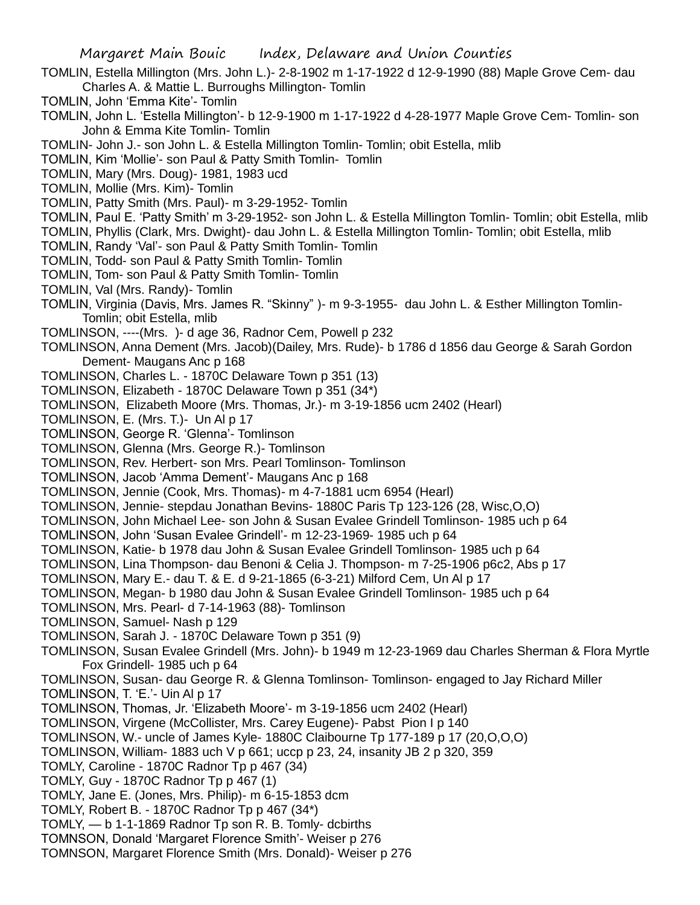TOMLIN, Estella Millington (Mrs. John L.)- 2-8-1902 m 1-17-1922 d 12-9-1990 (88) Maple Grove Cem- dau Charles A. & Mattie L. Burroughs Millington- Tomlin

TOMLIN, John 'Emma Kite'- Tomlin

TOMLIN, John L. 'Estella Millington'- b 12-9-1900 m 1-17-1922 d 4-28-1977 Maple Grove Cem- Tomlin- son John & Emma Kite Tomlin- Tomlin

TOMLIN- John J.- son John L. & Estella Millington Tomlin- Tomlin; obit Estella, mlib

TOMLIN, Kim 'Mollie'- son Paul & Patty Smith Tomlin- Tomlin

TOMLIN, Mary (Mrs. Doug)- 1981, 1983 ucd

TOMLIN, Mollie (Mrs. Kim)- Tomlin

TOMLIN, Patty Smith (Mrs. Paul)- m 3-29-1952- Tomlin

TOMLIN, Paul E. 'Patty Smith' m 3-29-1952- son John L. & Estella Millington Tomlin- Tomlin; obit Estella, mlib

TOMLIN, Phyllis (Clark, Mrs. Dwight)- dau John L. & Estella Millington Tomlin- Tomlin; obit Estella, mlib

TOMLIN, Randy 'Val'- son Paul & Patty Smith Tomlin- Tomlin

TOMLIN, Todd- son Paul & Patty Smith Tomlin- Tomlin

TOMLIN, Tom- son Paul & Patty Smith Tomlin- Tomlin

TOMLIN, Val (Mrs. Randy)- Tomlin

TOMLIN, Virginia (Davis, Mrs. James R. "Skinny" )- m 9-3-1955- dau John L. & Esther Millington Tomlin- Tomlin; obit Estella, mlib

TOMLINSON, ----(Mrs. )- d age 36, Radnor Cem, Powell p 232

TOMLINSON, Anna Dement (Mrs. Jacob)(Dailey, Mrs. Rude)- b 1786 d 1856 dau George & Sarah Gordon Dement- Maugans Anc p 168

TOMLINSON, Charles L. - 1870C Delaware Town p 351 (13)

TOMLINSON, Elizabeth - 1870C Delaware Town p 351 (34*)

TOMLINSON, Elizabeth Moore (Mrs. Thomas, Jr.)- m 3-19-1856 ucm 2402 (Hearl)

TOMLINSON, E. (Mrs. T.)- Un Al p 17

TOMLINSON, George R. 'Glenna'- Tomlinson

TOMLINSON, Glenna (Mrs. George R.)- Tomlinson

TOMLINSON, Rev. Herbert- son Mrs. Pearl Tomlinson- Tomlinson

TOMLINSON, Jacob 'Amma Dement'- Maugans Anc p 168

TOMLINSON, Jennie (Cook, Mrs. Thomas)- m 4-7-1881 ucm 6954 (Hearl)

TOMLINSON, Jennie- stepdau Jonathan Bevins- 1880C Paris Tp 123-126 (28, Wisc,O,O)

TOMLINSON, John Michael Lee- son John & Susan Evalee Grindell Tomlinson- 1985 uch p 64

TOMLINSON, John 'Susan Evalee Grindell'- m 12-23-1969- 1985 uch p 64

TOMLINSON, Katie- b 1978 dau John & Susan Evalee Grindell Tomlinson- 1985 uch p 64

TOMLINSON, Lina Thompson- dau Benoni & Celia J. Thompson- m 7-25-1906 p6c2, Abs p 17

TOMLINSON, Mary E.- dau T. & E. d 9-21-1865 (6-3-21) Milford Cem, Un Al p 17

TOMLINSON, Megan- b 1980 dau John & Susan Evalee Grindell Tomlinson- 1985 uch p 64

TOMLINSON, Mrs. Pearl- d 7-14-1963 (88)- Tomlinson

TOMLINSON, Samuel- Nash p 129

TOMLINSON, Sarah J. - 1870C Delaware Town p 351 (9)

TOMLINSON, Susan Evalee Grindell (Mrs. John)- b 1949 m 12-23-1969 dau Charles Sherman & Flora Myrtle Fox Grindell- 1985 uch p 64

TOMLINSON, Susan- dau George R. & Glenna Tomlinson- Tomlinson- engaged to Jay Richard Miller

TOMLINSON, T. 'E.'- Uin Al p 17

TOMLINSON, Thomas, Jr. 'Elizabeth Moore'- m 3-19-1856 ucm 2402 (Hearl)

TOMLINSON, Virgene (McCollister, Mrs. Carey Eugene)- Pabst Pion I p 140

TOMLINSON, W.- uncle of James Kyle- 1880C Claibourne Tp 177-189 p 17 (20,O,O,O)

TOMLINSON, William- 1883 uch V p 661; uccp p 23, 24, insanity JB 2 p 320, 359

TOMLY, Caroline - 1870C Radnor Tp p 467 (34)

TOMLY, Guy - 1870C Radnor Tp p 467 (1)

TOMLY, Jane E. (Jones, Mrs. Philip)- m 6-15-1853 dcm

TOMLY, Robert B. - 1870C Radnor Tp p 467 (34*)

TOMLY, — b 1-1-1869 Radnor Tp son R. B. Tomly- dcbirths

TOMNSON, Donald 'Margaret Florence Smith'- Weiser p 276

TOMNSON, Margaret Florence Smith (Mrs. Donald)- Weiser p 276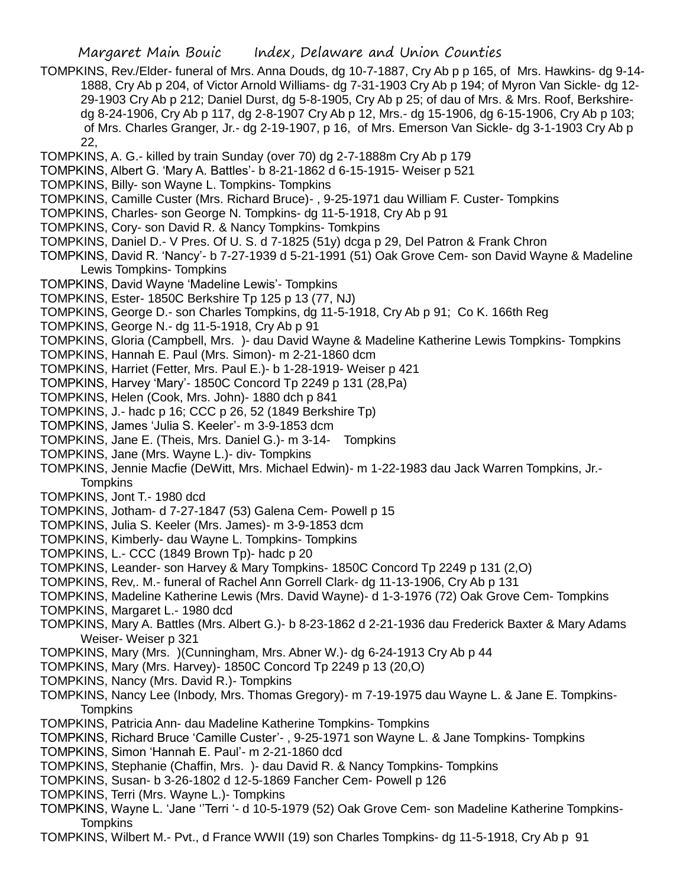TOMPKINS, Rev./Elder- funeral of Mrs. Anna Douds, dg 10-7-1887, Cry Ab p p 165, of Mrs. Hawkins- dg 9-14-1888, Cry Ab p p 204, of Victor Arnold Williams- dg 7-31-1903 Cry Ab p 194; of Myron Van Sickle- dg 12-29-1903 Cry Ab p 212; Daniel Durst, dg 5-8-1905, Cry Ab p 25; of dau of Mrs. & Mrs. Roof, Berkshire- dg 8-24-1906, Cry Ab p 117, dg 2-8-1907 Cry Ab p 12, Mrs.- dg 15-1906, dg 6-15-1906, Cry Ab p 103; of Mrs. Charles Granger, Jr.- dg 2-19-1907, p 16, of Mrs. Emerson Van Sickle- dg 3-1-1903 Cry Ab p 22,

TOMPKINS, A. G.- killed by train Sunday (over 70) dg 2-7-1888m Cry Ab p 179

TOMPKINS, Albert G. 'Mary A. Battles'- b 8-21-1862 d 6-15-1915- Weiser p 521

TOMPKINS, Billy- son Wayne L. Tompkins- Tompkins

TOMPKINS, Camille Custer (Mrs. Richard Bruce)- , 9-25-1971 dau William F. Custer- Tompkins

TOMPKINS, Charles- son George N. Tompkins- dg 11-5-1918, Cry Ab p 91

TOMPKINS, Cory- son David R. & Nancy Tompkins- Tomkpins

TOMPKINS, Daniel D.- V Pres. Of U. S. d 7-1825 (51y) dcga p 29, Del Patron & Frank Chron

TOMPKINS, David R. 'Nancy'- b 7-27-1939 d 5-21-1991 (51) Oak Grove Cem- son David Wayne & Madeline Lewis Tompkins- Tompkins

TOMPKINS, David Wayne 'Madeline Lewis'- Tompkins

TOMPKINS, Ester- 1850C Berkshire Tp 125 p 13 (77, NJ)

TOMPKINS, George D.- son Charles Tompkins, dg 11-5-1918, Cry Ab p 91; Co K. 166th Reg

TOMPKINS, George N.- dg 11-5-1918, Cry Ab p 91

TOMPKINS, Gloria (Campbell, Mrs. )- dau David Wayne & Madeline Katherine Lewis Tompkins- Tompkins

TOMPKINS, Hannah E. Paul (Mrs. Simon)- m 2-21-1860 dcm

TOMPKINS, Harriet (Fetter, Mrs. Paul E.)- b 1-28-1919- Weiser p 421

TOMPKINS, Harvey 'Mary'- 1850C Concord Tp 2249 p 131 (28,Pa)

TOMPKINS, Helen (Cook, Mrs. John)- 1880 dch p 841

TOMPKINS, J.- hadc p 16; CCC p 26, 52 (1849 Berkshire Tp)

TOMPKINS, James 'Julia S. Keeler'- m 3-9-1853 dcm

TOMPKINS, Jane E. (Theis, Mrs. Daniel G.)- m 3-14- Tompkins

TOMPKINS, Jane (Mrs. Wayne L.)- div- Tompkins

TOMPKINS, Jennie Macfie (DeWitt, Mrs. Michael Edwin)- m 1-22-1983 dau Jack Warren Tompkins, Jr.- Tompkins

TOMPKINS, Jont T.- 1980 dcd

TOMPKINS, Jotham- d 7-27-1847 (53) Galena Cem- Powell p 15

TOMPKINS, Julia S. Keeler (Mrs. James)- m 3-9-1853 dcm

TOMPKINS, Kimberly- dau Wayne L. Tompkins- Tompkins

TOMPKINS, L.- CCC (1849 Brown Tp)- hadc p 20

TOMPKINS, Leander- son Harvey & Mary Tompkins- 1850C Concord Tp 2249 p 131 (2,O)

TOMPKINS, Rev,. M.- funeral of Rachel Ann Gorrell Clark- dg 11-13-1906, Cry Ab p 131

TOMPKINS, Madeline Katherine Lewis (Mrs. David Wayne)- d 1-3-1976 (72) Oak Grove Cem- Tompkins

TOMPKINS, Margaret L.- 1980 dcd

TOMPKINS, Mary A. Battles (Mrs. Albert G.)- b 8-23-1862 d 2-21-1936 dau Frederick Baxter & Mary Adams Weiser- Weiser p 321

TOMPKINS, Mary (Mrs. )(Cunningham, Mrs. Abner W.)- dg 6-24-1913 Cry Ab p 44

TOMPKINS, Mary (Mrs. Harvey)- 1850C Concord Tp 2249 p 13 (20,O)

TOMPKINS, Nancy (Mrs. David R.)- Tompkins

TOMPKINS, Nancy Lee (Inbody, Mrs. Thomas Gregory)- m 7-19-1975 dau Wayne L. & Jane E. Tompkins- Tompkins

TOMPKINS, Patricia Ann- dau Madeline Katherine Tompkins- Tompkins

TOMPKINS, Richard Bruce 'Camille Custer'- , 9-25-1971 son Wayne L. & Jane Tompkins- Tompkins

TOMPKINS, Simon 'Hannah E. Paul'- m 2-21-1860 dcd

TOMPKINS, Stephanie (Chaffin, Mrs. )- dau David R. & Nancy Tompkins- Tompkins

TOMPKINS, Susan- b 3-26-1802 d 12-5-1869 Fancher Cem- Powell p 126

TOMPKINS, Terri (Mrs. Wayne L.)- Tompkins

TOMPKINS, Wayne L. 'Jane ''Terri '- d 10-5-1979 (52) Oak Grove Cem- son Madeline Katherine Tompkins- Tompkins

TOMPKINS, Wilbert M.- Pvt., d France WWII (19) son Charles Tompkins- dg 11-5-1918, Cry Ab p 91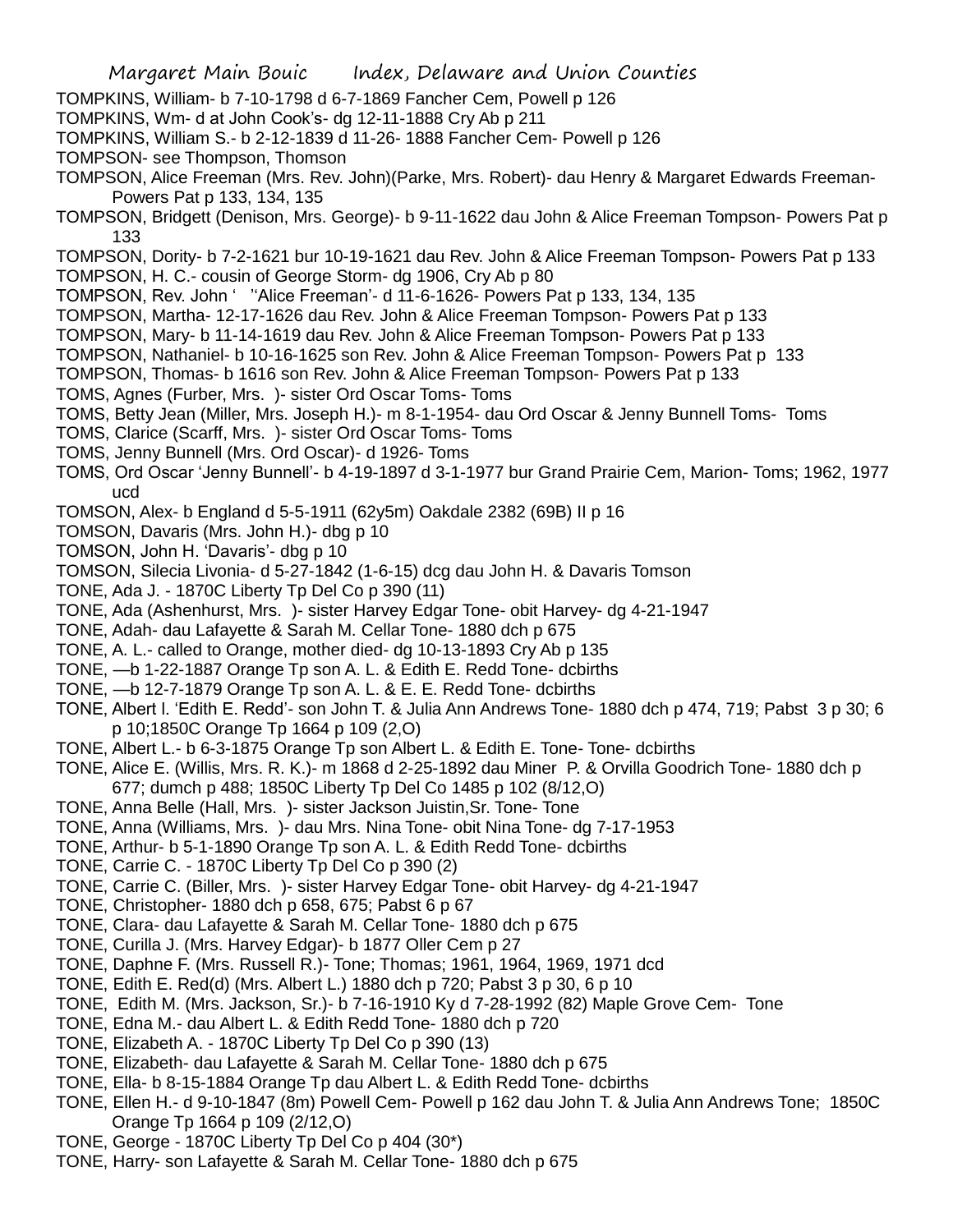TOMPKINS, William- b 7-10-1798 d 6-7-1869 Fancher Cem, Powell p 126

TOMPKINS, Wm- d at John Cook's- dg 12-11-1888 Cry Ab p 211

TOMPKINS, William S.- b 2-12-1839 d 11-26- 1888 Fancher Cem- Powell p 126

TOMPSON- see Thompson, Thomson

TOMPSON, Alice Freeman (Mrs. Rev. John)(Parke, Mrs. Robert)- dau Henry & Margaret Edwards Freeman- Powers Pat p 133, 134, 135

TOMPSON, Bridgett (Denison, Mrs. George)- b 9-11-1622 dau John & Alice Freeman Tompson- Powers Pat p 133

TOMPSON, Dority- b 7-2-1621 bur 10-19-1621 dau Rev. John & Alice Freeman Tompson- Powers Pat p 133

TOMPSON, H. C.- cousin of George Storm- dg 1906, Cry Ab p 80

TOMPSON, Rev. John ' "Alice Freeman'- d 11-6-1626- Powers Pat p 133, 134, 135

TOMPSON, Martha- 12-17-1626 dau Rev. John & Alice Freeman Tompson- Powers Pat p 133

TOMPSON, Mary- b 11-14-1619 dau Rev. John & Alice Freeman Tompson- Powers Pat p 133

TOMPSON, Nathaniel- b 10-16-1625 son Rev. John & Alice Freeman Tompson- Powers Pat p 133

TOMPSON, Thomas- b 1616 son Rev. John & Alice Freeman Tompson- Powers Pat p 133

TOMS, Agnes (Furber, Mrs. )- sister Ord Oscar Toms- Toms

TOMS, Betty Jean (Miller, Mrs. Joseph H.)- m 8-1-1954- dau Ord Oscar & Jenny Bunnell Toms- Toms

TOMS, Clarice (Scarff, Mrs. )- sister Ord Oscar Toms- Toms

TOMS, Jenny Bunnell (Mrs. Ord Oscar)- d 1926- Toms

TOMS, Ord Oscar 'Jenny Bunnell'- b 4-19-1897 d 3-1-1977 bur Grand Prairie Cem, Marion- Toms; 1962, 1977 ucd

TOMSON, Alex- b England d 5-5-1911 (62y5m) Oakdale 2382 (69B) II p 16

TOMSON, Davaris (Mrs. John H.)- dbg p 10

TOMSON, John H. 'Davaris'- dbg p 10

TOMSON, Silecia Livonia- d 5-27-1842 (1-6-15) dcg dau John H. & Davaris Tomson

TONE, Ada J. - 1870C Liberty Tp Del Co p 390 (11)

TONE, Ada (Ashenhurst, Mrs. )- sister Harvey Edgar Tone- obit Harvey- dg 4-21-1947

TONE, Adah- dau Lafayette & Sarah M. Cellar Tone- 1880 dch p 675

TONE, A. L.- called to Orange, mother died- dg 10-13-1893 Cry Ab p 135

TONE, —b 1-22-1887 Orange Tp son A. L. & Edith E. Redd Tone- dcbirths

TONE, —b 12-7-1879 Orange Tp son A. L. & E. E. Redd Tone- dcbirths

TONE, Albert l. 'Edith E. Redd'- son John T. & Julia Ann Andrews Tone- 1880 dch p 474, 719; Pabst 3 p 30; 6 p 10;1850C Orange Tp 1664 p 109 (2,O)

TONE, Albert L.- b 6-3-1875 Orange Tp son Albert L. & Edith E. Tone- Tone- dcbirths

TONE, Alice E. (Willis, Mrs. R. K.)- m 1868 d 2-25-1892 dau Miner P. & Orvilla Goodrich Tone- 1880 dch p 677; dumch p 488; 1850C Liberty Tp Del Co 1485 p 102 (8/12,O)

TONE, Anna Belle (Hall, Mrs. )- sister Jackson Juistin,Sr. Tone- Tone

TONE, Anna (Williams, Mrs. )- dau Mrs. Nina Tone- obit Nina Tone- dg 7-17-1953

TONE, Arthur- b 5-1-1890 Orange Tp son A. L. & Edith Redd Tone- dcbirths

TONE, Carrie C. - 1870C Liberty Tp Del Co p 390 (2)

TONE, Carrie C. (Biller, Mrs. )- sister Harvey Edgar Tone- obit Harvey- dg 4-21-1947

TONE, Christopher- 1880 dch p 658, 675; Pabst 6 p 67

TONE, Clara- dau Lafayette & Sarah M. Cellar Tone- 1880 dch p 675

TONE, Curilla J. (Mrs. Harvey Edgar)- b 1877 Oller Cem p 27

TONE, Daphne F. (Mrs. Russell R.)- Tone; Thomas; 1961, 1964, 1969, 1971 dcd

TONE, Edith E. Red(d) (Mrs. Albert L.) 1880 dch p 720; Pabst 3 p 30, 6 p 10

TONE, Edith M. (Mrs. Jackson, Sr.)- b 7-16-1910 Ky d 7-28-1992 (82) Maple Grove Cem- Tone

TONE, Edna M.- dau Albert L. & Edith Redd Tone- 1880 dch p 720

TONE, Elizabeth A. - 1870C Liberty Tp Del Co p 390 (13)

TONE, Elizabeth- dau Lafayette & Sarah M. Cellar Tone- 1880 dch p 675

TONE, Ella- b 8-15-1884 Orange Tp dau Albert L. & Edith Redd Tone- dcbirths

TONE, Ellen H.- d 9-10-1847 (8m) Powell Cem- Powell p 162 dau John T. & Julia Ann Andrews Tone; 1850C Orange Tp 1664 p 109 (2/12,O)

TONE, George - 1870C Liberty Tp Del Co p 404 (30*)

TONE, Harry- son Lafayette & Sarah M. Cellar Tone- 1880 dch p 675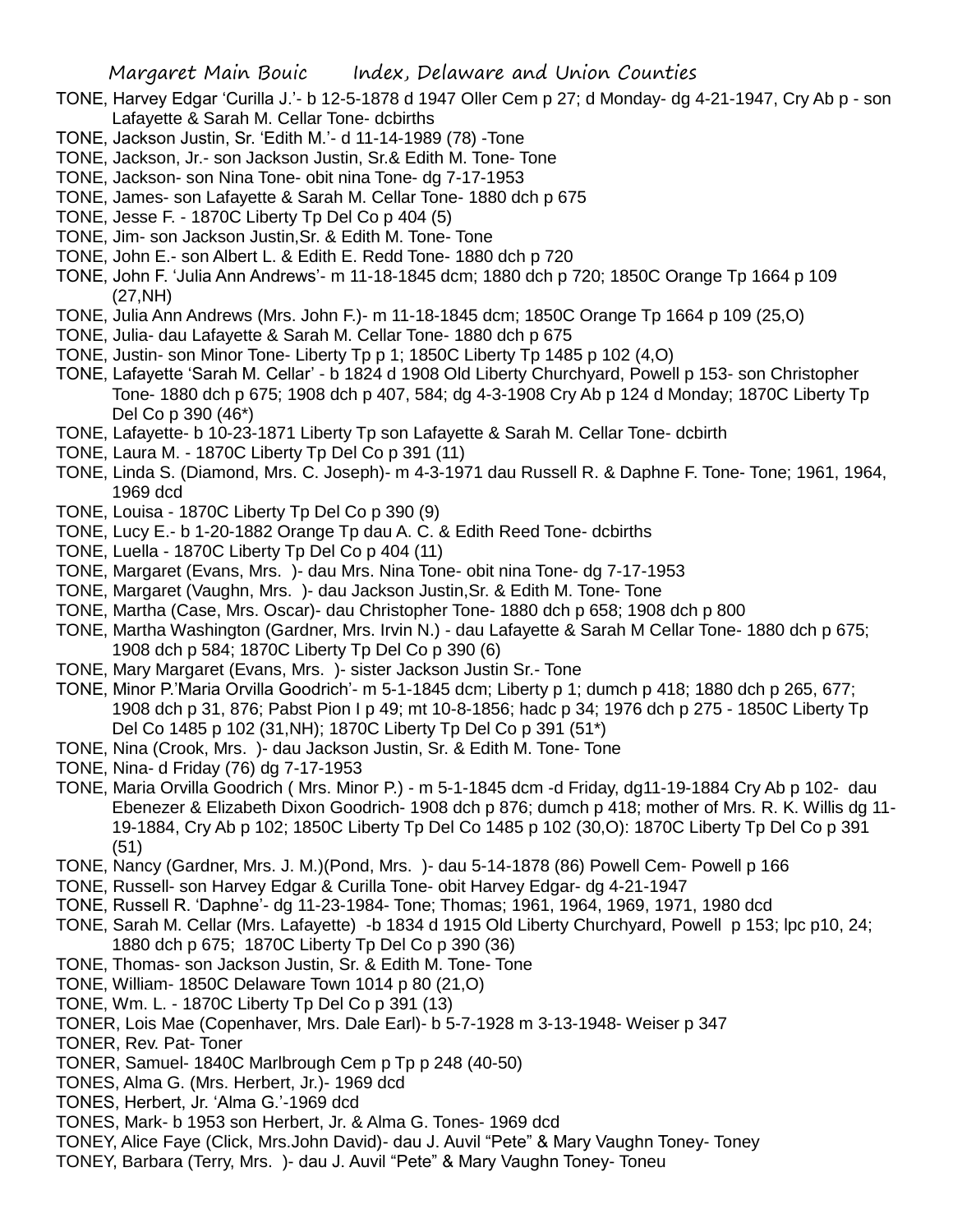TONE, Harvey Edgar 'Curilla J.'- b 12-5-1878 d 1947 Oller Cem p 27; d Monday- dg 4-21-1947, Cry Ab p - son Lafayette & Sarah M. Cellar Tone- dcbirths

TONE, Jackson Justin, Sr. 'Edith M.'- d 11-14-1989 (78) -Tone

TONE, Jackson, Jr.- son Jackson Justin, Sr.& Edith M. Tone- Tone

TONE, Jackson- son Nina Tone- obit nina Tone- dg 7-17-1953

TONE, James- son Lafayette & Sarah M. Cellar Tone- 1880 dch p 675

TONE, Jesse F. - 1870C Liberty Tp Del Co p 404 (5)

TONE, Jim- son Jackson Justin,Sr. & Edith M. Tone- Tone

TONE, John E.- son Albert L. & Edith E. Redd Tone- 1880 dch p 720

TONE, John F. 'Julia Ann Andrews'- m 11-18-1845 dcm; 1880 dch p 720; 1850C Orange Tp 1664 p 109 (27,NH)

TONE, Julia Ann Andrews (Mrs. John F.)- m 11-18-1845 dcm; 1850C Orange Tp 1664 p 109 (25,O)

TONE, Julia- dau Lafayette & Sarah M. Cellar Tone- 1880 dch p 675

TONE, Justin- son Minor Tone- Liberty Tp p 1; 1850C Liberty Tp 1485 p 102 (4,O)

TONE, Lafayette 'Sarah M. Cellar' - b 1824 d 1908 Old Liberty Churchyard, Powell p 153- son Christopher Tone- 1880 dch p 675; 1908 dch p 407, 584; dg 4-3-1908 Cry Ab p 124 d Monday; 1870C Liberty Tp Del Co p 390 (46*)

TONE, Lafayette- b 10-23-1871 Liberty Tp son Lafayette & Sarah M. Cellar Tone- dcbirth

TONE, Laura M. - 1870C Liberty Tp Del Co p 391 (11)

TONE, Linda S. (Diamond, Mrs. C. Joseph)- m 4-3-1971 dau Russell R. & Daphne F. Tone- Tone; 1961, 1964, 1969 dcd

TONE, Louisa - 1870C Liberty Tp Del Co p 390 (9)

TONE, Lucy E.- b 1-20-1882 Orange Tp dau A. C. & Edith Reed Tone- dcbirths

TONE, Luella - 1870C Liberty Tp Del Co p 404 (11)

TONE, Margaret (Evans, Mrs. )- dau Mrs. Nina Tone- obit nina Tone- dg 7-17-1953

TONE, Margaret (Vaughn, Mrs. )- dau Jackson Justin,Sr. & Edith M. Tone- Tone

TONE, Martha (Case, Mrs. Oscar)- dau Christopher Tone- 1880 dch p 658; 1908 dch p 800

TONE, Martha Washington (Gardner, Mrs. Irvin N.) - dau Lafayette & Sarah M Cellar Tone- 1880 dch p 675; 1908 dch p 584; 1870C Liberty Tp Del Co p 390 (6)

TONE, Mary Margaret (Evans, Mrs. )- sister Jackson Justin Sr.- Tone

TONE, Minor P.'Maria Orvilla Goodrich'- m 5-1-1845 dcm; Liberty p 1; dumch p 418; 1880 dch p 265, 677; 1908 dch p 31, 876; Pabst Pion I p 49; mt 10-8-1856; hadc p 34; 1976 dch p 275 - 1850C Liberty Tp Del Co 1485 p 102 (31,NH); 1870C Liberty Tp Del Co p 391 (51*)

TONE, Nina (Crook, Mrs. )- dau Jackson Justin, Sr. & Edith M. Tone- Tone

TONE, Nina- d Friday (76) dg 7-17-1953

TONE, Maria Orvilla Goodrich ( Mrs. Minor P.) - m 5-1-1845 dcm -d Friday, dg11-19-1884 Cry Ab p 102- dau Ebenezer & Elizabeth Dixon Goodrich- 1908 dch p 876; dumch p 418; mother of Mrs. R. K. Willis dg 11-19-1884, Cry Ab p 102; 1850C Liberty Tp Del Co 1485 p 102 (30,O): 1870C Liberty Tp Del Co p 391 (51)

TONE, Nancy (Gardner, Mrs. J. M.)(Pond, Mrs. )- dau 5-14-1878 (86) Powell Cem- Powell p 166

TONE, Russell- son Harvey Edgar & Curilla Tone- obit Harvey Edgar- dg 4-21-1947

TONE, Russell R. 'Daphne'- dg 11-23-1984- Tone; Thomas; 1961, 1964, 1969, 1971, 1980 dcd

TONE, Sarah M. Cellar (Mrs. Lafayette) -b 1834 d 1915 Old Liberty Churchyard, Powell p 153; lpc p10, 24; 1880 dch p 675; 1870C Liberty Tp Del Co p 390 (36)

TONE, Thomas- son Jackson Justin, Sr. & Edith M. Tone- Tone

TONE, William- 1850C Delaware Town 1014 p 80 (21,O)

TONE, Wm. L. - 1870C Liberty Tp Del Co p 391 (13)

TONER, Lois Mae (Copenhaver, Mrs. Dale Earl)- b 5-7-1928 m 3-13-1948- Weiser p 347

TONER, Rev. Pat- Toner

TONER, Samuel- 1840C Marlbrough Cem p Tp p 248 (40-50)

TONES, Alma G. (Mrs. Herbert, Jr.)- 1969 dcd

TONES, Herbert, Jr. 'Alma G.'-1969 dcd

TONES, Mark- b 1953 son Herbert, Jr. & Alma G. Tones- 1969 dcd

TONEY, Alice Faye (Click, Mrs.John David)- dau J. Auvil "Pete" & Mary Vaughn Toney- Toney

TONEY, Barbara (Terry, Mrs. )- dau J. Auvil "Pete" & Mary Vaughn Toney- Toneu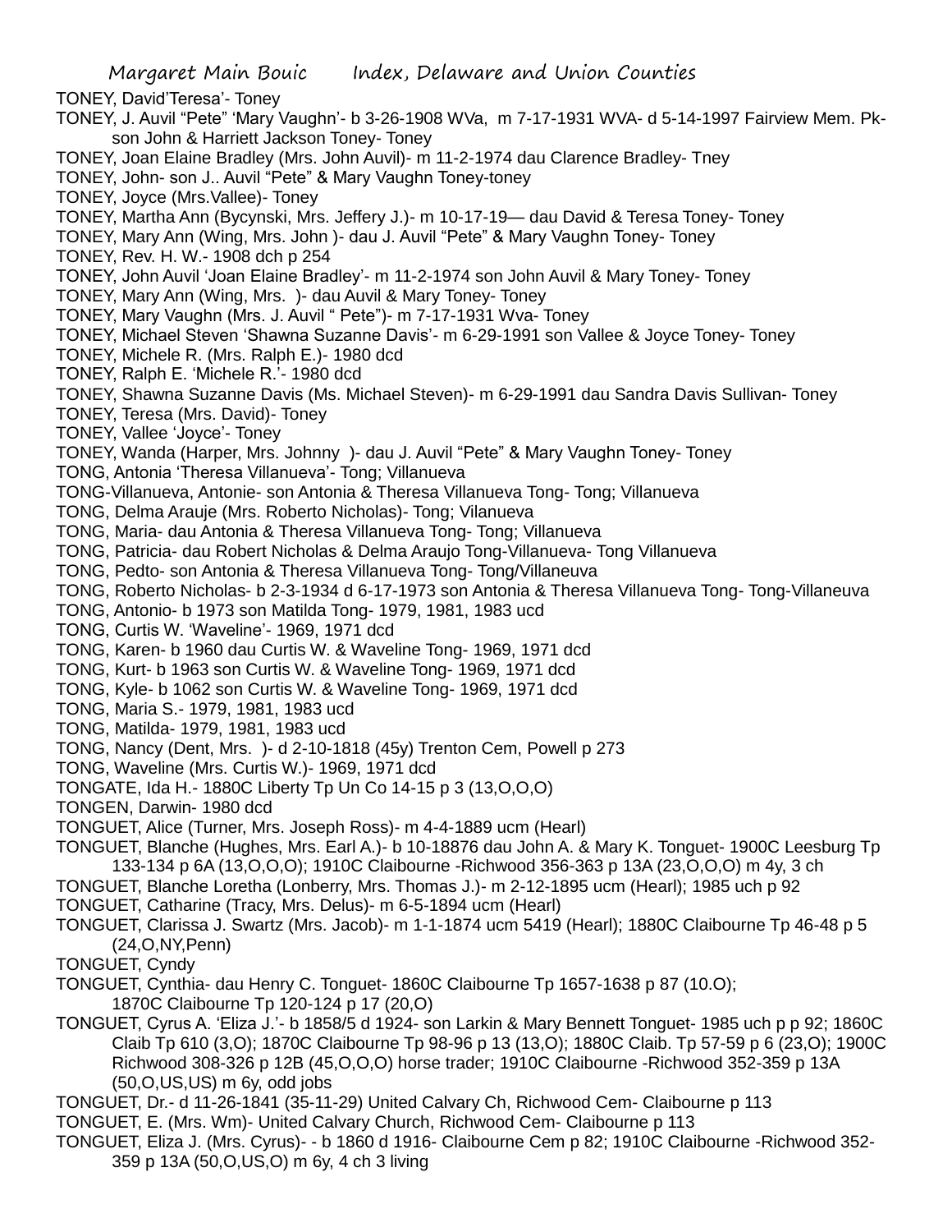TONEY, David'Teresa'- Toney

TONEY, J. Auvil "Pete" 'Mary Vaughn'- b 3-26-1908 WVa, m 7-17-1931 WVA- d 5-14-1997 Fairview Mem. Pk- son John & Harriett Jackson Toney- Toney

TONEY, Joan Elaine Bradley (Mrs. John Auvil)- m 11-2-1974 dau Clarence Bradley- Tney

TONEY, John- son J.. Auvil "Pete" & Mary Vaughn Toney-toney

TONEY, Joyce (Mrs.Vallee)- Toney

TONEY, Martha Ann (Bycynski, Mrs. Jeffery J.)- m 10-17-19— dau David & Teresa Toney- Toney

TONEY, Mary Ann (Wing, Mrs. John )- dau J. Auvil "Pete" & Mary Vaughn Toney- Toney

TONEY, Rev. H. W.- 1908 dch p 254

TONEY, John Auvil 'Joan Elaine Bradley'- m 11-2-1974 son John Auvil & Mary Toney- Toney

TONEY, Mary Ann (Wing, Mrs. )- dau Auvil & Mary Toney- Toney

TONEY, Mary Vaughn (Mrs. J. Auvil " Pete")- m 7-17-1931 Wva- Toney

TONEY, Michael Steven 'Shawna Suzanne Davis'- m 6-29-1991 son Vallee & Joyce Toney- Toney

TONEY, Michele R. (Mrs. Ralph E.)- 1980 dcd

TONEY, Ralph E. 'Michele R.'- 1980 dcd

TONEY, Shawna Suzanne Davis (Ms. Michael Steven)- m 6-29-1991 dau Sandra Davis Sullivan- Toney

TONEY, Teresa (Mrs. David)- Toney

TONEY, Vallee 'Joyce'- Toney

TONEY, Wanda (Harper, Mrs. Johnny )- dau J. Auvil "Pete" & Mary Vaughn Toney- Toney

TONG, Antonia 'Theresa Villanueva'- Tong; Villanueva

TONG-Villanueva, Antonie- son Antonia & Theresa Villanueva Tong- Tong; Villanueva

TONG, Delma Arauje (Mrs. Roberto Nicholas)- Tong; Vilanueva

TONG, Maria- dau Antonia & Theresa Villanueva Tong- Tong; Villanueva

TONG, Patricia- dau Robert Nicholas & Delma Araujo Tong-Villanueva- Tong Villanueva

TONG, Pedto- son Antonia & Theresa Villanueva Tong- Tong/Villaneuva

TONG, Roberto Nicholas- b 2-3-1934 d 6-17-1973 son Antonia & Theresa Villanueva Tong- Tong-Villaneuva

TONG, Antonio- b 1973 son Matilda Tong- 1979, 1981, 1983 ucd

TONG, Curtis W. 'Waveline'- 1969, 1971 dcd

TONG, Karen- b 1960 dau Curtis W. & Waveline Tong- 1969, 1971 dcd

TONG, Kurt- b 1963 son Curtis W. & Waveline Tong- 1969, 1971 dcd

TONG, Kyle- b 1062 son Curtis W. & Waveline Tong- 1969, 1971 dcd

TONG, Maria S.- 1979, 1981, 1983 ucd

TONG, Matilda- 1979, 1981, 1983 ucd

TONG, Nancy (Dent, Mrs. )- d 2-10-1818 (45y) Trenton Cem, Powell p 273

TONG, Waveline (Mrs. Curtis W.)- 1969, 1971 dcd

TONGATE, Ida H.- 1880C Liberty Tp Un Co 14-15 p 3 (13,O,O,O)

TONGEN, Darwin- 1980 dcd

TONGUET, Alice (Turner, Mrs. Joseph Ross)- m 4-4-1889 ucm (Hearl)

TONGUET, Blanche (Hughes, Mrs. Earl A.)- b 10-18876 dau John A. & Mary K. Tonguet- 1900C Leesburg Tp 133-134 p 6A (13,O,O,O); 1910C Claibourne -Richwood 356-363 p 13A (23,O,O,O) m 4y, 3 ch

TONGUET, Blanche Loretha (Lonberry, Mrs. Thomas J.)- m 2-12-1895 ucm (Hearl); 1985 uch p 92

TONGUET, Catharine (Tracy, Mrs. Delus)- m 6-5-1894 ucm (Hearl)

TONGUET, Clarissa J. Swartz (Mrs. Jacob)- m 1-1-1874 ucm 5419 (Hearl); 1880C Claibourne Tp 46-48 p 5 (24,O,NY,Penn)

TONGUET, Cyndy

TONGUET, Cynthia- dau Henry C. Tonguet- 1860C Claibourne Tp 1657-1638 p 87 (10.O); 1870C Claibourne Tp 120-124 p 17 (20,O)

TONGUET, Cyrus A. 'Eliza J.'- b 1858/5 d 1924- son Larkin & Mary Bennett Tonguet- 1985 uch p p 92; 1860C Claib Tp 610 (3,O); 1870C Claibourne Tp 98-96 p 13 (13,O); 1880C Claib. Tp 57-59 p 6 (23,O); 1900C Richwood 308-326 p 12B (45,O,O,O) horse trader; 1910C Claibourne -Richwood 352-359 p 13A (50,O,US,US) m 6y, odd jobs

TONGUET, Dr.- d 11-26-1841 (35-11-29) United Calvary Ch, Richwood Cem- Claibourne p 113

TONGUET, E. (Mrs. Wm)- United Calvary Church, Richwood Cem- Claibourne p 113

TONGUET, Eliza J. (Mrs. Cyrus)- - b 1860 d 1916- Claibourne Cem p 82; 1910C Claibourne -Richwood 352-359 p 13A (50,O,US,O) m 6y, 4 ch 3 living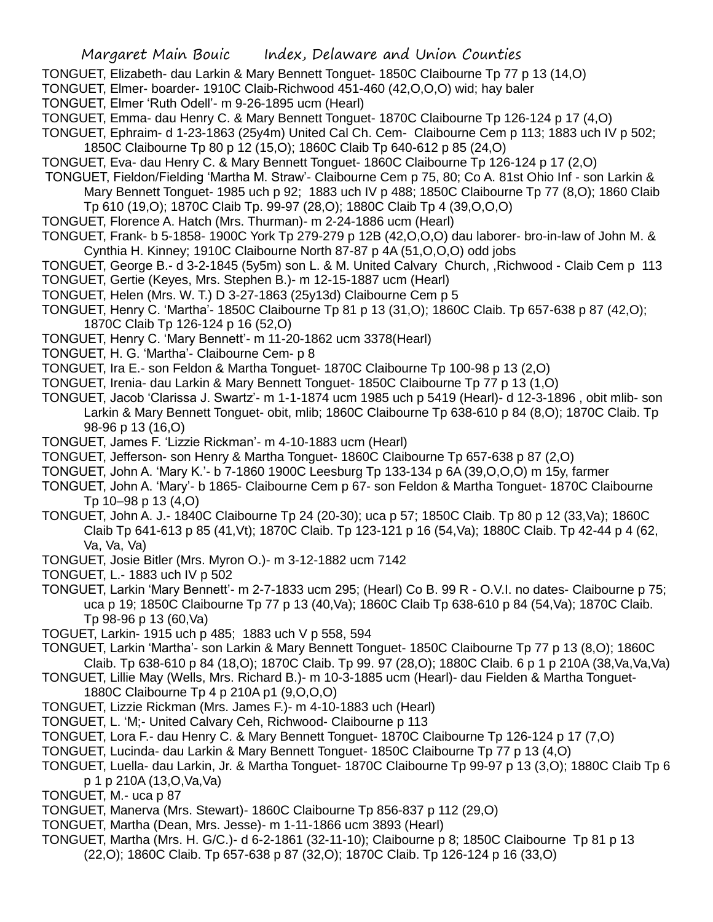TONGUET, Elizabeth- dau Larkin & Mary Bennett Tonguet- 1850C Claibourne Tp 77 p 13 (14,O)

TONGUET, Elmer- boarder- 1910C Claib-Richwood 451-460 (42,O,O,O) wid; hay baler

TONGUET, Elmer 'Ruth Odell'- m 9-26-1895 ucm (Hearl)

TONGUET, Emma- dau Henry C. & Mary Bennett Tonguet- 1870C Claibourne Tp 126-124 p 17 (4,O)

TONGUET, Ephraim- d 1-23-1863 (25y4m) United Cal Ch. Cem- Claibourne Cem p 113; 1883 uch IV p 502; 1850C Claibourne Tp 80 p 12 (15,O); 1860C Claib Tp 640-612 p 85 (24,O)

TONGUET, Eva- dau Henry C. & Mary Bennett Tonguet- 1860C Claibourne Tp 126-124 p 17 (2,O)

TONGUET, Fieldon/Fielding 'Martha M. Straw'- Claibourne Cem p 75, 80; Co A. 81st Ohio Inf - son Larkin & Mary Bennett Tonguet- 1985 uch p 92; 1883 uch IV p 488; 1850C Claibourne Tp 77 (8,O); 1860 Claib Tp 610 (19,O); 1870C Claib Tp. 99-97 (28,O); 1880C Claib Tp 4 (39,O,O,O)

TONGUET, Florence A. Hatch (Mrs. Thurman)- m 2-24-1886 ucm (Hearl)

TONGUET, Frank- b 5-1858- 1900C York Tp 279-279 p 12B (42,O,O,O) dau laborer- bro-in-law of John M. & Cynthia H. Kinney; 1910C Claibourne North 87-87 p 4A (51,O,O,O) odd jobs

TONGUET, George B.- d 3-2-1845 (5y5m) son L. & M. United Calvary Church, ,Richwood - Claib Cem p 113

TONGUET, Gertie (Keyes, Mrs. Stephen B.)- m 12-15-1887 ucm (Hearl)

TONGUET, Helen (Mrs. W. T.) D 3-27-1863 (25y13d) Claibourne Cem p 5

TONGUET, Henry C. 'Martha'- 1850C Claibourne Tp 81 p 13 (31,O); 1860C Claib. Tp 657-638 p 87 (42,O); 1870C Claib Tp 126-124 p 16 (52,O)

TONGUET, Henry C. 'Mary Bennett'- m 11-20-1862 ucm 3378(Hearl)

TONGUET, H. G. 'Martha'- Claibourne Cem- p 8

TONGUET, Ira E.- son Feldon & Martha Tonguet- 1870C Claibourne Tp 100-98 p 13 (2,O)

TONGUET, Irenia- dau Larkin & Mary Bennett Tonguet- 1850C Claibourne Tp 77 p 13 (1,O)

TONGUET, Jacob 'Clarissa J. Swartz'- m 1-1-1874 ucm 1985 uch p 5419 (Hearl)- d 12-3-1896 , obit mlib- son Larkin & Mary Bennett Tonguet- obit, mlib; 1860C Claibourne Tp 638-610 p 84 (8,O); 1870C Claib. Tp 98-96 p 13 (16,O)

TONGUET, James F. 'Lizzie Rickman'- m 4-10-1883 ucm (Hearl)

TONGUET, Jefferson- son Henry & Martha Tonguet- 1860C Claibourne Tp 657-638 p 87 (2,O)

TONGUET, John A. 'Mary K.'- b 7-1860 1900C Leesburg Tp 133-134 p 6A (39,O,O,O) m 15y, farmer

TONGUET, John A. 'Mary'- b 1865- Claibourne Cem p 67- son Feldon & Martha Tonguet- 1870C Claibourne Tp 10–98 p 13 (4,O)

TONGUET, John A. J.- 1840C Claibourne Tp 24 (20-30); uca p 57; 1850C Claib. Tp 80 p 12 (33,Va); 1860C Claib Tp 641-613 p 85 (41,Vt); 1870C Claib. Tp 123-121 p 16 (54,Va); 1880C Claib. Tp 42-44 p 4 (62, Va, Va, Va)

TONGUET, Josie Bitler (Mrs. Myron O.)- m 3-12-1882 ucm 7142

TONGUET, L.- 1883 uch IV p 502

TONGUET, Larkin 'Mary Bennett'- m 2-7-1833 ucm 295; (Hearl) Co B. 99 R - O.V.I. no dates- Claibourne p 75; uca p 19; 1850C Claibourne Tp 77 p 13 (40,Va); 1860C Claib Tp 638-610 p 84 (54,Va); 1870C Claib. Tp 98-96 p 13 (60,Va)

TOGUET, Larkin- 1915 uch p 485; 1883 uch V p 558, 594

TONGUET, Larkin 'Martha'- son Larkin & Mary Bennett Tonguet- 1850C Claibourne Tp 77 p 13 (8,O); 1860C Claib. Tp 638-610 p 84 (18,O); 1870C Claib. Tp 99. 97 (28,O); 1880C Claib. 6 p 1 p 210A (38,Va,Va,Va)

TONGUET, Lillie May (Wells, Mrs. Richard B.)- m 10-3-1885 ucm (Hearl)- dau Fielden & Martha Tonguet- 1880C Claibourne Tp 4 p 210A p1 (9,O,O,O)

TONGUET, Lizzie Rickman (Mrs. James F.)- m 4-10-1883 uch (Hearl)

TONGUET, L. 'M;- United Calvary Ceh, Richwood- Claibourne p 113

TONGUET, Lora F.- dau Henry C. & Mary Bennett Tonguet- 1870C Claibourne Tp 126-124 p 17 (7,O)

TONGUET, Lucinda- dau Larkin & Mary Bennett Tonguet- 1850C Claibourne Tp 77 p 13 (4,O)

TONGUET, Luella- dau Larkin, Jr. & Martha Tonguet- 1870C Claibourne Tp 99-97 p 13 (3,O); 1880C Claib Tp 6 p 1 p 210A (13,O,Va,Va)

TONGUET, M.- uca p 87

TONGUET, Manerva (Mrs. Stewart)- 1860C Claibourne Tp 856-837 p 112 (29,O)

TONGUET, Martha (Dean, Mrs. Jesse)- m 1-11-1866 ucm 3893 (Hearl)

TONGUET, Martha (Mrs. H. G/C.)- d 6-2-1861 (32-11-10); Claibourne p 8; 1850C Claibourne Tp 81 p 13 (22,O); 1860C Claib. Tp 657-638 p 87 (32,O); 1870C Claib. Tp 126-124 p 16 (33,O)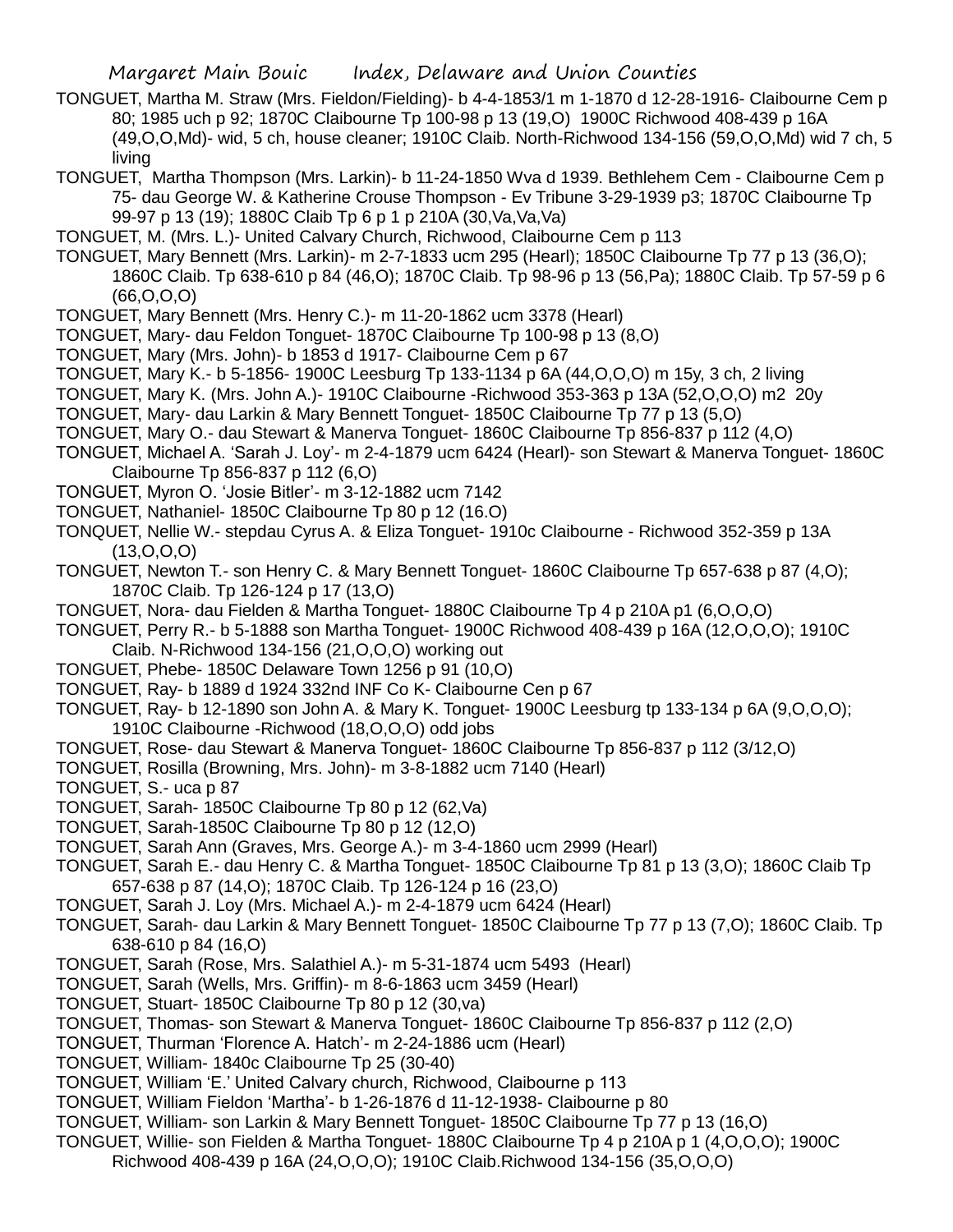TONGUET, Martha M. Straw (Mrs. Fieldon/Fielding)- b 4-4-1853/1 m 1-1870 d 12-28-1916- Claibourne Cem p 80; 1985 uch p 92; 1870C Claibourne Tp 100-98 p 13 (19,O) 1900C Richwood 408-439 p 16A (49,O,O,Md)- wid, 5 ch, house cleaner; 1910C Claib. North-Richwood 134-156 (59,O,O,Md) wid 7 ch, 5 living

TONGUET, Martha Thompson (Mrs. Larkin)- b 11-24-1850 Wva d 1939. Bethlehem Cem - Claibourne Cem p 75- dau George W. & Katherine Crouse Thompson - Ev Tribune 3-29-1939 p3; 1870C Claibourne Tp 99-97 p 13 (19); 1880C Claib Tp 6 p 1 p 210A (30,Va,Va,Va)

TONGUET, M. (Mrs. L.)- United Calvary Church, Richwood, Claibourne Cem p 113

TONGUET, Mary Bennett (Mrs. Larkin)- m 2-7-1833 ucm 295 (Hearl); 1850C Claibourne Tp 77 p 13 (36,O); 1860C Claib. Tp 638-610 p 84 (46,O); 1870C Claib. Tp 98-96 p 13 (56,Pa); 1880C Claib. Tp 57-59 p 6 (66,O,O,O)

TONGUET, Mary Bennett (Mrs. Henry C.)- m 11-20-1862 ucm 3378 (Hearl)

TONGUET, Mary- dau Feldon Tonguet- 1870C Claibourne Tp 100-98 p 13 (8,O)

TONGUET, Mary (Mrs. John)- b 1853 d 1917- Claibourne Cem p 67

TONGUET, Mary K.- b 5-1856- 1900C Leesburg Tp 133-1134 p 6A (44,O,O,O) m 15y, 3 ch, 2 living

TONGUET, Mary K. (Mrs. John A.)- 1910C Claibourne -Richwood 353-363 p 13A (52,O,O,O) m2 20y

TONGUET, Mary- dau Larkin & Mary Bennett Tonguet- 1850C Claibourne Tp 77 p 13 (5,O)

TONGUET, Mary O.- dau Stewart & Manerva Tonguet- 1860C Claibourne Tp 856-837 p 112 (4,O)

TONGUET, Michael A. 'Sarah J. Loy'- m 2-4-1879 ucm 6424 (Hearl)- son Stewart & Manerva Tonguet- 1860C Claibourne Tp 856-837 p 112 (6,O)

TONGUET, Myron O. 'Josie Bitler'- m 3-12-1882 ucm 7142

TONGUET, Nathaniel- 1850C Claibourne Tp 80 p 12 (16.O)

TONQUET, Nellie W.- stepdau Cyrus A. & Eliza Tonguet- 1910c Claibourne - Richwood 352-359 p 13A (13,O,O,O)

TONGUET, Newton T.- son Henry C. & Mary Bennett Tonguet- 1860C Claibourne Tp 657-638 p 87 (4,O); 1870C Claib. Tp 126-124 p 17 (13,O)

TONGUET, Nora- dau Fielden & Martha Tonguet- 1880C Claibourne Tp 4 p 210A p1 (6,O,O,O)

TONGUET, Perry R.- b 5-1888 son Martha Tonguet- 1900C Richwood 408-439 p 16A (12,O,O,O); 1910C Claib. N-Richwood 134-156 (21,O,O,O) working out

TONGUET, Phebe- 1850C Delaware Town 1256 p 91 (10,O)

TONGUET, Ray- b 1889 d 1924 332nd INF Co K- Claibourne Cen p 67

TONGUET, Ray- b 12-1890 son John A. & Mary K. Tonguet- 1900C Leesburg tp 133-134 p 6A (9,O,O,O); 1910C Claibourne -Richwood (18,O,O,O) odd jobs

TONGUET, Rose- dau Stewart & Manerva Tonguet- 1860C Claibourne Tp 856-837 p 112 (3/12,O)

TONGUET, Rosilla (Browning, Mrs. John)- m 3-8-1882 ucm 7140 (Hearl)

TONGUET, S.- uca p 87

TONGUET, Sarah- 1850C Claibourne Tp 80 p 12 (62,Va)

TONGUET, Sarah-1850C Claibourne Tp 80 p 12 (12,O)

TONGUET, Sarah Ann (Graves, Mrs. George A.)- m 3-4-1860 ucm 2999 (Hearl)

TONGUET, Sarah E.- dau Henry C. & Martha Tonguet- 1850C Claibourne Tp 81 p 13 (3,O); 1860C Claib Tp 657-638 p 87 (14,O); 1870C Claib. Tp 126-124 p 16 (23,O)

TONGUET, Sarah J. Loy (Mrs. Michael A.)- m 2-4-1879 ucm 6424 (Hearl)

TONGUET, Sarah- dau Larkin & Mary Bennett Tonguet- 1850C Claibourne Tp 77 p 13 (7,O); 1860C Claib. Tp 638-610 p 84 (16,O)

TONGUET, Sarah (Rose, Mrs. Salathiel A.)- m 5-31-1874 ucm 5493 (Hearl)

TONGUET, Sarah (Wells, Mrs. Griffin)- m 8-6-1863 ucm 3459 (Hearl)

TONGUET, Stuart- 1850C Claibourne Tp 80 p 12 (30,va)

TONGUET, Thomas- son Stewart & Manerva Tonguet- 1860C Claibourne Tp 856-837 p 112 (2,O)

TONGUET, Thurman 'Florence A. Hatch'- m 2-24-1886 ucm (Hearl)

TONGUET, William- 1840c Claibourne Tp 25 (30-40)

TONGUET, William 'E.' United Calvary church, Richwood, Claibourne p 113

TONGUET, William Fieldon 'Martha'- b 1-26-1876 d 11-12-1938- Claibourne p 80

TONGUET, William- son Larkin & Mary Bennett Tonguet- 1850C Claibourne Tp 77 p 13 (16,O)

TONGUET, Willie- son Fielden & Martha Tonguet- 1880C Claibourne Tp 4 p 210A p 1 (4,O,O,O); 1900C Richwood 408-439 p 16A (24,O,O,O); 1910C Claib.Richwood 134-156 (35,O,O,O)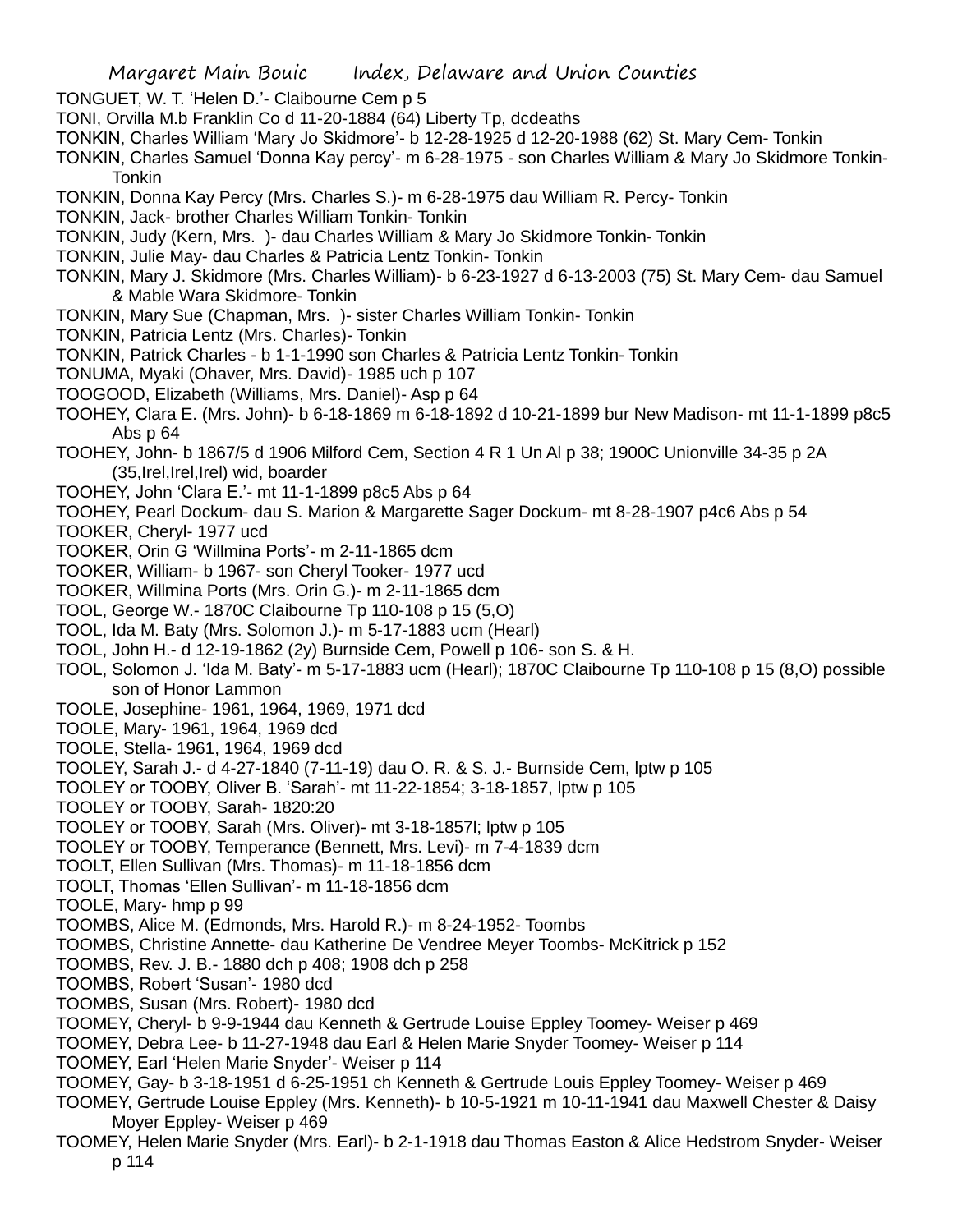TONGUET, W. T. 'Helen D.'- Claibourne Cem p 5

TONI, Orvilla M.b Franklin Co d 11-20-1884 (64) Liberty Tp, dcdeaths

TONKIN, Charles William 'Mary Jo Skidmore'- b 12-28-1925 d 12-20-1988 (62) St. Mary Cem- Tonkin

TONKIN, Charles Samuel 'Donna Kay percy'- m 6-28-1975 - son Charles William & Mary Jo Skidmore Tonkin- Tonkin

TONKIN, Donna Kay Percy (Mrs. Charles S.)- m 6-28-1975 dau William R. Percy- Tonkin

TONKIN, Jack- brother Charles William Tonkin- Tonkin

TONKIN, Judy (Kern, Mrs. )- dau Charles William & Mary Jo Skidmore Tonkin- Tonkin

TONKIN, Julie May- dau Charles & Patricia Lentz Tonkin- Tonkin

TONKIN, Mary J. Skidmore (Mrs. Charles William)- b 6-23-1927 d 6-13-2003 (75) St. Mary Cem- dau Samuel & Mable Wara Skidmore- Tonkin

TONKIN, Mary Sue (Chapman, Mrs. )- sister Charles William Tonkin- Tonkin

TONKIN, Patricia Lentz (Mrs. Charles)- Tonkin

TONKIN, Patrick Charles - b 1-1-1990 son Charles & Patricia Lentz Tonkin- Tonkin

TONUMA, Myaki (Ohaver, Mrs. David)- 1985 uch p 107

TOOGOOD, Elizabeth (Williams, Mrs. Daniel)- Asp p 64

TOOHEY, Clara E. (Mrs. John)- b 6-18-1869 m 6-18-1892 d 10-21-1899 bur New Madison- mt 11-1-1899 p8c5 Abs p 64

TOOHEY, John- b 1867/5 d 1906 Milford Cem, Section 4 R 1 Un Al p 38; 1900C Unionville 34-35 p 2A (35,Irel,Irel,Irel) wid, boarder

TOOHEY, John 'Clara E.'- mt 11-1-1899 p8c5 Abs p 64

TOOHEY, Pearl Dockum- dau S. Marion & Margarette Sager Dockum- mt 8-28-1907 p4c6 Abs p 54

TOOKER, Cheryl- 1977 ucd

TOOKER, Orin G 'Willmina Ports'- m 2-11-1865 dcm

TOOKER, William- b 1967- son Cheryl Tooker- 1977 ucd

TOOKER, Willmina Ports (Mrs. Orin G.)- m 2-11-1865 dcm

TOOL, George W.- 1870C Claibourne Tp 110-108 p 15 (5,O)

TOOL, Ida M. Baty (Mrs. Solomon J.)- m 5-17-1883 ucm (Hearl)

TOOL, John H.- d 12-19-1862 (2y) Burnside Cem, Powell p 106- son S. & H.

TOOL, Solomon J. 'Ida M. Baty'- m 5-17-1883 ucm (Hearl); 1870C Claibourne Tp 110-108 p 15 (8,O) possible son of Honor Lammon

TOOLE, Josephine- 1961, 1964, 1969, 1971 dcd

TOOLE, Mary- 1961, 1964, 1969 dcd

TOOLE, Stella- 1961, 1964, 1969 dcd

TOOLEY, Sarah J.- d 4-27-1840 (7-11-19) dau O. R. & S. J.- Burnside Cem, lptw p 105

TOOLEY or TOOBY, Oliver B. 'Sarah'- mt 11-22-1854; 3-18-1857, lptw p 105

TOOLEY or TOOBY, Sarah- 1820:20

TOOLEY or TOOBY, Sarah (Mrs. Oliver)- mt 3-18-1857l; lptw p 105

TOOLEY or TOOBY, Temperance (Bennett, Mrs. Levi)- m 7-4-1839 dcm

TOOLT, Ellen Sullivan (Mrs. Thomas)- m 11-18-1856 dcm

TOOLT, Thomas 'Ellen Sullivan'- m 11-18-1856 dcm

TOOLE, Mary- hmp p 99

TOOMBS, Alice M. (Edmonds, Mrs. Harold R.)- m 8-24-1952- Toombs

TOOMBS, Christine Annette- dau Katherine De Vendree Meyer Toombs- McKitrick p 152

TOOMBS, Rev. J. B.- 1880 dch p 408; 1908 dch p 258

TOOMBS, Robert 'Susan'- 1980 dcd

TOOMBS, Susan (Mrs. Robert)- 1980 dcd

TOOMEY, Cheryl- b 9-9-1944 dau Kenneth & Gertrude Louise Eppley Toomey- Weiser p 469

TOOMEY, Debra Lee- b 11-27-1948 dau Earl & Helen Marie Snyder Toomey- Weiser p 114

TOOMEY, Earl 'Helen Marie Snyder'- Weiser p 114

TOOMEY, Gay- b 3-18-1951 d 6-25-1951 ch Kenneth & Gertrude Louis Eppley Toomey- Weiser p 469

TOOMEY, Gertrude Louise Eppley (Mrs. Kenneth)- b 10-5-1921 m 10-11-1941 dau Maxwell Chester & Daisy Moyer Eppley- Weiser p 469

TOOMEY, Helen Marie Snyder (Mrs. Earl)- b 2-1-1918 dau Thomas Easton & Alice Hedstrom Snyder- Weiser p 114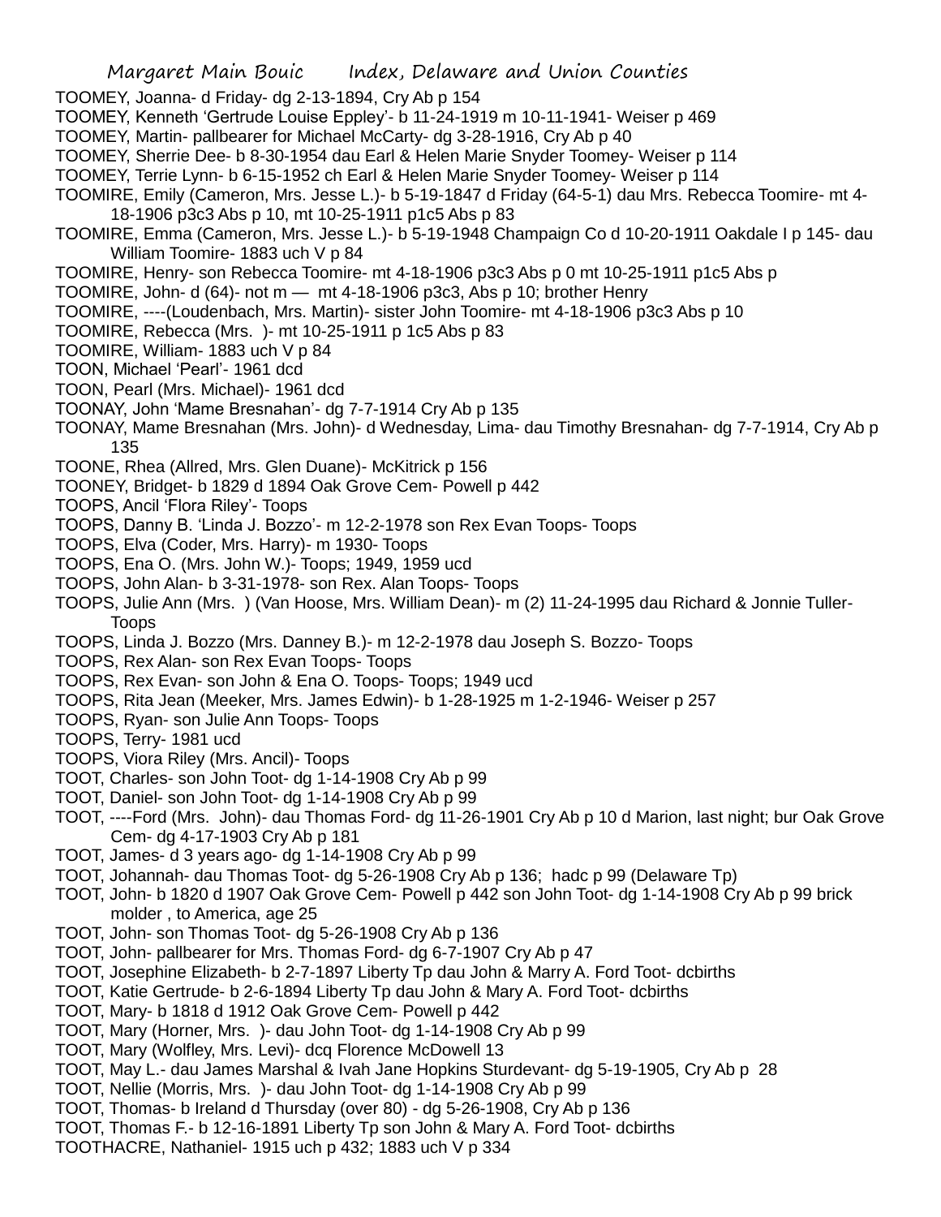TOOMEY, Joanna- d Friday- dg 2-13-1894, Cry Ab p 154

TOOMEY, Kenneth 'Gertrude Louise Eppley'- b 11-24-1919 m 10-11-1941- Weiser p 469

TOOMEY, Martin- pallbearer for Michael McCarty- dg 3-28-1916, Cry Ab p 40

TOOMEY, Sherrie Dee- b 8-30-1954 dau Earl & Helen Marie Snyder Toomey- Weiser p 114

TOOMEY, Terrie Lynn- b 6-15-1952 ch Earl & Helen Marie Snyder Toomey- Weiser p 114

TOOMIRE, Emily (Cameron, Mrs. Jesse L.)- b 5-19-1847 d Friday (64-5-1) dau Mrs. Rebecca Toomire- mt 4-18-1906 p3c3 Abs p 10, mt 10-25-1911 p1c5 Abs p 83

TOOMIRE, Emma (Cameron, Mrs. Jesse L.)- b 5-19-1948 Champaign Co d 10-20-1911 Oakdale I p 145- dau William Toomire- 1883 uch V p 84

TOOMIRE, Henry- son Rebecca Toomire- mt 4-18-1906 p3c3 Abs p 0 mt 10-25-1911 p1c5 Abs p

TOOMIRE, John- d (64)- not m — mt 4-18-1906 p3c3, Abs p 10; brother Henry

TOOMIRE, ----(Loudenbach, Mrs. Martin)- sister John Toomire- mt 4-18-1906 p3c3 Abs p 10

TOOMIRE, Rebecca (Mrs. )- mt 10-25-1911 p 1c5 Abs p 83

TOOMIRE, William- 1883 uch V p 84

TOON, Michael 'Pearl'- 1961 dcd

TOON, Pearl (Mrs. Michael)- 1961 dcd

TOONAY, John 'Mame Bresnahan'- dg 7-7-1914 Cry Ab p 135

TOONAY, Mame Bresnahan (Mrs. John)- d Wednesday, Lima- dau Timothy Bresnahan- dg 7-7-1914, Cry Ab p 135

TOONE, Rhea (Allred, Mrs. Glen Duane)- McKitrick p 156

TOONEY, Bridget- b 1829 d 1894 Oak Grove Cem- Powell p 442

TOOPS, Ancil 'Flora Riley'- Toops

TOOPS, Danny B. 'Linda J. Bozzo'- m 12-2-1978 son Rex Evan Toops- Toops

TOOPS, Elva (Coder, Mrs. Harry)- m 1930- Toops

TOOPS, Ena O. (Mrs. John W.)- Toops; 1949, 1959 ucd

TOOPS, John Alan- b 3-31-1978- son Rex. Alan Toops- Toops

TOOPS, Julie Ann (Mrs. ) (Van Hoose, Mrs. William Dean)- m (2) 11-24-1995 dau Richard & Jonnie Tuller- Toops

TOOPS, Linda J. Bozzo (Mrs. Danney B.)- m 12-2-1978 dau Joseph S. Bozzo- Toops

TOOPS, Rex Alan- son Rex Evan Toops- Toops

TOOPS, Rex Evan- son John & Ena O. Toops- Toops; 1949 ucd

TOOPS, Rita Jean (Meeker, Mrs. James Edwin)- b 1-28-1925 m 1-2-1946- Weiser p 257

TOOPS, Ryan- son Julie Ann Toops- Toops

TOOPS, Terry- 1981 ucd

TOOPS, Viora Riley (Mrs. Ancil)- Toops

TOOT, Charles- son John Toot- dg 1-14-1908 Cry Ab p 99

TOOT, Daniel- son John Toot- dg 1-14-1908 Cry Ab p 99

TOOT, ----Ford (Mrs. John)- dau Thomas Ford- dg 11-26-1901 Cry Ab p 10 d Marion, last night; bur Oak Grove Cem- dg 4-17-1903 Cry Ab p 181

TOOT, James- d 3 years ago- dg 1-14-1908 Cry Ab p 99

TOOT, Johannah- dau Thomas Toot- dg 5-26-1908 Cry Ab p 136; hadc p 99 (Delaware Tp)

TOOT, John- b 1820 d 1907 Oak Grove Cem- Powell p 442 son John Toot- dg 1-14-1908 Cry Ab p 99 brick molder , to America, age 25

TOOT, John- son Thomas Toot- dg 5-26-1908 Cry Ab p 136

TOOT, John- pallbearer for Mrs. Thomas Ford- dg 6-7-1907 Cry Ab p 47

TOOT, Josephine Elizabeth- b 2-7-1897 Liberty Tp dau John & Marry A. Ford Toot- dcbirths

TOOT, Katie Gertrude- b 2-6-1894 Liberty Tp dau John & Mary A. Ford Toot- dcbirths

TOOT, Mary- b 1818 d 1912 Oak Grove Cem- Powell p 442

TOOT, Mary (Horner, Mrs. )- dau John Toot- dg 1-14-1908 Cry Ab p 99

TOOT, Mary (Wolfley, Mrs. Levi)- dcq Florence McDowell 13

TOOT, May L.- dau James Marshal & Ivah Jane Hopkins Sturdevant- dg 5-19-1905, Cry Ab p 28

TOOT, Nellie (Morris, Mrs. )- dau John Toot- dg 1-14-1908 Cry Ab p 99

TOOT, Thomas- b Ireland d Thursday (over 80) - dg 5-26-1908, Cry Ab p 136

TOOT, Thomas F.- b 12-16-1891 Liberty Tp son John & Mary A. Ford Toot- dcbirths

TOOTHACRE, Nathaniel- 1915 uch p 432; 1883 uch V p 334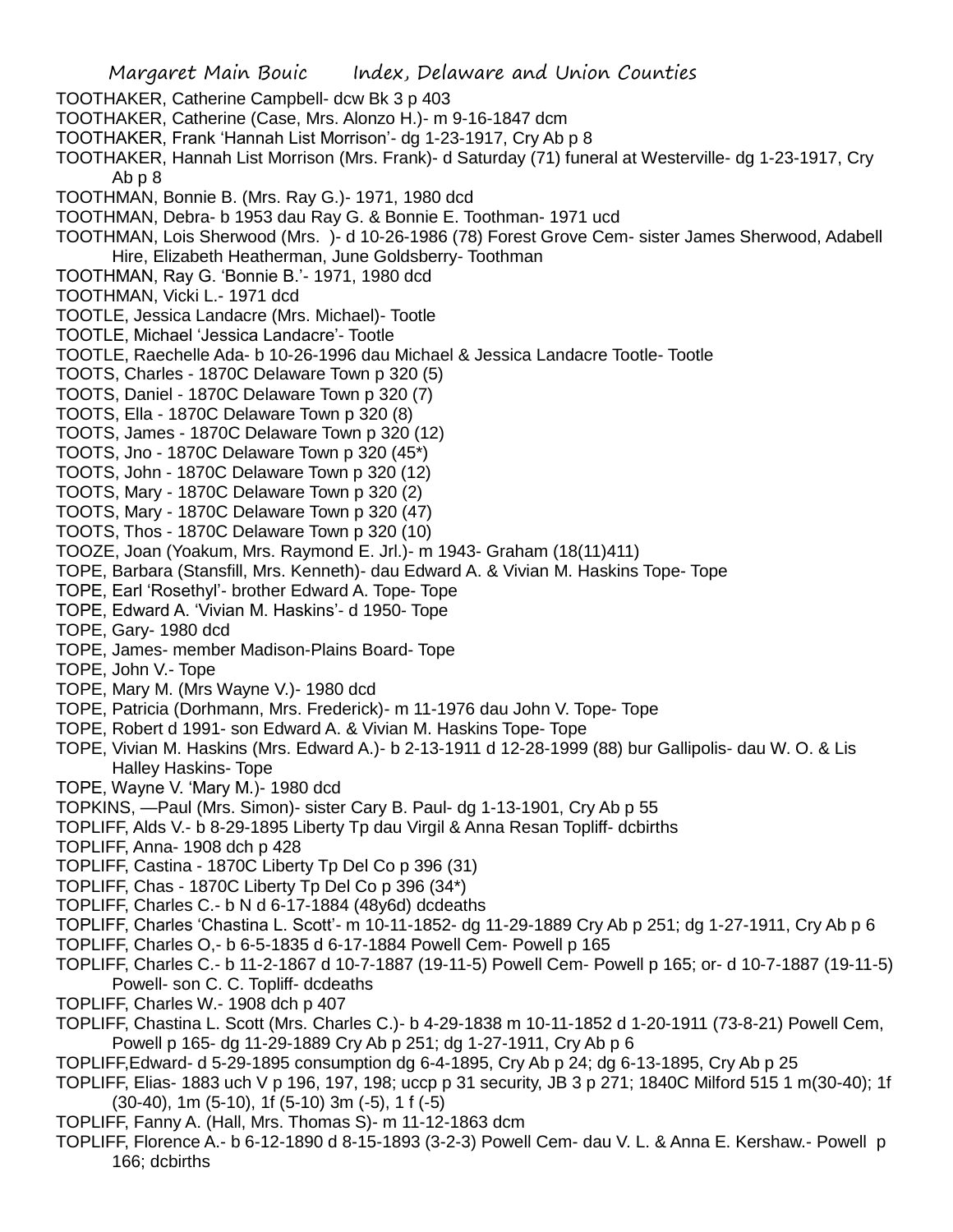TOOTHAKER, Catherine Campbell- dcw Bk 3 p 403

TOOTHAKER, Catherine (Case, Mrs. Alonzo H.)- m 9-16-1847 dcm

TOOTHAKER, Frank 'Hannah List Morrison'- dg 1-23-1917, Cry Ab p 8

TOOTHAKER, Hannah List Morrison (Mrs. Frank)- d Saturday (71) funeral at Westerville- dg 1-23-1917, Cry Ab p 8

TOOTHMAN, Bonnie B. (Mrs. Ray G.)- 1971, 1980 dcd

TOOTHMAN, Debra- b 1953 dau Ray G. & Bonnie E. Toothman- 1971 ucd

TOOTHMAN, Lois Sherwood (Mrs. )- d 10-26-1986 (78) Forest Grove Cem- sister James Sherwood, Adabell Hire, Elizabeth Heatherman, June Goldsberry- Toothman

TOOTHMAN, Ray G. 'Bonnie B.'- 1971, 1980 dcd

TOOTHMAN, Vicki L.- 1971 dcd

TOOTLE, Jessica Landacre (Mrs. Michael)- Tootle

TOOTLE, Michael 'Jessica Landacre'- Tootle

TOOTLE, Raechelle Ada- b 10-26-1996 dau Michael & Jessica Landacre Tootle- Tootle

TOOTS, Charles - 1870C Delaware Town p 320 (5)

TOOTS, Daniel - 1870C Delaware Town p 320 (7)

TOOTS, Ella - 1870C Delaware Town p 320 (8)

TOOTS, James - 1870C Delaware Town p 320 (12)

TOOTS, Jno - 1870C Delaware Town p 320 (45*)

TOOTS, John - 1870C Delaware Town p 320 (12)

TOOTS, Mary - 1870C Delaware Town p 320 (2)

TOOTS, Mary - 1870C Delaware Town p 320 (47)

TOOTS, Thos - 1870C Delaware Town p 320 (10)

TOOZE, Joan (Yoakum, Mrs. Raymond E. Jrl.)- m 1943- Graham (18(11)411)

TOPE, Barbara (Stansfill, Mrs. Kenneth)- dau Edward A. & Vivian M. Haskins Tope- Tope

TOPE, Earl 'Rosethyl'- brother Edward A. Tope- Tope

TOPE, Edward A. 'Vivian M. Haskins'- d 1950- Tope

TOPE, Gary- 1980 dcd

TOPE, James- member Madison-Plains Board- Tope

TOPE, John V.- Tope

TOPE, Mary M. (Mrs Wayne V.)- 1980 dcd

TOPE, Patricia (Dorhmann, Mrs. Frederick)- m 11-1976 dau John V. Tope- Tope

TOPE, Robert d 1991- son Edward A. & Vivian M. Haskins Tope- Tope

TOPE, Vivian M. Haskins (Mrs. Edward A.)- b 2-13-1911 d 12-28-1999 (88) bur Gallipolis- dau W. O. & Lis Halley Haskins- Tope

TOPE, Wayne V. 'Mary M.)- 1980 dcd

TOPKINS, —Paul (Mrs. Simon)- sister Cary B. Paul- dg 1-13-1901, Cry Ab p 55

TOPLIFF, Alds V.- b 8-29-1895 Liberty Tp dau Virgil & Anna Resan Topliff- dcbirths

TOPLIFF, Anna- 1908 dch p 428

TOPLIFF, Castina - 1870C Liberty Tp Del Co p 396 (31)

TOPLIFF, Chas - 1870C Liberty Tp Del Co p 396 (34*)

TOPLIFF, Charles C.- b N d 6-17-1884 (48y6d) dcdeaths

TOPLIFF, Charles 'Chastina L. Scott'- m 10-11-1852- dg 11-29-1889 Cry Ab p 251; dg 1-27-1911, Cry Ab p 6

TOPLIFF, Charles O,- b 6-5-1835 d 6-17-1884 Powell Cem- Powell p 165

TOPLIFF, Charles C.- b 11-2-1867 d 10-7-1887 (19-11-5) Powell Cem- Powell p 165; or- d 10-7-1887 (19-11-5) Powell- son C. C. Topliff- dcdeaths

TOPLIFF, Charles W.- 1908 dch p 407

TOPLIFF, Chastina L. Scott (Mrs. Charles C.)- b 4-29-1838 m 10-11-1852 d 1-20-1911 (73-8-21) Powell Cem, Powell p 165- dg 11-29-1889 Cry Ab p 251; dg 1-27-1911, Cry Ab p 6

TOPLIFF,Edward- d 5-29-1895 consumption dg 6-4-1895, Cry Ab p 24; dg 6-13-1895, Cry Ab p 25

TOPLIFF, Elias- 1883 uch V p 196, 197, 198; uccp p 31 security, JB 3 p 271; 1840C Milford 515 1 m(30-40); 1f (30-40), 1m (5-10), 1f (5-10) 3m (-5), 1 f (-5)

TOPLIFF, Fanny A. (Hall, Mrs. Thomas S)- m 11-12-1863 dcm

TOPLIFF, Florence A.- b 6-12-1890 d 8-15-1893 (3-2-3) Powell Cem- dau V. L. & Anna E. Kershaw.- Powell p 166; dcbirths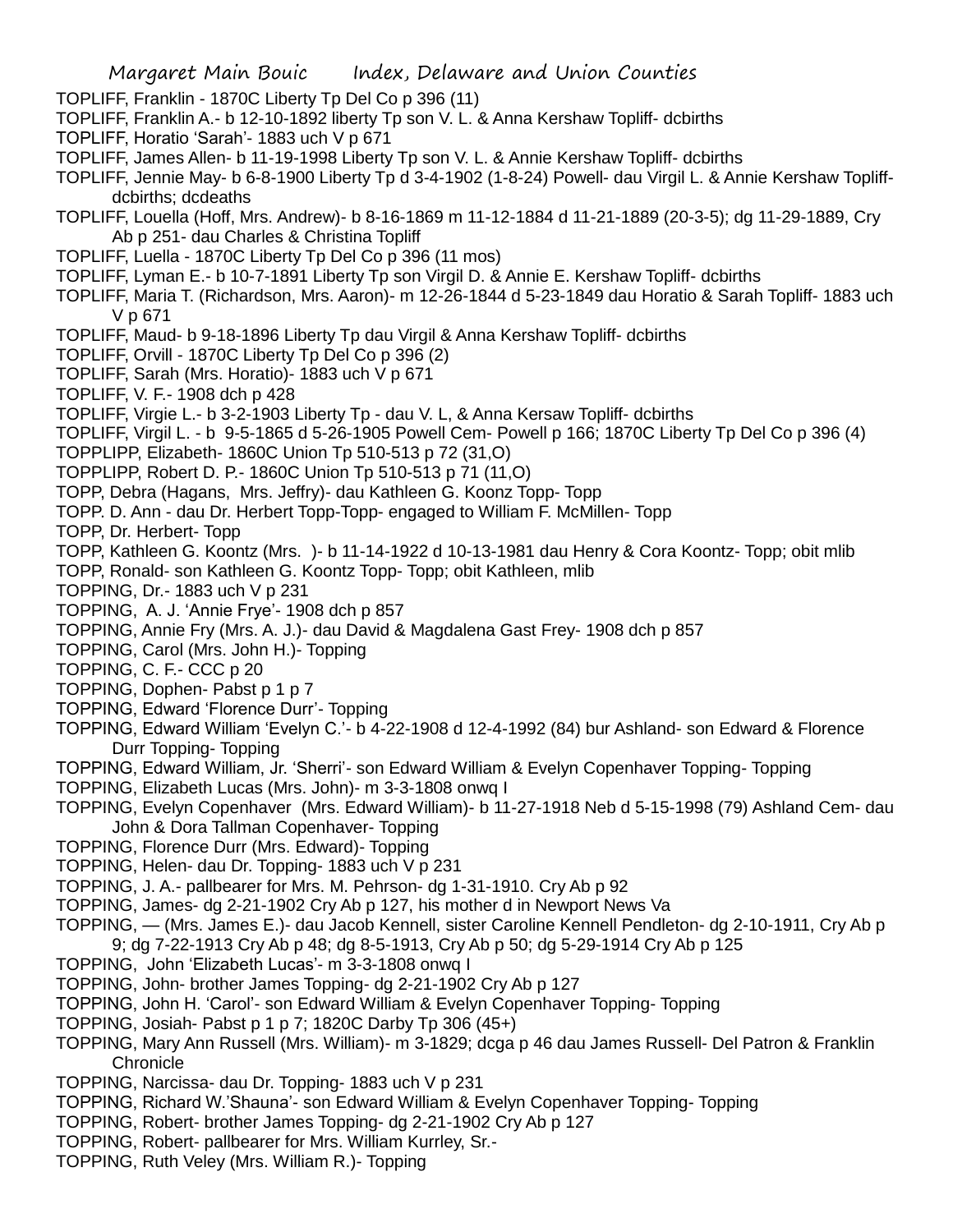TOPLIFF, Franklin - 1870C Liberty Tp Del Co p 396 (11)

TOPLIFF, Franklin A.- b 12-10-1892 liberty Tp son V. L. & Anna Kershaw Topliff- dcbirths

TOPLIFF, Horatio 'Sarah'- 1883 uch V p 671

TOPLIFF, James Allen- b 11-19-1998 Liberty Tp son V. L. & Annie Kershaw Topliff- dcbirths

TOPLIFF, Jennie May- b 6-8-1900 Liberty Tp d 3-4-1902 (1-8-24) Powell- dau Virgil L. & Annie Kershaw Topliff- dcbirths; dcdeaths

TOPLIFF, Louella (Hoff, Mrs. Andrew)- b 8-16-1869 m 11-12-1884 d 11-21-1889 (20-3-5); dg 11-29-1889, Cry Ab p 251- dau Charles & Christina Topliff

TOPLIFF, Luella - 1870C Liberty Tp Del Co p 396 (11 mos)

TOPLIFF, Lyman E.- b 10-7-1891 Liberty Tp son Virgil D. & Annie E. Kershaw Topliff- dcbirths

TOPLIFF, Maria T. (Richardson, Mrs. Aaron)- m 12-26-1844 d 5-23-1849 dau Horatio & Sarah Topliff- 1883 uch V p 671

TOPLIFF, Maud- b 9-18-1896 Liberty Tp dau Virgil & Anna Kershaw Topliff- dcbirths

TOPLIFF, Orvill - 1870C Liberty Tp Del Co p 396 (2)

TOPLIFF, Sarah (Mrs. Horatio)- 1883 uch V p 671

TOPLIFF, V. F.- 1908 dch p 428

TOPLIFF, Virgie L.- b 3-2-1903 Liberty Tp - dau V. L, & Anna Kersaw Topliff- dcbirths

TOPLIFF, Virgil L. - b 9-5-1865 d 5-26-1905 Powell Cem- Powell p 166; 1870C Liberty Tp Del Co p 396 (4)

TOPPLIPP, Elizabeth- 1860C Union Tp 510-513 p 72 (31,O)

TOPPLIPP, Robert D. P.- 1860C Union Tp 510-513 p 71 (11,O)

TOPP, Debra (Hagans, Mrs. Jeffry)- dau Kathleen G. Koonz Topp- Topp

TOPP. D. Ann - dau Dr. Herbert Topp-Topp- engaged to William F. McMillen- Topp

TOPP, Dr. Herbert- Topp

TOPP, Kathleen G. Koontz (Mrs. )- b 11-14-1922 d 10-13-1981 dau Henry & Cora Koontz- Topp; obit mlib

TOPP, Ronald- son Kathleen G. Koontz Topp- Topp; obit Kathleen, mlib

TOPPING, Dr.- 1883 uch V p 231

TOPPING, A. J. 'Annie Frye'- 1908 dch p 857

TOPPING, Annie Fry (Mrs. A. J.)- dau David & Magdalena Gast Frey- 1908 dch p 857

TOPPING, Carol (Mrs. John H.)- Topping

TOPPING, C. F.- CCC p 20

TOPPING, Dophen- Pabst p 1 p 7

TOPPING, Edward 'Florence Durr'- Topping

TOPPING, Edward William 'Evelyn C.'- b 4-22-1908 d 12-4-1992 (84) bur Ashland- son Edward & Florence Durr Topping- Topping

TOPPING, Edward William, Jr. 'Sherri'- son Edward William & Evelyn Copenhaver Topping- Topping

TOPPING, Elizabeth Lucas (Mrs. John)- m 3-3-1808 onwq I

TOPPING, Evelyn Copenhaver (Mrs. Edward William)- b 11-27-1918 Neb d 5-15-1998 (79) Ashland Cem- dau John & Dora Tallman Copenhaver- Topping

TOPPING, Florence Durr (Mrs. Edward)- Topping

TOPPING, Helen- dau Dr. Topping- 1883 uch V p 231

TOPPING, J. A.- pallbearer for Mrs. M. Pehrson- dg 1-31-1910. Cry Ab p 92

TOPPING, James- dg 2-21-1902 Cry Ab p 127, his mother d in Newport News Va

TOPPING, — (Mrs. James E.)- dau Jacob Kennell, sister Caroline Kennell Pendleton- dg 2-10-1911, Cry Ab p 9; dg 7-22-1913 Cry Ab p 48; dg 8-5-1913, Cry Ab p 50; dg 5-29-1914 Cry Ab p 125

TOPPING, John 'Elizabeth Lucas'- m 3-3-1808 onwq I

TOPPING, John- brother James Topping- dg 2-21-1902 Cry Ab p 127

TOPPING, John H. 'Carol'- son Edward William & Evelyn Copenhaver Topping- Topping

TOPPING, Josiah- Pabst p 1 p 7; 1820C Darby Tp 306 (45+)

TOPPING, Mary Ann Russell (Mrs. William)- m 3-1829; dcga p 46 dau James Russell- Del Patron & Franklin Chronicle

TOPPING, Narcissa- dau Dr. Topping- 1883 uch V p 231

TOPPING, Richard W.'Shauna'- son Edward William & Evelyn Copenhaver Topping- Topping

TOPPING, Robert- brother James Topping- dg 2-21-1902 Cry Ab p 127

TOPPING, Robert- pallbearer for Mrs. William Kurrley, Sr.-

TOPPING, Ruth Veley (Mrs. William R.)- Topping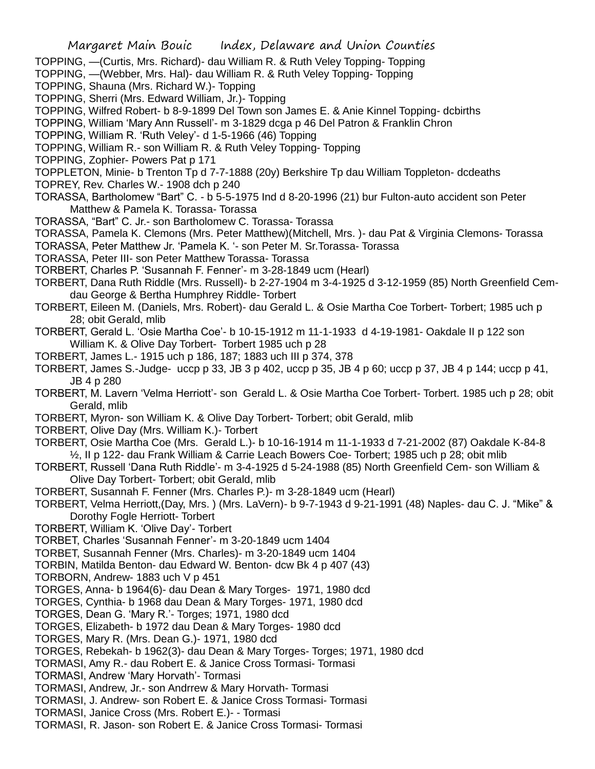TOPPING, —(Curtis, Mrs. Richard)- dau William R. & Ruth Veley Topping- Topping

TOPPING, —(Webber, Mrs. Hal)- dau William R. & Ruth Veley Topping- Topping

TOPPING, Shauna (Mrs. Richard W.)- Topping

TOPPING, Sherri (Mrs. Edward William, Jr.)- Topping

TOPPING, Wilfred Robert- b 8-9-1899 Del Town son James E. & Anie Kinnel Topping- dcbirths

TOPPING, William 'Mary Ann Russell'- m 3-1829 dcga p 46 Del Patron & Franklin Chron

TOPPING, William R. 'Ruth Veley'- d 1-5-1966 (46) Topping

TOPPING, William R.- son William R. & Ruth Veley Topping- Topping

TOPPING, Zophier- Powers Pat p 171

TOPPLETON, Minie- b Trenton Tp d 7-7-1888 (20y) Berkshire Tp dau William Toppleton- dcdeaths

TOPREY, Rev. Charles W.- 1908 dch p 240

TORASSA, Bartholomew "Bart" C. - b 5-5-1975 Ind d 8-20-1996 (21) bur Fulton-auto accident son Peter Matthew & Pamela K. Torassa- Torassa

TORASSA, "Bart" C. Jr.- son Bartholomew C. Torassa- Torassa

TORASSA, Pamela K. Clemons (Mrs. Peter Matthew)(Mitchell, Mrs. )- dau Pat & Virginia Clemons- Torassa

TORASSA, Peter Matthew Jr. 'Pamela K. '- son Peter M. Sr.Torassa- Torassa

TORASSA, Peter III- son Peter Matthew Torassa- Torassa

TORBERT, Charles P. 'Susannah F. Fenner'- m 3-28-1849 ucm (Hearl)

TORBERT, Dana Ruth Riddle (Mrs. Russell)- b 2-27-1904 m 3-4-1925 d 3-12-1959 (85) North Greenfield Cem- dau George & Bertha Humphrey Riddle- Torbert

TORBERT, Eileen M. (Daniels, Mrs. Robert)- dau Gerald L. & Osie Martha Coe Torbert- Torbert; 1985 uch p 28; obit Gerald, mlib

TORBERT, Gerald L. 'Osie Martha Coe'- b 10-15-1912 m 11-1-1933 d 4-19-1981- Oakdale II p 122 son William K. & Olive Day Torbert- Torbert 1985 uch p 28

TORBERT, James L.- 1915 uch p 186, 187; 1883 uch III p 374, 378

TORBERT, James S.-Judge- uccp p 33, JB 3 p 402, uccp p 35, JB 4 p 60; uccp p 37, JB 4 p 144; uccp p 41, JB 4 p 280

TORBERT, M. Lavern 'Velma Herriott'- son Gerald L. & Osie Martha Coe Torbert- Torbert. 1985 uch p 28; obit Gerald, mlib

TORBERT, Myron- son William K. & Olive Day Torbert- Torbert; obit Gerald, mlib

TORBERT, Olive Day (Mrs. William K.)- Torbert

TORBERT, Osie Martha Coe (Mrs. Gerald L.)- b 10-16-1914 m 11-1-1933 d 7-21-2002 (87) Oakdale K-84-8 ½, II p 122- dau Frank William & Carrie Leach Bowers Coe- Torbert; 1985 uch p 28; obit mlib

TORBERT, Russell 'Dana Ruth Riddle'- m 3-4-1925 d 5-24-1988 (85) North Greenfield Cem- son William & Olive Day Torbert- Torbert; obit Gerald, mlib

TORBERT, Susannah F. Fenner (Mrs. Charles P.)- m 3-28-1849 ucm (Hearl)

TORBERT, Velma Herriott,(Day, Mrs. ) (Mrs. LaVern)- b 9-7-1943 d 9-21-1991 (48) Naples- dau C. J. "Mike" & Dorothy Fogle Herriott- Torbert

TORBERT, William K. 'Olive Day'- Torbert

TORBET, Charles 'Susannah Fenner'- m 3-20-1849 ucm 1404

TORBET, Susannah Fenner (Mrs. Charles)- m 3-20-1849 ucm 1404

TORBIN, Matilda Benton- dau Edward W. Benton- dcw Bk 4 p 407 (43)

TORBORN, Andrew- 1883 uch V p 451

TORGES, Anna- b 1964(6)- dau Dean & Mary Torges- 1971, 1980 dcd

TORGES, Cynthia- b 1968 dau Dean & Mary Torges- 1971, 1980 dcd

TORGES, Dean G. 'Mary R.'- Torges; 1971, 1980 dcd

TORGES, Elizabeth- b 1972 dau Dean & Mary Torges- 1980 dcd

TORGES, Mary R. (Mrs. Dean G.)- 1971, 1980 dcd

TORGES, Rebekah- b 1962(3)- dau Dean & Mary Torges- Torges; 1971, 1980 dcd

TORMASI, Amy R.- dau Robert E. & Janice Cross Tormasi- Tormasi

TORMASI, Andrew 'Mary Horvath'- Tormasi

TORMASI, Andrew, Jr.- son Andrrew & Mary Horvath- Tormasi

TORMASI, J. Andrew- son Robert E. & Janice Cross Tormasi- Tormasi

TORMASI, Janice Cross (Mrs. Robert E.)- - Tormasi

TORMASI, R. Jason- son Robert E. & Janice Cross Tormasi- Tormasi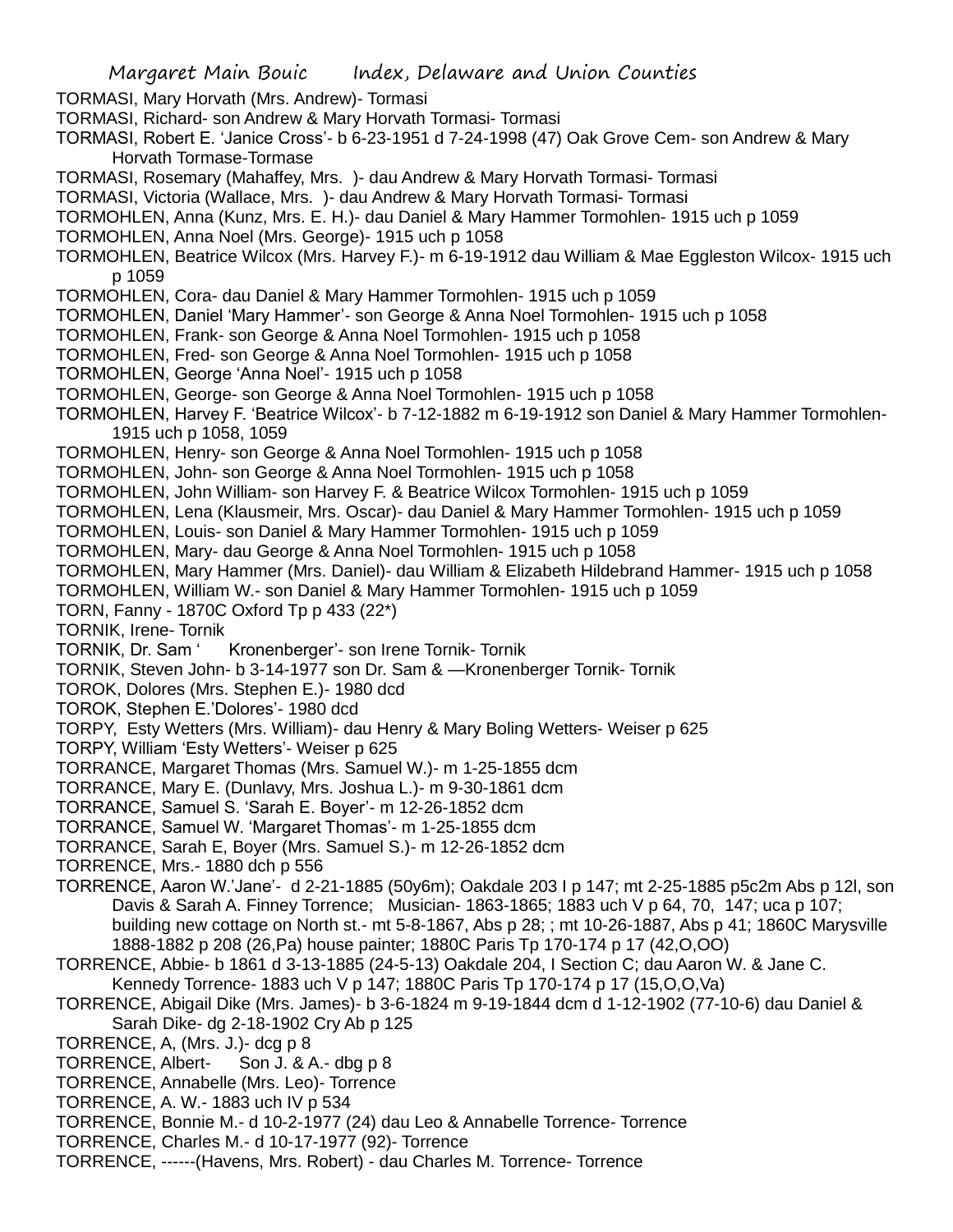TORMASI, Mary Horvath (Mrs. Andrew)- Tormasi

TORMASI, Richard- son Andrew & Mary Horvath Tormasi- Tormasi

TORMASI, Robert E. 'Janice Cross'- b 6-23-1951 d 7-24-1998 (47) Oak Grove Cem- son Andrew & Mary Horvath Tormase-Tormase

TORMASI, Rosemary (Mahaffey, Mrs. )- dau Andrew & Mary Horvath Tormasi- Tormasi

TORMASI, Victoria (Wallace, Mrs. )- dau Andrew & Mary Horvath Tormasi- Tormasi

TORMOHLEN, Anna (Kunz, Mrs. E. H.)- dau Daniel & Mary Hammer Tormohlen- 1915 uch p 1059

TORMOHLEN, Anna Noel (Mrs. George)- 1915 uch p 1058

TORMOHLEN, Beatrice Wilcox (Mrs. Harvey F.)- m 6-19-1912 dau William & Mae Eggleston Wilcox- 1915 uch p 1059

TORMOHLEN, Cora- dau Daniel & Mary Hammer Tormohlen- 1915 uch p 1059

TORMOHLEN, Daniel 'Mary Hammer'- son George & Anna Noel Tormohlen- 1915 uch p 1058

TORMOHLEN, Frank- son George & Anna Noel Tormohlen- 1915 uch p 1058

TORMOHLEN, Fred- son George & Anna Noel Tormohlen- 1915 uch p 1058

TORMOHLEN, George 'Anna Noel'- 1915 uch p 1058

TORMOHLEN, George- son George & Anna Noel Tormohlen- 1915 uch p 1058

TORMOHLEN, Harvey F. 'Beatrice Wilcox'- b 7-12-1882 m 6-19-1912 son Daniel & Mary Hammer Tormohlen- 1915 uch p 1058, 1059

TORMOHLEN, Henry- son George & Anna Noel Tormohlen- 1915 uch p 1058

TORMOHLEN, John- son George & Anna Noel Tormohlen- 1915 uch p 1058

TORMOHLEN, John William- son Harvey F. & Beatrice Wilcox Tormohlen- 1915 uch p 1059

TORMOHLEN, Lena (Klausmeir, Mrs. Oscar)- dau Daniel & Mary Hammer Tormohlen- 1915 uch p 1059

TORMOHLEN, Louis- son Daniel & Mary Hammer Tormohlen- 1915 uch p 1059

TORMOHLEN, Mary- dau George & Anna Noel Tormohlen- 1915 uch p 1058

TORMOHLEN, Mary Hammer (Mrs. Daniel)- dau William & Elizabeth Hildebrand Hammer- 1915 uch p 1058

TORMOHLEN, William W.- son Daniel & Mary Hammer Tormohlen- 1915 uch p 1059

TORN, Fanny - 1870C Oxford Tp p 433 (22*)

TORNIK, Irene- Tornik

TORNIK, Dr. Sam ' Kronenberger'- son Irene Tornik- Tornik

TORNIK, Steven John- b 3-14-1977 son Dr. Sam & —Kronenberger Tornik- Tornik

TOROK, Dolores (Mrs. Stephen E.)- 1980 dcd

TOROK, Stephen E.'Dolores'- 1980 dcd

TORPY, Esty Wetters (Mrs. William)- dau Henry & Mary Boling Wetters- Weiser p 625

TORPY, William 'Esty Wetters'- Weiser p 625

TORRANCE, Margaret Thomas (Mrs. Samuel W.)- m 1-25-1855 dcm

TORRANCE, Mary E. (Dunlavy, Mrs. Joshua L.)- m 9-30-1861 dcm

TORRANCE, Samuel S. 'Sarah E. Boyer'- m 12-26-1852 dcm

TORRANCE, Samuel W. 'Margaret Thomas'- m 1-25-1855 dcm

TORRANCE, Sarah E, Boyer (Mrs. Samuel S.)- m 12-26-1852 dcm

TORRENCE, Mrs.- 1880 dch p 556

TORRENCE, Aaron W.'Jane'- d 2-21-1885 (50y6m); Oakdale 203 I p 147; mt 2-25-1885 p5c2m Abs p 12l, son Davis & Sarah A. Finney Torrence; Musician- 1863-1865; 1883 uch V p 64, 70, 147; uca p 107; building new cottage on North st.- mt 5-8-1867, Abs p 28; ; mt 10-26-1887, Abs p 41; 1860C Marysville 1888-1882 p 208 (26,Pa) house painter; 1880C Paris Tp 170-174 p 17 (42,O,OO)

TORRENCE, Abbie- b 1861 d 3-13-1885 (24-5-13) Oakdale 204, I Section C; dau Aaron W. & Jane C. Kennedy Torrence- 1883 uch V p 147; 1880C Paris Tp 170-174 p 17 (15,O,O,Va)

TORRENCE, Abigail Dike (Mrs. James)- b 3-6-1824 m 9-19-1844 dcm d 1-12-1902 (77-10-6) dau Daniel & Sarah Dike- dg 2-18-1902 Cry Ab p 125

TORRENCE, A, (Mrs. J.)- dcg p 8

TORRENCE, Albert- Son J. & A.- dbg p 8

TORRENCE, Annabelle (Mrs. Leo)- Torrence

TORRENCE, A. W.- 1883 uch IV p 534

TORRENCE, Bonnie M.- d 10-2-1977 (24) dau Leo & Annabelle Torrence- Torrence

TORRENCE, Charles M.- d 10-17-1977 (92)- Torrence

TORRENCE, ------(Havens, Mrs. Robert) - dau Charles M. Torrence- Torrence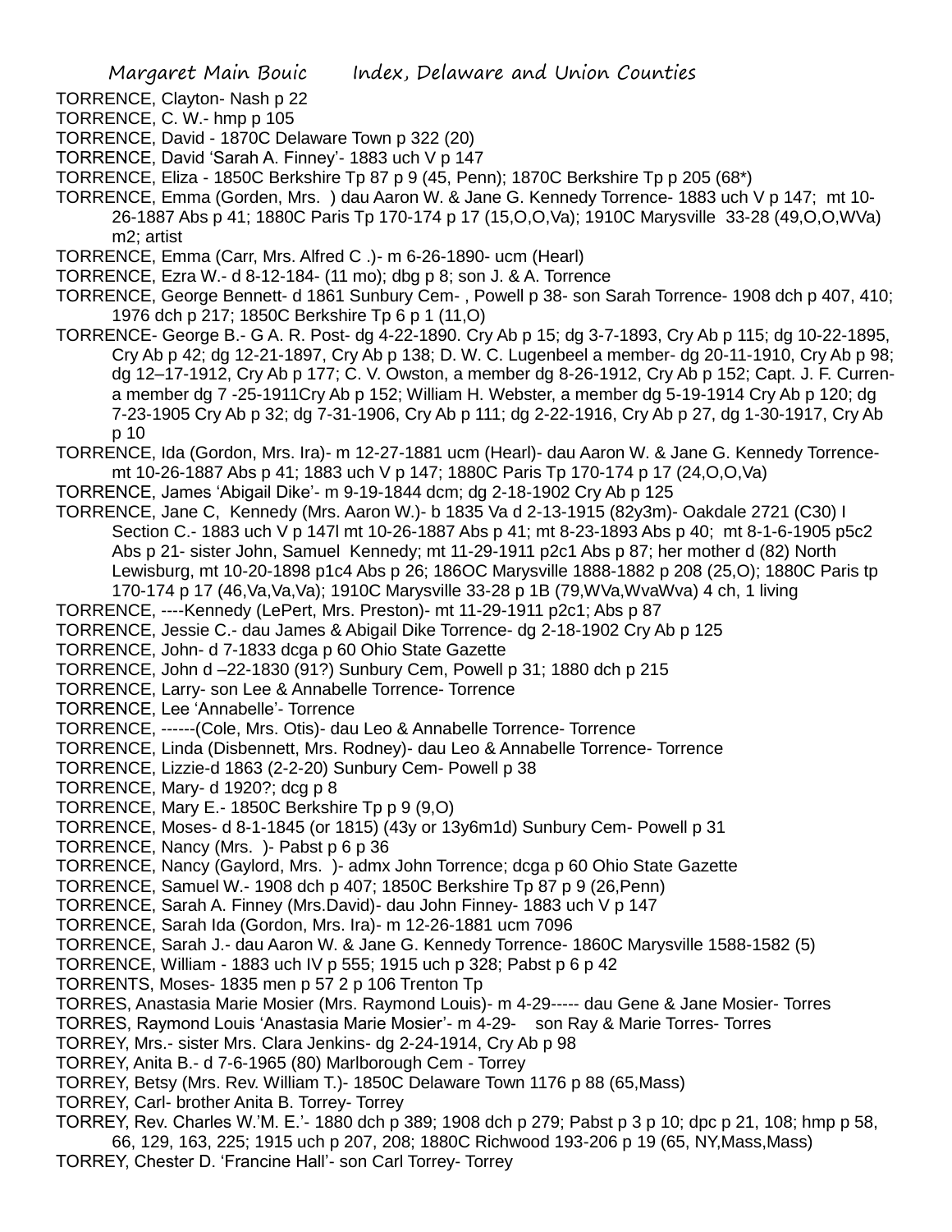TORRENCE, Clayton- Nash p 22

TORRENCE, C. W.- hmp p 105

TORRENCE, David - 1870C Delaware Town p 322 (20)

TORRENCE, David 'Sarah A. Finney'- 1883 uch V p 147

TORRENCE, Eliza - 1850C Berkshire Tp 87 p 9 (45, Penn); 1870C Berkshire Tp p 205 (68*)

TORRENCE, Emma (Gorden, Mrs. ) dau Aaron W. & Jane G. Kennedy Torrence- 1883 uch V p 147; mt 10-26-1887 Abs p 41; 1880C Paris Tp 170-174 p 17 (15,O,O,Va); 1910C Marysville 33-28 (49,O,O,WVa) m2; artist

TORRENCE, Emma (Carr, Mrs. Alfred C .)- m 6-26-1890- ucm (Hearl)

TORRENCE, Ezra W.- d 8-12-184- (11 mo); dbg p 8; son J. & A. Torrence

TORRENCE, George Bennett- d 1861 Sunbury Cem- , Powell p 38- son Sarah Torrence- 1908 dch p 407, 410; 1976 dch p 217; 1850C Berkshire Tp 6 p 1 (11,O)

TORRENCE- George B.- G A. R. Post- dg 4-22-1890. Cry Ab p 15; dg 3-7-1893, Cry Ab p 115; dg 10-22-1895, Cry Ab p 42; dg 12-21-1897, Cry Ab p 138; D. W. C. Lugenbeel a member- dg 20-11-1910, Cry Ab p 98; dg 12–17-1912, Cry Ab p 177; C. V. Owston, a member dg 8-26-1912, Cry Ab p 152; Capt. J. F. Curren- a member dg 7 -25-1911Cry Ab p 152; William H. Webster, a member dg 5-19-1914 Cry Ab p 120; dg 7-23-1905 Cry Ab p 32; dg 7-31-1906, Cry Ab p 111; dg 2-22-1916, Cry Ab p 27, dg 1-30-1917, Cry Ab p 10

TORRENCE, Ida (Gordon, Mrs. Ira)- m 12-27-1881 ucm (Hearl)- dau Aaron W. & Jane G. Kennedy Torrence- mt 10-26-1887 Abs p 41; 1883 uch V p 147; 1880C Paris Tp 170-174 p 17 (24,O,O,Va)

TORRENCE, James 'Abigail Dike'- m 9-19-1844 dcm; dg 2-18-1902 Cry Ab p 125

TORRENCE, Jane C, Kennedy (Mrs. Aaron W.)- b 1835 Va d 2-13-1915 (82y3m)- Oakdale 2721 (C30) I Section C.- 1883 uch V p 147l mt 10-26-1887 Abs p 41; mt 8-23-1893 Abs p 40; mt 8-1-6-1905 p5c2 Abs p 21- sister John, Samuel Kennedy; mt 11-29-1911 p2c1 Abs p 87; her mother d (82) North Lewisburg, mt 10-20-1898 p1c4 Abs p 26; 186OC Marysville 1888-1882 p 208 (25,O); 1880C Paris tp 170-174 p 17 (46,Va,Va,Va); 1910C Marysville 33-28 p 1B (79,WVa,WvaWva) 4 ch, 1 living

TORRENCE, ----Kennedy (LePert, Mrs. Preston)- mt 11-29-1911 p2c1; Abs p 87

TORRENCE, Jessie C.- dau James & Abigail Dike Torrence- dg 2-18-1902 Cry Ab p 125

TORRENCE, John- d 7-1833 dcga p 60 Ohio State Gazette

TORRENCE, John d –22-1830 (91?) Sunbury Cem, Powell p 31; 1880 dch p 215

TORRENCE, Larry- son Lee & Annabelle Torrence- Torrence

TORRENCE, Lee 'Annabelle'- Torrence

TORRENCE, ------(Cole, Mrs. Otis)- dau Leo & Annabelle Torrence- Torrence

TORRENCE, Linda (Disbennett, Mrs. Rodney)- dau Leo & Annabelle Torrence- Torrence

TORRENCE, Lizzie-d 1863 (2-2-20) Sunbury Cem- Powell p 38

TORRENCE, Mary- d 1920?; dcg p 8

TORRENCE, Mary E.- 1850C Berkshire Tp p 9 (9,O)

TORRENCE, Moses- d 8-1-1845 (or 1815) (43y or 13y6m1d) Sunbury Cem- Powell p 31

TORRENCE, Nancy (Mrs. )- Pabst p 6 p 36

TORRENCE, Nancy (Gaylord, Mrs. )- admx John Torrence; dcga p 60 Ohio State Gazette

TORRENCE, Samuel W.- 1908 dch p 407; 1850C Berkshire Tp 87 p 9 (26,Penn)

TORRENCE, Sarah A. Finney (Mrs.David)- dau John Finney- 1883 uch V p 147

TORRENCE, Sarah Ida (Gordon, Mrs. Ira)- m 12-26-1881 ucm 7096

TORRENCE, Sarah J.- dau Aaron W. & Jane G. Kennedy Torrence- 1860C Marysville 1588-1582 (5)

TORRENCE, William - 1883 uch IV p 555; 1915 uch p 328; Pabst p 6 p 42

TORRENTS, Moses- 1835 men p 57 2 p 106 Trenton Tp

TORRES, Anastasia Marie Mosier (Mrs. Raymond Louis)- m 4-29----- dau Gene & Jane Mosier- Torres

TORRES, Raymond Louis 'Anastasia Marie Mosier'- m 4-29- son Ray & Marie Torres- Torres

TORREY, Mrs.- sister Mrs. Clara Jenkins- dg 2-24-1914, Cry Ab p 98

TORREY, Anita B.- d 7-6-1965 (80) Marlborough Cem - Torrey

TORREY, Betsy (Mrs. Rev. William T.)- 1850C Delaware Town 1176 p 88 (65,Mass)

TORREY, Carl- brother Anita B. Torrey- Torrey

TORREY, Rev. Charles W.'M. E.'- 1880 dch p 389; 1908 dch p 279; Pabst p 3 p 10; dpc p 21, 108; hmp p 58, 66, 129, 163, 225; 1915 uch p 207, 208; 1880C Richwood 193-206 p 19 (65, NY,Mass,Mass)

TORREY, Chester D. 'Francine Hall'- son Carl Torrey- Torrey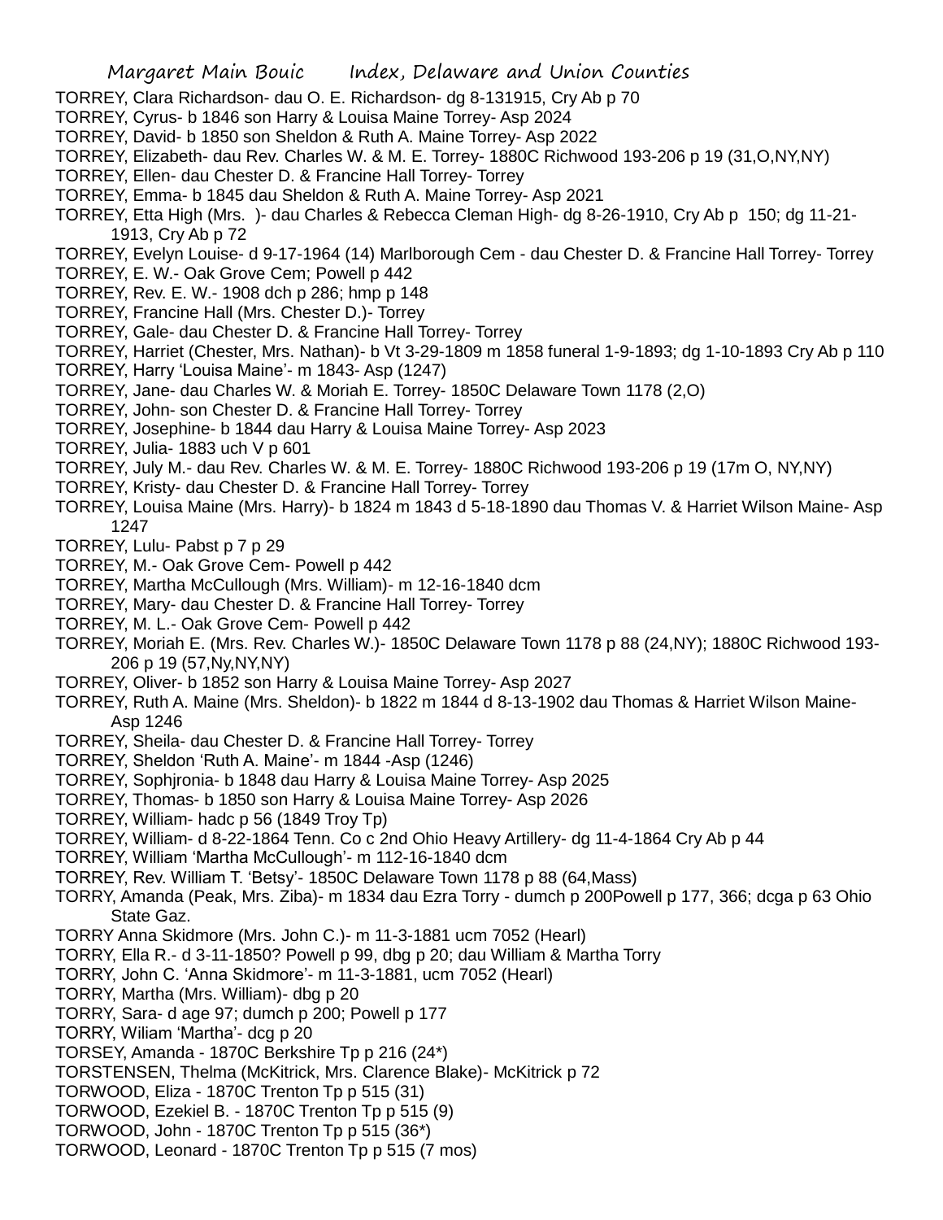TORREY, Clara Richardson- dau O. E. Richardson- dg 8-131915, Cry Ab p 70
TORREY, Cyrus- b 1846 son Harry & Louisa Maine Torrey- Asp 2024
TORREY, David- b 1850 son Sheldon & Ruth A. Maine Torrey- Asp 2022
TORREY, Elizabeth- dau Rev. Charles W. & M. E. Torrey- 1880C Richwood 193-206 p 19 (31,O,NY,NY)
TORREY, Ellen- dau Chester D. & Francine Hall Torrey- Torrey
TORREY, Emma- b 1845 dau Sheldon & Ruth A. Maine Torrey- Asp 2021
TORREY, Etta High (Mrs. )- dau Charles & Rebecca Cleman High- dg 8-26-1910, Cry Ab p 150; dg 11-21-1913, Cry Ab p 72
TORREY, Evelyn Louise- d 9-17-1964 (14) Marlborough Cem - dau Chester D. & Francine Hall Torrey- Torrey
TORREY, E. W.- Oak Grove Cem; Powell p 442
TORREY, Rev. E. W.- 1908 dch p 286; hmp p 148
TORREY, Francine Hall (Mrs. Chester D.)- Torrey
TORREY, Gale- dau Chester D. & Francine Hall Torrey- Torrey
TORREY, Harriet (Chester, Mrs. Nathan)- b Vt 3-29-1809 m 1858 funeral 1-9-1893; dg 1-10-1893 Cry Ab p 110
TORREY, Harry 'Louisa Maine'- m 1843- Asp (1247)
TORREY, Jane- dau Charles W. & Moriah E. Torrey- 1850C Delaware Town 1178 (2,O)
TORREY, John- son Chester D. & Francine Hall Torrey- Torrey
TORREY, Josephine- b 1844 dau Harry & Louisa Maine Torrey- Asp 2023
TORREY, Julia- 1883 uch V p 601
TORREY, July M.- dau Rev. Charles W. & M. E. Torrey- 1880C Richwood 193-206 p 19 (17m O, NY,NY)
TORREY, Kristy- dau Chester D. & Francine Hall Torrey- Torrey
TORREY, Louisa Maine (Mrs. Harry)- b 1824 m 1843 d 5-18-1890 dau Thomas V. & Harriet Wilson Maine- Asp 1247
TORREY, Lulu- Pabst p 7 p 29
TORREY, M.- Oak Grove Cem- Powell p 442
TORREY, Martha McCullough (Mrs. William)- m 12-16-1840 dcm
TORREY, Mary- dau Chester D. & Francine Hall Torrey- Torrey
TORREY, M. L.- Oak Grove Cem- Powell p 442
TORREY, Moriah E. (Mrs. Rev. Charles W.)- 1850C Delaware Town 1178 p 88 (24,NY); 1880C Richwood 193-206 p 19 (57,Ny,NY,NY)
TORREY, Oliver- b 1852 son Harry & Louisa Maine Torrey- Asp 2027
TORREY, Ruth A. Maine (Mrs. Sheldon)- b 1822 m 1844 d 8-13-1902 dau Thomas & Harriet Wilson Maine- Asp 1246
TORREY, Sheila- dau Chester D. & Francine Hall Torrey- Torrey
TORREY, Sheldon 'Ruth A. Maine'- m 1844 -Asp (1246)
TORREY, Sophjronia- b 1848 dau Harry & Louisa Maine Torrey- Asp 2025
TORREY, Thomas- b 1850 son Harry & Louisa Maine Torrey- Asp 2026
TORREY, William- hadc p 56 (1849 Troy Tp)
TORREY, William- d 8-22-1864 Tenn. Co c 2nd Ohio Heavy Artillery- dg 11-4-1864 Cry Ab p 44
TORREY, William 'Martha McCullough'- m 112-16-1840 dcm
TORREY, Rev. William T. 'Betsy'- 1850C Delaware Town 1178 p 88 (64,Mass)
TORRY, Amanda (Peak, Mrs. Ziba)- m 1834 dau Ezra Torry - dumch p 200Powell p 177, 366; dcga p 63 Ohio State Gaz.
TORRY Anna Skidmore (Mrs. John C.)- m 11-3-1881 ucm 7052 (Hearl)
TORRY, Ella R.- d 3-11-1850? Powell p 99, dbg p 20; dau William & Martha Torry
TORRY, John C. 'Anna Skidmore'- m 11-3-1881, ucm 7052 (Hearl)
TORRY, Martha (Mrs. William)- dbg p 20
TORRY, Sara- d age 97; dumch p 200; Powell p 177
TORRY, Wiliam 'Martha'- dcg p 20
TORSEY, Amanda - 1870C Berkshire Tp p 216 (24*)
TORSTENSEN, Thelma (McKitrick, Mrs. Clarence Blake)- McKitrick p 72
TORWOOD, Eliza - 1870C Trenton Tp p 515 (31)
TORWOOD, Ezekiel B. - 1870C Trenton Tp p 515 (9)
TORWOOD, John - 1870C Trenton Tp p 515 (36*)
TORWOOD, Leonard - 1870C Trenton Tp p 515 (7 mos)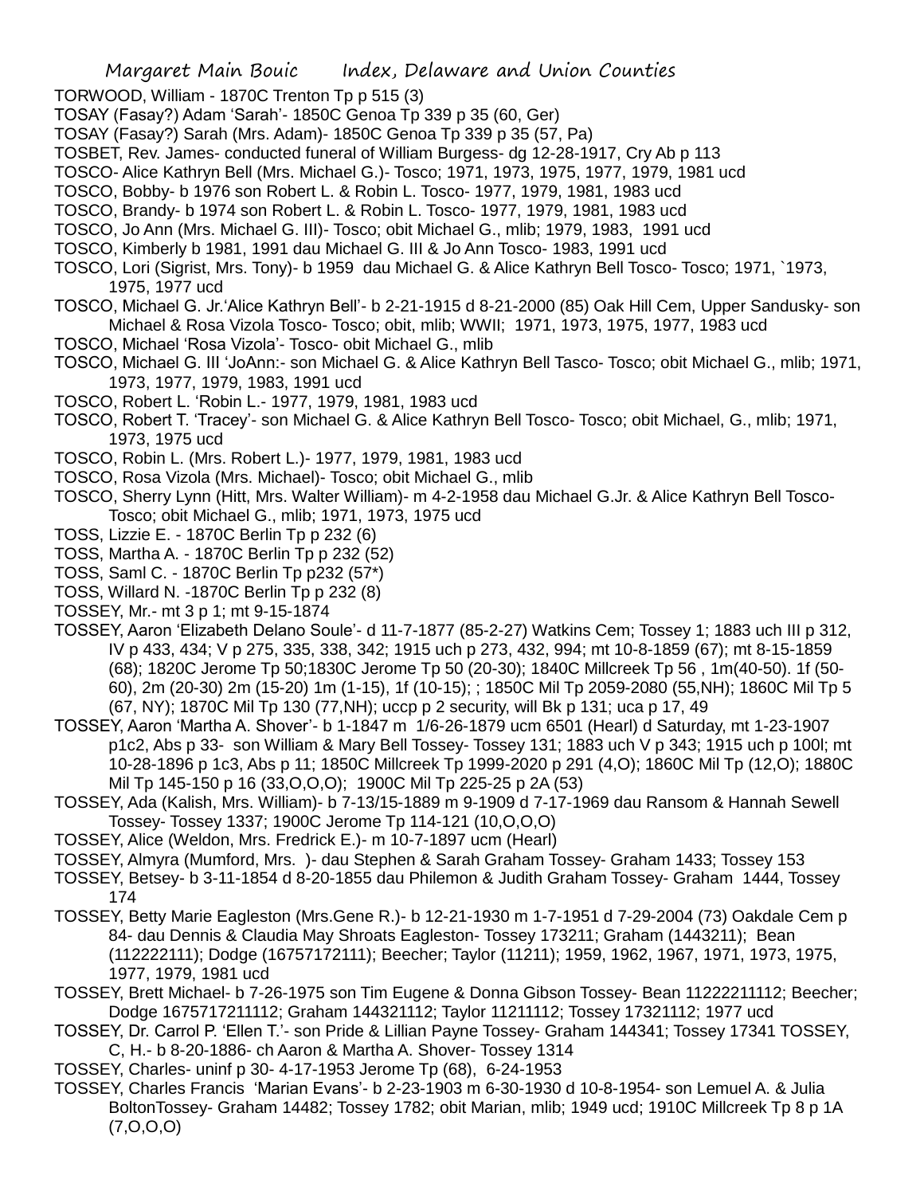TORWOOD, William - 1870C Trenton Tp p 515 (3)

TOSAY (Fasay?) Adam 'Sarah'- 1850C Genoa Tp 339 p 35 (60, Ger)

TOSAY (Fasay?) Sarah (Mrs. Adam)- 1850C Genoa Tp 339 p 35 (57, Pa)

TOSBET, Rev. James- conducted funeral of William Burgess- dg 12-28-1917, Cry Ab p 113

TOSCO- Alice Kathryn Bell (Mrs. Michael G.)- Tosco; 1971, 1973, 1975, 1977, 1979, 1981 ucd

TOSCO, Bobby- b 1976 son Robert L. & Robin L. Tosco- 1977, 1979, 1981, 1983 ucd

TOSCO, Brandy- b 1974 son Robert L. & Robin L. Tosco- 1977, 1979, 1981, 1983 ucd

TOSCO, Jo Ann (Mrs. Michael G. III)- Tosco; obit Michael G., mlib; 1979, 1983, 1991 ucd

TOSCO, Kimberly b 1981, 1991 dau Michael G. III & Jo Ann Tosco- 1983, 1991 ucd

TOSCO, Lori (Sigrist, Mrs. Tony)- b 1959 dau Michael G. & Alice Kathryn Bell Tosco- Tosco; 1971, `1973, 1975, 1977 ucd

TOSCO, Michael G. Jr.'Alice Kathryn Bell'- b 2-21-1915 d 8-21-2000 (85) Oak Hill Cem, Upper Sandusky- son Michael & Rosa Vizola Tosco- Tosco; obit, mlib; WWII; 1971, 1973, 1975, 1977, 1983 ucd

TOSCO, Michael 'Rosa Vizola'- Tosco- obit Michael G., mlib

TOSCO, Michael G. III 'JoAnn:- son Michael G. & Alice Kathryn Bell Tasco- Tosco; obit Michael G., mlib; 1971, 1973, 1977, 1979, 1983, 1991 ucd

TOSCO, Robert L. 'Robin L.- 1977, 1979, 1981, 1983 ucd

TOSCO, Robert T. 'Tracey'- son Michael G. & Alice Kathryn Bell Tosco- Tosco; obit Michael, G., mlib; 1971, 1973, 1975 ucd

TOSCO, Robin L. (Mrs. Robert L.)- 1977, 1979, 1981, 1983 ucd

TOSCO, Rosa Vizola (Mrs. Michael)- Tosco; obit Michael G., mlib

TOSCO, Sherry Lynn (Hitt, Mrs. Walter William)- m 4-2-1958 dau Michael G.Jr. & Alice Kathryn Bell Tosco- Tosco; obit Michael G., mlib; 1971, 1973, 1975 ucd

TOSS, Lizzie E. - 1870C Berlin Tp p 232 (6)

TOSS, Martha A. - 1870C Berlin Tp p 232 (52)

TOSS, Saml C. - 1870C Berlin Tp p232 (57*)

TOSS, Willard N. -1870C Berlin Tp p 232 (8)

TOSSEY, Mr.- mt 3 p 1; mt 9-15-1874

TOSSEY, Aaron 'Elizabeth Delano Soule'- d 11-7-1877 (85-2-27) Watkins Cem; Tossey 1; 1883 uch III p 312, IV p 433, 434; V p 275, 335, 338, 342; 1915 uch p 273, 432, 994; mt 10-8-1859 (67); mt 8-15-1859 (68); 1820C Jerome Tp 50;1830C Jerome Tp 50 (20-30); 1840C Millcreek Tp 56 , 1m(40-50). 1f (50-60), 2m (20-30) 2m (15-20) 1m (1-15), 1f (10-15); ; 1850C Mil Tp 2059-2080 (55,NH); 1860C Mil Tp 5 (67, NY); 1870C Mil Tp 130 (77,NH); uccp p 2 security, will Bk p 131; uca p 17, 49

TOSSEY, Aaron 'Martha A. Shover'- b 1-1847 m 1/6-26-1879 ucm 6501 (Hearl) d Saturday, mt 1-23-1907 p1c2, Abs p 33- son William & Mary Bell Tossey- Tossey 131; 1883 uch V p 343; 1915 uch p 100l; mt 10-28-1896 p 1c3, Abs p 11; 1850C Millcreek Tp 1999-2020 p 291 (4,O); 1860C Mil Tp (12,O); 1880C Mil Tp 145-150 p 16 (33,O,O,O); 1900C Mil Tp 225-25 p 2A (53)

TOSSEY, Ada (Kalish, Mrs. William)- b 7-13/15-1889 m 9-1909 d 7-17-1969 dau Ransom & Hannah Sewell Tossey- Tossey 1337; 1900C Jerome Tp 114-121 (10,O,O,O)

TOSSEY, Alice (Weldon, Mrs. Fredrick E.)- m 10-7-1897 ucm (Hearl)

TOSSEY, Almyra (Mumford, Mrs. )- dau Stephen & Sarah Graham Tossey- Graham 1433; Tossey 153

TOSSEY, Betsey- b 3-11-1854 d 8-20-1855 dau Philemon & Judith Graham Tossey- Graham 1444, Tossey 174

TOSSEY, Betty Marie Eagleston (Mrs.Gene R.)- b 12-21-1930 m 1-7-1951 d 7-29-2004 (73) Oakdale Cem p 84- dau Dennis & Claudia May Shroats Eagleston- Tossey 173211; Graham (1443211); Bean (112222111); Dodge (16757172111); Beecher; Taylor (11211); 1959, 1962, 1967, 1971, 1973, 1975, 1977, 1979, 1981 ucd

TOSSEY, Brett Michael- b 7-26-1975 son Tim Eugene & Donna Gibson Tossey- Bean 11222211112; Beecher; Dodge 1675717211112; Graham 144321112; Taylor 11211112; Tossey 17321112; 1977 ucd

TOSSEY, Dr. Carrol P. 'Ellen T.'- son Pride & Lillian Payne Tossey- Graham 144341; Tossey 17341 TOSSEY, C, H.- b 8-20-1886- ch Aaron & Martha A. Shover- Tossey 1314

TOSSEY, Charles- uninf p 30- 4-17-1953 Jerome Tp (68), 6-24-1953

TOSSEY, Charles Francis 'Marian Evans'- b 2-23-1903 m 6-30-1930 d 10-8-1954- son Lemuel A. & Julia BoltonTossey- Graham 14482; Tossey 1782; obit Marian, mlib; 1949 ucd; 1910C Millcreek Tp 8 p 1A (7,O,O,O)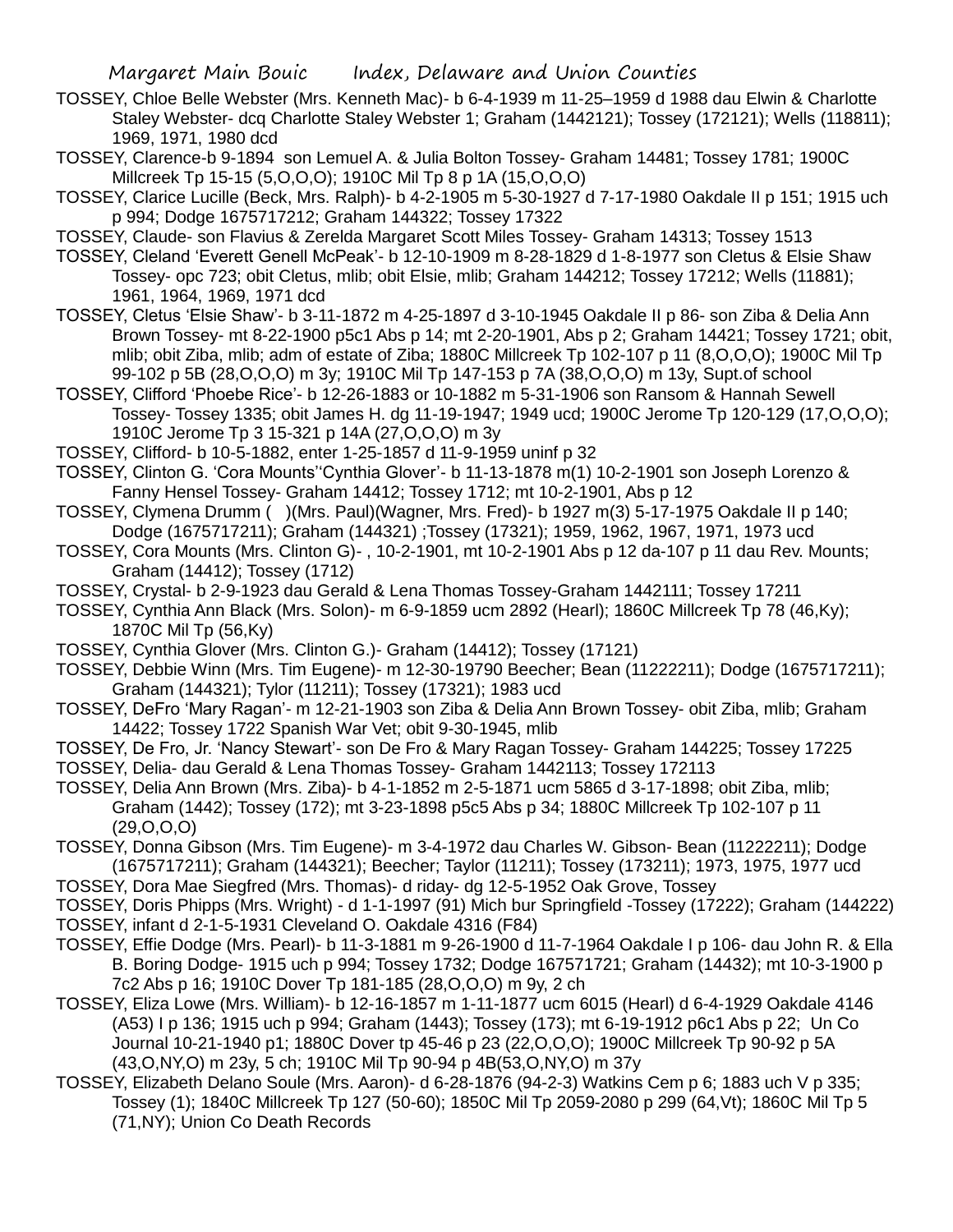TOSSEY, Chloe Belle Webster (Mrs. Kenneth Mac)- b 6-4-1939 m 11-25–1959 d 1988 dau Elwin & Charlotte Staley Webster- dcq Charlotte Staley Webster 1; Graham (1442121); Tossey (172121); Wells (118811); 1969, 1971, 1980 dcd

TOSSEY, Clarence-b 9-1894 son Lemuel A. & Julia Bolton Tossey- Graham 14481; Tossey 1781; 1900C Millcreek Tp 15-15 (5,O,O,O); 1910C Mil Tp 8 p 1A (15,O,O,O)

TOSSEY, Clarice Lucille (Beck, Mrs. Ralph)- b 4-2-1905 m 5-30-1927 d 7-17-1980 Oakdale II p 151; 1915 uch p 994; Dodge 1675717212; Graham 144322; Tossey 17322

TOSSEY, Claude- son Flavius & Zerelda Margaret Scott Miles Tossey- Graham 14313; Tossey 1513

TOSSEY, Cleland 'Everett Genell McPeak'- b 12-10-1909 m 8-28-1829 d 1-8-1977 son Cletus & Elsie Shaw Tossey- opc 723; obit Cletus, mlib; obit Elsie, mlib; Graham 144212; Tossey 17212; Wells (11881); 1961, 1964, 1969, 1971 dcd

TOSSEY, Cletus 'Elsie Shaw'- b 3-11-1872 m 4-25-1897 d 3-10-1945 Oakdale II p 86- son Ziba & Delia Ann Brown Tossey- mt 8-22-1900 p5c1 Abs p 14; mt 2-20-1901, Abs p 2; Graham 14421; Tossey 1721; obit, mlib; obit Ziba, mlib; adm of estate of Ziba; 1880C Millcreek Tp 102-107 p 11 (8,O,O,O); 1900C Mil Tp 99-102 p 5B (28,O,O,O) m 3y; 1910C Mil Tp 147-153 p 7A (38,O,O,O) m 13y, Supt.of school

TOSSEY, Clifford 'Phoebe Rice'- b 12-26-1883 or 10-1882 m 5-31-1906 son Ransom & Hannah Sewell Tossey- Tossey 1335; obit James H. dg 11-19-1947; 1949 ucd; 1900C Jerome Tp 120-129 (17,O,O,O); 1910C Jerome Tp 3 15-321 p 14A (27,O,O,O) m 3y

TOSSEY, Clifford- b 10-5-1882, enter 1-25-1857 d 11-9-1959 uninf p 32

TOSSEY, Clinton G. 'Cora Mounts''Cynthia Glover'- b 11-13-1878 m(1) 10-2-1901 son Joseph Lorenzo & Fanny Hensel Tossey- Graham 14412; Tossey 1712; mt 10-2-1901, Abs p 12

TOSSEY, Clymena Drumm ( )(Mrs. Paul)(Wagner, Mrs. Fred)- b 1927 m(3) 5-17-1975 Oakdale II p 140; Dodge (1675717211); Graham (144321) ;Tossey (17321); 1959, 1962, 1967, 1971, 1973 ucd

TOSSEY, Cora Mounts (Mrs. Clinton G)- , 10-2-1901, mt 10-2-1901 Abs p 12 da-107 p 11 dau Rev. Mounts; Graham (14412); Tossey (1712)

TOSSEY, Crystal- b 2-9-1923 dau Gerald & Lena Thomas Tossey-Graham 1442111; Tossey 17211

TOSSEY, Cynthia Ann Black (Mrs. Solon)- m 6-9-1859 ucm 2892 (Hearl); 1860C Millcreek Tp 78 (46,Ky); 1870C Mil Tp (56,Ky)

TOSSEY, Cynthia Glover (Mrs. Clinton G.)- Graham (14412); Tossey (17121)

TOSSEY, Debbie Winn (Mrs. Tim Eugene)- m 12-30-19790 Beecher; Bean (11222211); Dodge (1675717211); Graham (144321); Tylor (11211); Tossey (17321); 1983 ucd

TOSSEY, DeFro 'Mary Ragan'- m 12-21-1903 son Ziba & Delia Ann Brown Tossey- obit Ziba, mlib; Graham 14422; Tossey 1722 Spanish War Vet; obit 9-30-1945, mlib

TOSSEY, De Fro, Jr. 'Nancy Stewart'- son De Fro & Mary Ragan Tossey- Graham 144225; Tossey 17225

TOSSEY, Delia- dau Gerald & Lena Thomas Tossey- Graham 1442113; Tossey 172113

TOSSEY, Delia Ann Brown (Mrs. Ziba)- b 4-1-1852 m 2-5-1871 ucm 5865 d 3-17-1898; obit Ziba, mlib; Graham (1442); Tossey (172); mt 3-23-1898 p5c5 Abs p 34; 1880C Millcreek Tp 102-107 p 11 (29,O,O,O)

TOSSEY, Donna Gibson (Mrs. Tim Eugene)- m 3-4-1972 dau Charles W. Gibson- Bean (11222211); Dodge (1675717211); Graham (144321); Beecher; Taylor (11211); Tossey (173211); 1973, 1975, 1977 ucd

TOSSEY, Dora Mae Siegfred (Mrs. Thomas)- d riday- dg 12-5-1952 Oak Grove, Tossey

TOSSEY, Doris Phipps (Mrs. Wright) - d 1-1-1997 (91) Mich bur Springfield -Tossey (17222); Graham (144222)

TOSSEY, infant d 2-1-5-1931 Cleveland O. Oakdale 4316 (F84)

TOSSEY, Effie Dodge (Mrs. Pearl)- b 11-3-1881 m 9-26-1900 d 11-7-1964 Oakdale I p 106- dau John R. & Ella B. Boring Dodge- 1915 uch p 994; Tossey 1732; Dodge 167571721; Graham (14432); mt 10-3-1900 p 7c2 Abs p 16; 1910C Dover Tp 181-185 (28,O,O,O) m 9y, 2 ch

TOSSEY, Eliza Lowe (Mrs. William)- b 12-16-1857 m 1-11-1877 ucm 6015 (Hearl) d 6-4-1929 Oakdale 4146 (A53) I p 136; 1915 uch p 994; Graham (1443); Tossey (173); mt 6-19-1912 p6c1 Abs p 22; Un Co Journal 10-21-1940 p1; 1880C Dover tp 45-46 p 23 (22,O,O,O); 1900C Millcreek Tp 90-92 p 5A (43,O,NY,O) m 23y, 5 ch; 1910C Mil Tp 90-94 p 4B(53,O,NY,O) m 37y

TOSSEY, Elizabeth Delano Soule (Mrs. Aaron)- d 6-28-1876 (94-2-3) Watkins Cem p 6; 1883 uch V p 335; Tossey (1); 1840C Millcreek Tp 127 (50-60); 1850C Mil Tp 2059-2080 p 299 (64,Vt); 1860C Mil Tp 5 (71,NY); Union Co Death Records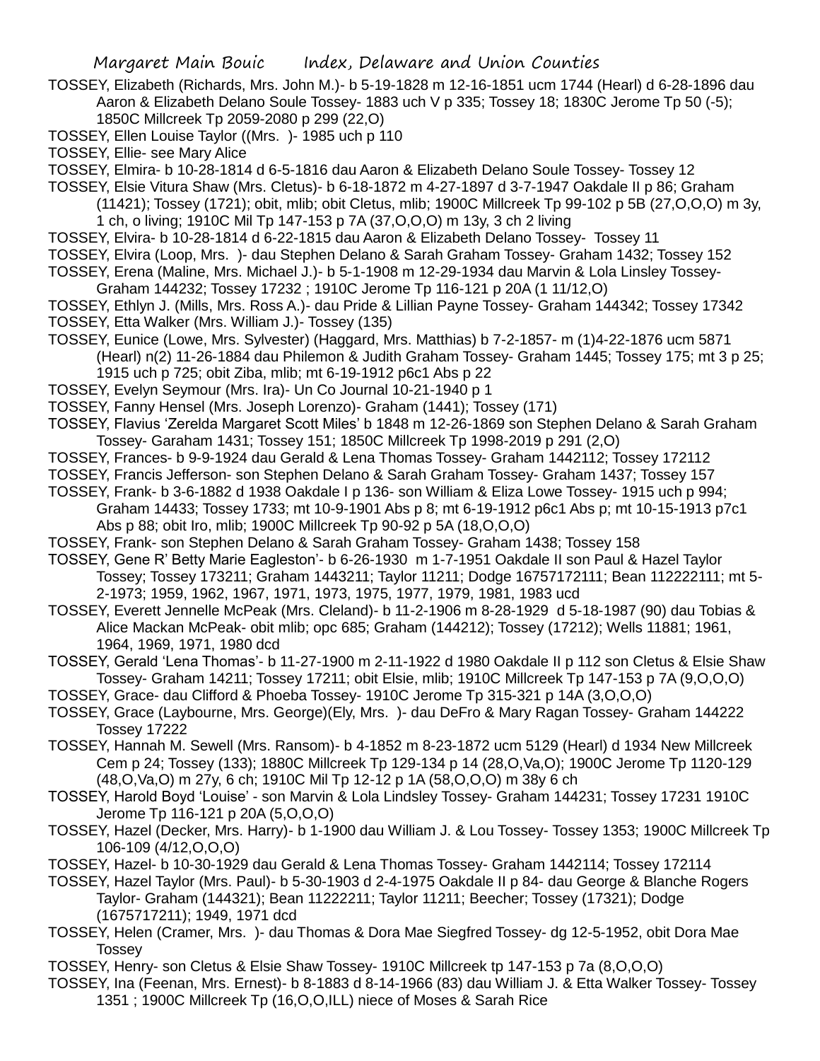TOSSEY, Elizabeth (Richards, Mrs. John M.)- b 5-19-1828 m 12-16-1851 ucm 1744 (Hearl) d 6-28-1896 dau Aaron & Elizabeth Delano Soule Tossey- 1883 uch V p 335; Tossey 18; 1830C Jerome Tp 50 (-5); 1850C Millcreek Tp 2059-2080 p 299 (22,O)

TOSSEY, Ellen Louise Taylor ((Mrs. )- 1985 uch p 110

TOSSEY, Ellie- see Mary Alice

TOSSEY, Elmira- b 10-28-1814 d 6-5-1816 dau Aaron & Elizabeth Delano Soule Tossey- Tossey 12

TOSSEY, Elsie Vitura Shaw (Mrs. Cletus)- b 6-18-1872 m 4-27-1897 d 3-7-1947 Oakdale II p 86; Graham (11421); Tossey (1721); obit, mlib; obit Cletus, mlib; 1900C Millcreek Tp 99-102 p 5B (27,O,O,O) m 3y, 1 ch, o living; 1910C Mil Tp 147-153 p 7A (37,O,O,O) m 13y, 3 ch 2 living

TOSSEY, Elvira- b 10-28-1814 d 6-22-1815 dau Aaron & Elizabeth Delano Tossey- Tossey 11

TOSSEY, Elvira (Loop, Mrs. )- dau Stephen Delano & Sarah Graham Tossey- Graham 1432; Tossey 152

TOSSEY, Erena (Maline, Mrs. Michael J.)- b 5-1-1908 m 12-29-1934 dau Marvin & Lola Linsley Tossey- Graham 144232; Tossey 17232 ; 1910C Jerome Tp 116-121 p 20A (1 11/12,O)

TOSSEY, Ethlyn J. (Mills, Mrs. Ross A.)- dau Pride & Lillian Payne Tossey- Graham 144342; Tossey 17342

TOSSEY, Etta Walker (Mrs. William J.)- Tossey (135)

TOSSEY, Eunice (Lowe, Mrs. Sylvester) (Haggard, Mrs. Matthias) b 7-2-1857- m (1)4-22-1876 ucm 5871 (Hearl) n(2) 11-26-1884 dau Philemon & Judith Graham Tossey- Graham 1445; Tossey 175; mt 3 p 25; 1915 uch p 725; obit Ziba, mlib; mt 6-19-1912 p6c1 Abs p 22

TOSSEY, Evelyn Seymour (Mrs. Ira)- Un Co Journal 10-21-1940 p 1

TOSSEY, Fanny Hensel (Mrs. Joseph Lorenzo)- Graham (1441); Tossey (171)

TOSSEY, Flavius 'Zerelda Margaret Scott Miles' b 1848 m 12-26-1869 son Stephen Delano & Sarah Graham Tossey- Garaham 1431; Tossey 151; 1850C Millcreek Tp 1998-2019 p 291 (2,O)

TOSSEY, Frances- b 9-9-1924 dau Gerald & Lena Thomas Tossey- Graham 1442112; Tossey 172112

TOSSEY, Francis Jefferson- son Stephen Delano & Sarah Graham Tossey- Graham 1437; Tossey 157

TOSSEY, Frank- b 3-6-1882 d 1938 Oakdale I p 136- son William & Eliza Lowe Tossey- 1915 uch p 994; Graham 14433; Tossey 1733; mt 10-9-1901 Abs p 8; mt 6-19-1912 p6c1 Abs p; mt 10-15-1913 p7c1 Abs p 88; obit Iro, mlib; 1900C Millcreek Tp 90-92 p 5A (18,O,O,O)

TOSSEY, Frank- son Stephen Delano & Sarah Graham Tossey- Graham 1438; Tossey 158

TOSSEY, Gene R' Betty Marie Eagleston'- b 6-26-1930 m 1-7-1951 Oakdale II son Paul & Hazel Taylor Tossey; Tossey 173211; Graham 1443211; Taylor 11211; Dodge 16757172111; Bean 112222111; mt 5-2-1973; 1959, 1962, 1967, 1971, 1973, 1975, 1977, 1979, 1981, 1983 ucd

TOSSEY, Everett Jennelle McPeak (Mrs. Cleland)- b 11-2-1906 m 8-28-1929 d 5-18-1987 (90) dau Tobias & Alice Mackan McPeak- obit mlib; opc 685; Graham (144212); Tossey (17212); Wells 11881; 1961, 1964, 1969, 1971, 1980 dcd

TOSSEY, Gerald 'Lena Thomas'- b 11-27-1900 m 2-11-1922 d 1980 Oakdale II p 112 son Cletus & Elsie Shaw Tossey- Graham 14211; Tossey 17211; obit Elsie, mlib; 1910C Millcreek Tp 147-153 p 7A (9,O,O,O)

TOSSEY, Grace- dau Clifford & Phoeba Tossey- 1910C Jerome Tp 315-321 p 14A (3,O,O,O)

TOSSEY, Grace (Laybourne, Mrs. George)(Ely, Mrs. )- dau DeFro & Mary Ragan Tossey- Graham 144222 Tossey 17222

TOSSEY, Hannah M. Sewell (Mrs. Ransom)- b 4-1852 m 8-23-1872 ucm 5129 (Hearl) d 1934 New Millcreek Cem p 24; Tossey (133); 1880C Millcreek Tp 129-134 p 14 (28,O,Va,O); 1900C Jerome Tp 1120-129 (48,O,Va,O) m 27y, 6 ch; 1910C Mil Tp 12-12 p 1A (58,O,O,O) m 38y 6 ch

TOSSEY, Harold Boyd 'Louise' - son Marvin & Lola Lindsley Tossey- Graham 144231; Tossey 17231 1910C Jerome Tp 116-121 p 20A (5,O,O,O)

TOSSEY, Hazel (Decker, Mrs. Harry)- b 1-1900 dau William J. & Lou Tossey- Tossey 1353; 1900C Millcreek Tp 106-109 (4/12,O,O,O)

TOSSEY, Hazel- b 10-30-1929 dau Gerald & Lena Thomas Tossey- Graham 1442114; Tossey 172114

TOSSEY, Hazel Taylor (Mrs. Paul)- b 5-30-1903 d 2-4-1975 Oakdale II p 84- dau George & Blanche Rogers Taylor- Graham (144321); Bean 11222211; Taylor 11211; Beecher; Tossey (17321); Dodge (1675717211); 1949, 1971 dcd

TOSSEY, Helen (Cramer, Mrs. )- dau Thomas & Dora Mae Siegfred Tossey- dg 12-5-1952, obit Dora Mae Tossey

TOSSEY, Henry- son Cletus & Elsie Shaw Tossey- 1910C Millcreek tp 147-153 p 7a (8,O,O,O)

TOSSEY, Ina (Feenan, Mrs. Ernest)- b 8-1883 d 8-14-1966 (83) dau William J. & Etta Walker Tossey- Tossey 1351 ; 1900C Millcreek Tp (16,O,O,ILL) niece of Moses & Sarah Rice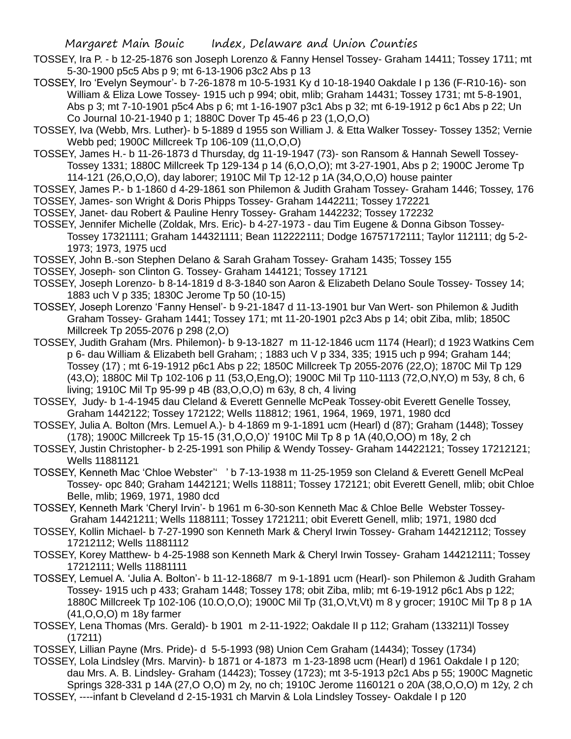TOSSEY, Ira P. - b 12-25-1876 son Joseph Lorenzo & Fanny Hensel Tossey- Graham 14411; Tossey 1711; mt 5-30-1900 p5c5 Abs p 9; mt 6-13-1906 p3c2 Abs p 13

TOSSEY, Iro 'Evelyn Seymour'- b 7-26-1878 m 10-5-1931 Ky d 10-18-1940 Oakdale I p 136 (F-R10-16)- son William & Eliza Lowe Tossey- 1915 uch p 994; obit, mlib; Graham 14431; Tossey 1731; mt 5-8-1901, Abs p 3; mt 7-10-1901 p5c4 Abs p 6; mt 1-16-1907 p3c1 Abs p 32; mt 6-19-1912 p 6c1 Abs p 22; Un Co Journal 10-21-1940 p 1; 1880C Dover Tp 45-46 p 23 (1,O,O,O)

TOSSEY, Iva (Webb, Mrs. Luther)- b 5-1889 d 1955 son William J. & Etta Walker Tossey- Tossey 1352; Vernie Webb ped; 1900C Millcreek Tp 106-109 (11,O,O,O)

TOSSEY, James H.- b 11-26-1873 d Thursday, dg 11-19-1947 (73)- son Ransom & Hannah Sewell Tossey- Tossey 1331; 1880C Millcreek Tp 129-134 p 14 (6,O,O,O); mt 3-27-1901, Abs p 2; 1900C Jerome Tp 114-121 (26,O,O,O), day laborer; 1910C Mil Tp 12-12 p 1A (34,O,O,O) house painter

TOSSEY, James P.- b 1-1860 d 4-29-1861 son Philemon & Judith Graham Tossey- Graham 1446; Tossey, 176

TOSSEY, James- son Wright & Doris Phipps Tossey- Graham 1442211; Tossey 172221

TOSSEY, Janet- dau Robert & Pauline Henry Tossey- Graham 1442232; Tossey 172232

TOSSEY, Jennifer Michelle (Zoldak, Mrs. Eric)- b 4-27-1973 - dau Tim Eugene & Donna Gibson Tossey- Tossey 17321111; Graham 144321111; Bean 112222111; Dodge 16757172111; Taylor 112111; dg 5-2-1973; 1973, 1975 ucd

TOSSEY, John B.-son Stephen Delano & Sarah Graham Tossey- Graham 1435; Tossey 155

TOSSEY, Joseph- son Clinton G. Tossey- Graham 144121; Tossey 17121

TOSSEY, Joseph Lorenzo- b 8-14-1819 d 8-3-1840 son Aaron & Elizabeth Delano Soule Tossey- Tossey 14; 1883 uch V p 335; 1830C Jerome Tp 50 (10-15)

TOSSEY, Joseph Lorenzo 'Fanny Hensel'- b 9-21-1847 d 11-13-1901 bur Van Wert- son Philemon & Judith Graham Tossey- Graham 1441; Tossey 171; mt 11-20-1901 p2c3 Abs p 14; obit Ziba, mlib; 1850C Millcreek Tp 2055-2076 p 298 (2,O)

TOSSEY, Judith Graham (Mrs. Philemon)- b 9-13-1827 m 11-12-1846 ucm 1174 (Hearl); d 1923 Watkins Cem p 6- dau William & Elizabeth bell Graham; ; 1883 uch V p 334, 335; 1915 uch p 994; Graham 144; Tossey (17) ; mt 6-19-1912 p6c1 Abs p 22; 1850C Millcreek Tp 2055-2076 (22,O); 1870C Mil Tp 129 (43,O); 1880C Mil Tp 102-106 p 11 (53,O,Eng,O); 1900C Mil Tp 110-1113 (72,O,NY,O) m 53y, 8 ch, 6 living; 1910C Mil Tp 95-99 p 4B (83,O,O,O) m 63y, 8 ch, 4 living

TOSSEY, Judy- b 1-4-1945 dau Cleland & Everett Gennelle McPeak Tossey-obit Everett Genelle Tossey, Graham 1442122; Tossey 172122; Wells 118812; 1961, 1964, 1969, 1971, 1980 dcd

TOSSEY, Julia A. Bolton (Mrs. Lemuel A.)- b 4-1869 m 9-1-1891 ucm (Hearl) d (87); Graham (1448); Tossey (178); 1900C Millcreek Tp 15-15 (31,O,O,O)' 1910C Mil Tp 8 p 1A (40,O,OO) m 18y, 2 ch

TOSSEY, Justin Christopher- b 2-25-1991 son Philip & Wendy Tossey- Graham 14422121; Tossey 17212121; Wells 11881121

TOSSEY, Kenneth Mac 'Chloe Webster'' ' b 7-13-1938 m 11-25-1959 son Cleland & Everett Genell McPeal Tossey- opc 840; Graham 1442121; Wells 118811; Tossey 172121; obit Everett Genell, mlib; obit Chloe Belle, mlib; 1969, 1971, 1980 dcd

TOSSEY, Kenneth Mark 'Cheryl Irvin'- b 1961 m 6-30-son Kenneth Mac & Chloe Belle Webster Tossey- Graham 14421211; Wells 1188111; Tossey 1721211; obit Everett Genell, mlib; 1971, 1980 dcd

TOSSEY, Kollin Michael- b 7-27-1990 son Kenneth Mark & Cheryl Irwin Tossey- Graham 144212112; Tossey 17212112; Wells 11881112

TOSSEY, Korey Matthew- b 4-25-1988 son Kenneth Mark & Cheryl Irwin Tossey- Graham 144212111; Tossey 17212111; Wells 11881111

TOSSEY, Lemuel A. 'Julia A. Bolton'- b 11-12-1868/7 m 9-1-1891 ucm (Hearl)- son Philemon & Judith Graham Tossey- 1915 uch p 433; Graham 1448; Tossey 178; obit Ziba, mlib; mt 6-19-1912 p6c1 Abs p 122; 1880C Millcreek Tp 102-106 (10.O,O,O); 1900C Mil Tp (31,O,Vt,Vt) m 8 y grocer; 1910C Mil Tp 8 p 1A (41,O,O,O) m 18y farmer

TOSSEY, Lena Thomas (Mrs. Gerald)- b 1901 m 2-11-1922; Oakdale II p 112; Graham (133211)l Tossey (17211)

TOSSEY, Lillian Payne (Mrs. Pride)- d 5-5-1993 (98) Union Cem Graham (14434); Tossey (1734)

TOSSEY, Lola Lindsley (Mrs. Marvin)- b 1871 or 4-1873 m 1-23-1898 ucm (Hearl) d 1961 Oakdale I p 120; dau Mrs. A. B. Lindsley- Graham (14423); Tossey (1723); mt 3-5-1913 p2c1 Abs p 55; 1900C Magnetic Springs 328-331 p 14A (27,O O,O) m 2y, no ch; 1910C Jerome 1160121 o 20A (38,O,O,O) m 12y, 2 ch

TOSSEY, ----infant b Cleveland d 2-15-1931 ch Marvin & Lola Lindsley Tossey- Oakdale I p 120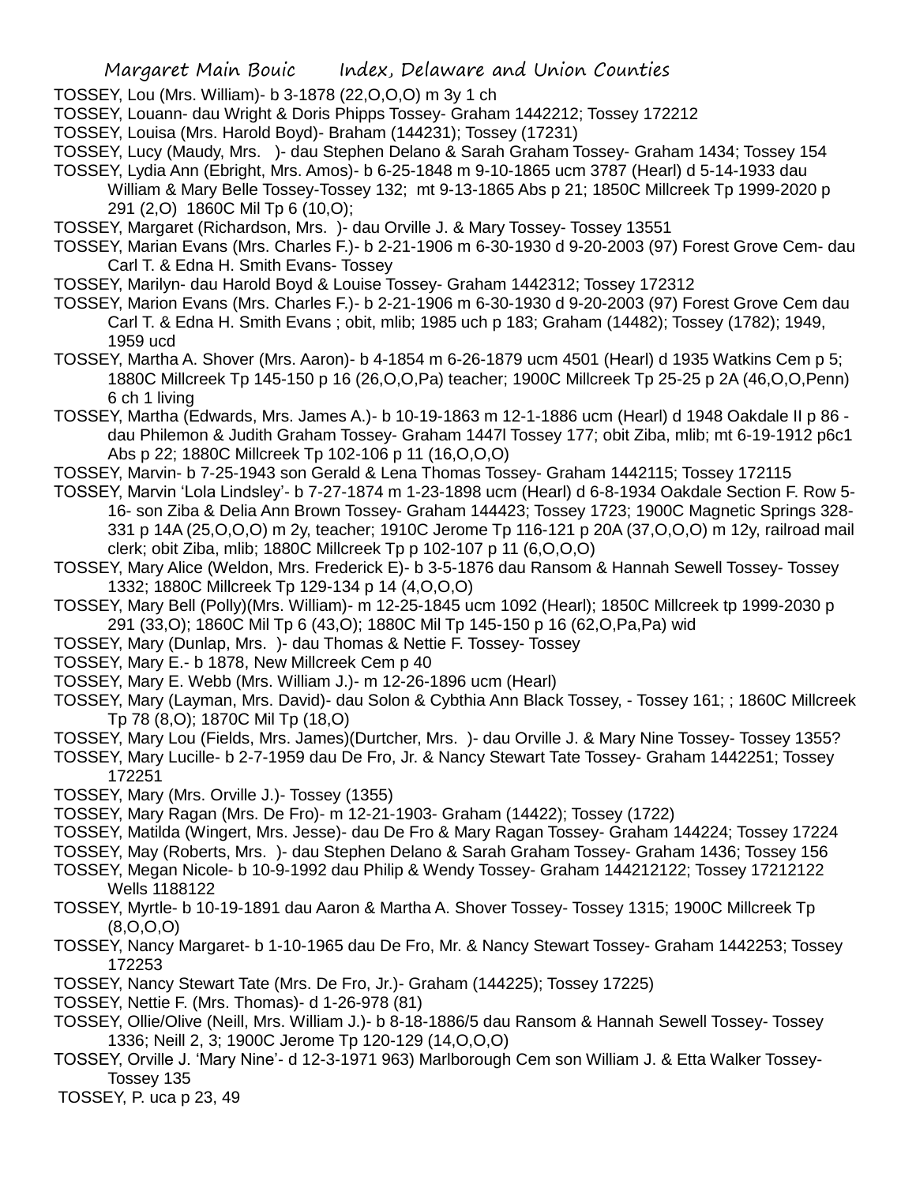TOSSEY, Lou (Mrs. William)- b 3-1878 (22,O,O,O) m 3y 1 ch

TOSSEY, Louann- dau Wright & Doris Phipps Tossey- Graham 1442212; Tossey 172212

TOSSEY, Louisa (Mrs. Harold Boyd)- Braham (144231); Tossey (17231)

TOSSEY, Lucy (Maudy, Mrs. )- dau Stephen Delano & Sarah Graham Tossey- Graham 1434; Tossey 154

TOSSEY, Lydia Ann (Ebright, Mrs. Amos)- b 6-25-1848 m 9-10-1865 ucm 3787 (Hearl) d 5-14-1933 dau William & Mary Belle Tossey-Tossey 132; mt 9-13-1865 Abs p 21; 1850C Millcreek Tp 1999-2020 p 291 (2,O) 1860C Mil Tp 6 (10,O);

TOSSEY, Margaret (Richardson, Mrs. )- dau Orville J. & Mary Tossey- Tossey 13551

TOSSEY, Marian Evans (Mrs. Charles F.)- b 2-21-1906 m 6-30-1930 d 9-20-2003 (97) Forest Grove Cem- dau Carl T. & Edna H. Smith Evans- Tossey

TOSSEY, Marilyn- dau Harold Boyd & Louise Tossey- Graham 1442312; Tossey 172312

TOSSEY, Marion Evans (Mrs. Charles F.)- b 2-21-1906 m 6-30-1930 d 9-20-2003 (97) Forest Grove Cem dau Carl T. & Edna H. Smith Evans ; obit, mlib; 1985 uch p 183; Graham (14482); Tossey (1782); 1949, 1959 ucd

TOSSEY, Martha A. Shover (Mrs. Aaron)- b 4-1854 m 6-26-1879 ucm 4501 (Hearl) d 1935 Watkins Cem p 5; 1880C Millcreek Tp 145-150 p 16 (26,O,O,Pa) teacher; 1900C Millcreek Tp 25-25 p 2A (46,O,O,Penn) 6 ch 1 living

TOSSEY, Martha (Edwards, Mrs. James A.)- b 10-19-1863 m 12-1-1886 ucm (Hearl) d 1948 Oakdale II p 86 - dau Philemon & Judith Graham Tossey- Graham 1447l Tossey 177; obit Ziba, mlib; mt 6-19-1912 p6c1 Abs p 22; 1880C Millcreek Tp 102-106 p 11 (16,O,O,O)

TOSSEY, Marvin- b 7-25-1943 son Gerald & Lena Thomas Tossey- Graham 1442115; Tossey 172115

TOSSEY, Marvin 'Lola Lindsley'- b 7-27-1874 m 1-23-1898 ucm (Hearl) d 6-8-1934 Oakdale Section F. Row 5-16- son Ziba & Delia Ann Brown Tossey- Graham 144423; Tossey 1723; 1900C Magnetic Springs 328-331 p 14A (25,O,O,O) m 2y, teacher; 1910C Jerome Tp 116-121 p 20A (37,O,O,O) m 12y, railroad mail clerk; obit Ziba, mlib; 1880C Millcreek Tp p 102-107 p 11 (6,O,O,O)

TOSSEY, Mary Alice (Weldon, Mrs. Frederick E)- b 3-5-1876 dau Ransom & Hannah Sewell Tossey- Tossey 1332; 1880C Millcreek Tp 129-134 p 14 (4,O,O,O)

TOSSEY, Mary Bell (Polly)(Mrs. William)- m 12-25-1845 ucm 1092 (Hearl); 1850C Millcreek tp 1999-2030 p 291 (33,O); 1860C Mil Tp 6 (43,O); 1880C Mil Tp 145-150 p 16 (62,O,Pa,Pa) wid

TOSSEY, Mary (Dunlap, Mrs. )- dau Thomas & Nettie F. Tossey- Tossey

TOSSEY, Mary E.- b 1878, New Millcreek Cem p 40

TOSSEY, Mary E. Webb (Mrs. William J.)- m 12-26-1896 ucm (Hearl)

TOSSEY, Mary (Layman, Mrs. David)- dau Solon & Cybthia Ann Black Tossey, - Tossey 161; ; 1860C Millcreek Tp 78 (8,O); 1870C Mil Tp (18,O)

TOSSEY, Mary Lou (Fields, Mrs. James)(Durtcher, Mrs. )- dau Orville J. & Mary Nine Tossey- Tossey 1355?

TOSSEY, Mary Lucille- b 2-7-1959 dau De Fro, Jr. & Nancy Stewart Tate Tossey- Graham 1442251; Tossey 172251

TOSSEY, Mary (Mrs. Orville J.)- Tossey (1355)

TOSSEY, Mary Ragan (Mrs. De Fro)- m 12-21-1903- Graham (14422); Tossey (1722)

TOSSEY, Matilda (Wingert, Mrs. Jesse)- dau De Fro & Mary Ragan Tossey- Graham 144224; Tossey 17224

TOSSEY, May (Roberts, Mrs. )- dau Stephen Delano & Sarah Graham Tossey- Graham 1436; Tossey 156

TOSSEY, Megan Nicole- b 10-9-1992 dau Philip & Wendy Tossey- Graham 144212122; Tossey 17212122 Wells 1188122

TOSSEY, Myrtle- b 10-19-1891 dau Aaron & Martha A. Shover Tossey- Tossey 1315; 1900C Millcreek Tp (8,O,O,O)

TOSSEY, Nancy Margaret- b 1-10-1965 dau De Fro, Mr. & Nancy Stewart Tossey- Graham 1442253; Tossey 172253

TOSSEY, Nancy Stewart Tate (Mrs. De Fro, Jr.)- Graham (144225); Tossey 17225)

TOSSEY, Nettie F. (Mrs. Thomas)- d 1-26-978 (81)

TOSSEY, Ollie/Olive (Neill, Mrs. William J.)- b 8-18-1886/5 dau Ransom & Hannah Sewell Tossey- Tossey 1336; Neill 2, 3; 1900C Jerome Tp 120-129 (14,O,O,O)

TOSSEY, Orville J. 'Mary Nine'- d 12-3-1971 963) Marlborough Cem son William J. & Etta Walker Tossey- Tossey 135

TOSSEY, P. uca p 23, 49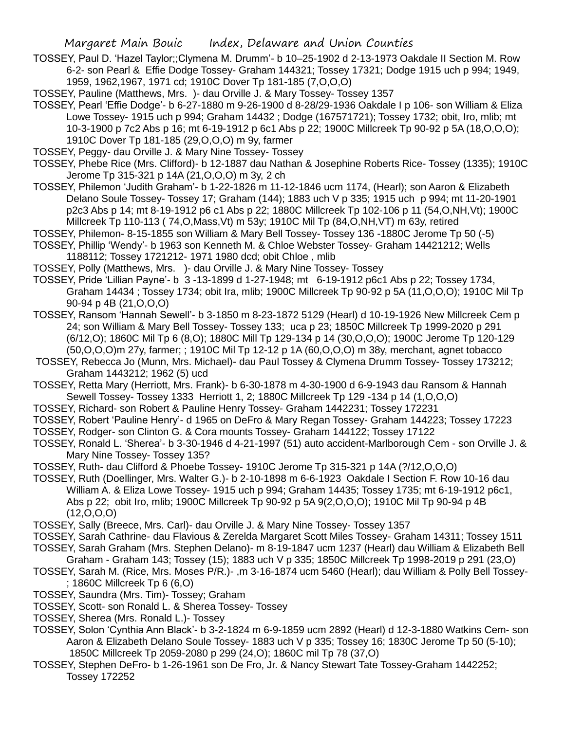TOSSEY, Paul D. 'Hazel Taylor;;Clymena M. Drumm'- b 10–25-1902 d 2-13-1973 Oakdale II Section M. Row 6-2- son Pearl & Effie Dodge Tossey- Graham 144321; Tossey 17321; Dodge 1915 uch p 994; 1949, 1959, 1962,1967, 1971 cd; 1910C Dover Tp 181-185 (7,O,O,O)

TOSSEY, Pauline (Matthews, Mrs. )- dau Orville J. & Mary Tossey- Tossey 1357

TOSSEY, Pearl 'Effie Dodge'- b 6-27-1880 m 9-26-1900 d 8-28/29-1936 Oakdale I p 106- son William & Eliza Lowe Tossey- 1915 uch p 994; Graham 14432 ; Dodge (167571721); Tossey 1732; obit, Iro, mlib; mt 10-3-1900 p 7c2 Abs p 16; mt 6-19-1912 p 6c1 Abs p 22; 1900C Millcreek Tp 90-92 p 5A (18,O,O,O); 1910C Dover Tp 181-185 (29,O,O,O) m 9y, farmer

TOSSEY, Peggy- dau Orville J. & Mary Nine Tossey- Tossey

TOSSEY, Phebe Rice (Mrs. Clifford)- b 12-1887 dau Nathan & Josephine Roberts Rice- Tossey (1335); 1910C Jerome Tp 315-321 p 14A (21,O,O,O) m 3y, 2 ch

TOSSEY, Philemon 'Judith Graham'- b 1-22-1826 m 11-12-1846 ucm 1174, (Hearl); son Aaron & Elizabeth Delano Soule Tossey- Tossey 17; Graham (144); 1883 uch V p 335; 1915 uch p 994; mt 11-20-1901 p2c3 Abs p 14; mt 8-19-1912 p6 c1 Abs p 22; 1880C Millcreek Tp 102-106 p 11 (54,O,NH,Vt); 1900C Millcreek Tp 110-113 ( 74,O,Mass,Vt) m 53y; 1910C Mil Tp (84,O,NH,VT) m 63y, retired

TOSSEY, Philemon- 8-15-1855 son William & Mary Bell Tossey- Tossey 136 -1880C Jerome Tp 50 (-5)

TOSSEY, Phillip 'Wendy'- b 1963 son Kenneth M. & Chloe Webster Tossey- Graham 14421212; Wells 1188112; Tossey 1721212- 1971 1980 dcd; obit Chloe , mlib

TOSSEY, Polly (Matthews, Mrs. )- dau Orville J. & Mary Nine Tossey- Tossey

TOSSEY, Pride 'Lillian Payne'- b 3 -13-1899 d 1-27-1948; mt 6-19-1912 p6c1 Abs p 22; Tossey 1734, Graham 14434 ; Tossey 1734; obit Ira, mlib; 1900C Millcreek Tp 90-92 p 5A (11,O,O,O); 1910C Mil Tp 90-94 p 4B (21,O,O,O)

TOSSEY, Ransom 'Hannah Sewell'- b 3-1850 m 8-23-1872 5129 (Hearl) d 10-19-1926 New Millcreek Cem p 24; son William & Mary Bell Tossey- Tossey 133; uca p 23; 1850C Millcreek Tp 1999-2020 p 291 (6/12,O); 1860C Mil Tp 6 (8,O); 1880C Mill Tp 129-134 p 14 (30,O,O,O); 1900C Jerome Tp 120-129 (50,O,O,O)m 27y, farmer; ; 1910C Mil Tp 12-12 p 1A (60,O,O,O) m 38y, merchant, agnet tobacco

TOSSEY, Rebecca Jo (Munn, Mrs. Michael)- dau Paul Tossey & Clymena Drumm Tossey- Tossey 173212; Graham 1443212; 1962 (5) ucd

TOSSEY, Retta Mary (Herriott, Mrs. Frank)- b 6-30-1878 m 4-30-1900 d 6-9-1943 dau Ransom & Hannah Sewell Tossey- Tossey 1333 Herriott 1, 2; 1880C Millcreek Tp 129 -134 p 14 (1,O,O,O)

TOSSEY, Richard- son Robert & Pauline Henry Tossey- Graham 1442231; Tossey 172231

TOSSEY, Robert 'Pauline Henry'- d 1965 on DeFro & Mary Regan Tossey- Graham 144223; Tossey 17223

TOSSEY, Rodger- son Clinton G. & Cora mounts Tossey- Graham 144122; Tossey 17122

TOSSEY, Ronald L. 'Sherea'- b 3-30-1946 d 4-21-1997 (51) auto accident-Marlborough Cem - son Orville J. & Mary Nine Tossey- Tossey 135?

TOSSEY, Ruth- dau Clifford & Phoebe Tossey- 1910C Jerome Tp 315-321 p 14A (?/12,O,O,O)

TOSSEY, Ruth (Doellinger, Mrs. Walter G.)- b 2-10-1898 m 6-6-1923 Oakdale I Section F. Row 10-16 dau William A. & Eliza Lowe Tossey- 1915 uch p 994; Graham 14435; Tossey 1735; mt 6-19-1912 p6c1, Abs p 22; obit Iro, mlib; 1900C Millcreek Tp 90-92 p 5A 9(2,O,O,O); 1910C Mil Tp 90-94 p 4B (12,O,O,O)

TOSSEY, Sally (Breece, Mrs. Carl)- dau Orville J. & Mary Nine Tossey- Tossey 1357

TOSSEY, Sarah Cathrine- dau Flavious & Zerelda Margaret Scott Miles Tossey- Graham 14311; Tossey 1511

TOSSEY, Sarah Graham (Mrs. Stephen Delano)- m 8-19-1847 ucm 1237 (Hearl) dau William & Elizabeth Bell Graham - Graham 143; Tossey (15); 1883 uch V p 335; 1850C Millcreek Tp 1998-2019 p 291 (23,O)

TOSSEY, Sarah M. (Rice, Mrs. Moses P/R.)- ,m 3-16-1874 ucm 5460 (Hearl); dau William & Polly Bell Tossey- ; 1860C Millcreek Tp 6 (6,O)

TOSSEY, Saundra (Mrs. Tim)- Tossey; Graham

TOSSEY, Scott- son Ronald L. & Sherea Tossey- Tossey

TOSSEY, Sherea (Mrs. Ronald L.)- Tossey

TOSSEY, Solon 'Cynthia Ann Black'- b 3-2-1824 m 6-9-1859 ucm 2892 (Hearl) d 12-3-1880 Watkins Cem- son Aaron & Elizabeth Delano Soule Tossey- 1883 uch V p 335; Tossey 16; 1830C Jerome Tp 50 (5-10); 1850C Millcreek Tp 2059-2080 p 299 (24,O); 1860C mil Tp 78 (37,O)

TOSSEY, Stephen DeFro- b 1-26-1961 son De Fro, Jr. & Nancy Stewart Tate Tossey-Graham 1442252; Tossey 172252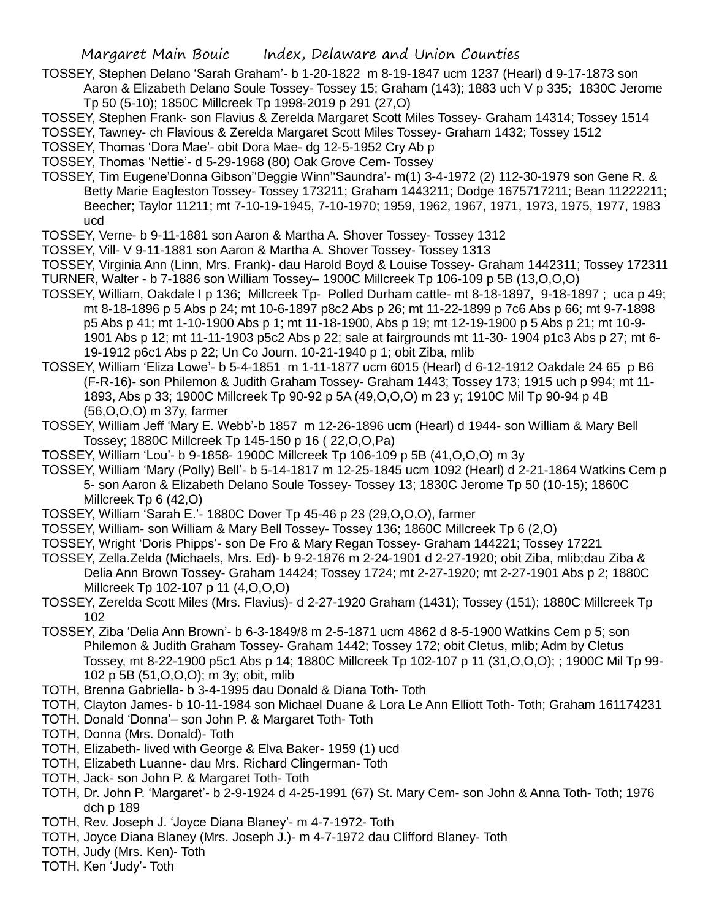TOSSEY, Stephen Delano 'Sarah Graham'- b 1-20-1822 m 8-19-1847 ucm 1237 (Hearl) d 9-17-1873 son Aaron & Elizabeth Delano Soule Tossey- Tossey 15; Graham (143); 1883 uch V p 335; 1830C Jerome Tp 50 (5-10); 1850C Millcreek Tp 1998-2019 p 291 (27,O)

TOSSEY, Stephen Frank- son Flavius & Zerelda Margaret Scott Miles Tossey- Graham 14314; Tossey 1514

TOSSEY, Tawney- ch Flavious & Zerelda Margaret Scott Miles Tossey- Graham 1432; Tossey 1512

TOSSEY, Thomas 'Dora Mae'- obit Dora Mae- dg 12-5-1952 Cry Ab p

TOSSEY, Thomas 'Nettie'- d 5-29-1968 (80) Oak Grove Cem- Tossey

TOSSEY, Tim Eugene'Donna Gibson''Deggie Winn''Saundra'- m(1) 3-4-1972 (2) 112-30-1979 son Gene R. & Betty Marie Eagleston Tossey- Tossey 173211; Graham 1443211; Dodge 1675717211; Bean 11222211; Beecher; Taylor 11211; mt 7-10-19-1945, 7-10-1970; 1959, 1962, 1967, 1971, 1973, 1975, 1977, 1983 ucd

TOSSEY, Verne- b 9-11-1881 son Aaron & Martha A. Shover Tossey- Tossey 1312

TOSSEY, Vill- V 9-11-1881 son Aaron & Martha A. Shover Tossey- Tossey 1313

TOSSEY, Virginia Ann (Linn, Mrs. Frank)- dau Harold Boyd & Louise Tossey- Graham 1442311; Tossey 172311

TURNER, Walter - b 7-1886 son William Tossey– 1900C Millcreek Tp 106-109 p 5B (13,O,O,O)

TOSSEY, William, Oakdale I p 136; Millcreek Tp- Polled Durham cattle- mt 8-18-1897, 9-18-1897 ; uca p 49; mt 8-18-1896 p 5 Abs p 24; mt 10-6-1897 p8c2 Abs p 26; mt 11-22-1899 p 7c6 Abs p 66; mt 9-7-1898 p5 Abs p 41; mt 1-10-1900 Abs p 1; mt 11-18-1900, Abs p 19; mt 12-19-1900 p 5 Abs p 21; mt 10-9-1901 Abs p 12; mt 11-11-1903 p5c2 Abs p 22; sale at fairgrounds mt 11-30- 1904 p1c3 Abs p 27; mt 6-19-1912 p6c1 Abs p 22; Un Co Journ. 10-21-1940 p 1; obit Ziba, mlib

TOSSEY, William 'Eliza Lowe'- b 5-4-1851 m 1-11-1877 ucm 6015 (Hearl) d 6-12-1912 Oakdale 24 65 p B6 (F-R-16)- son Philemon & Judith Graham Tossey- Graham 1443; Tossey 173; 1915 uch p 994; mt 11-1893, Abs p 33; 1900C Millcreek Tp 90-92 p 5A (49,O,O,O) m 23 y; 1910C Mil Tp 90-94 p 4B (56,O,O,O) m 37y, farmer

TOSSEY, William Jeff 'Mary E. Webb'-b 1857 m 12-26-1896 ucm (Hearl) d 1944- son William & Mary Bell Tossey; 1880C Millcreek Tp 145-150 p 16 ( 22,O,O,Pa)

TOSSEY, William 'Lou'- b 9-1858- 1900C Millcreek Tp 106-109 p 5B (41,O,O,O) m 3y

TOSSEY, William 'Mary (Polly) Bell'- b 5-14-1817 m 12-25-1845 ucm 1092 (Hearl) d 2-21-1864 Watkins Cem p 5- son Aaron & Elizabeth Delano Soule Tossey- Tossey 13; 1830C Jerome Tp 50 (10-15); 1860C Millcreek Tp 6 (42,O)

TOSSEY, William 'Sarah E.'- 1880C Dover Tp 45-46 p 23 (29,O,O,O), farmer

TOSSEY, William- son William & Mary Bell Tossey- Tossey 136; 1860C Millcreek Tp 6 (2,O)

TOSSEY, Wright 'Doris Phipps'- son De Fro & Mary Regan Tossey- Graham 144221; Tossey 17221

TOSSEY, Zella.Zelda (Michaels, Mrs. Ed)- b 9-2-1876 m 2-24-1901 d 2-27-1920; obit Ziba, mlib;dau Ziba & Delia Ann Brown Tossey- Graham 14424; Tossey 1724; mt 2-27-1920; mt 2-27-1901 Abs p 2; 1880C Millcreek Tp 102-107 p 11 (4,O,O,O)

TOSSEY, Zerelda Scott Miles (Mrs. Flavius)- d 2-27-1920 Graham (1431); Tossey (151); 1880C Millcreek Tp 102

TOSSEY, Ziba 'Delia Ann Brown'- b 6-3-1849/8 m 2-5-1871 ucm 4862 d 8-5-1900 Watkins Cem p 5; son Philemon & Judith Graham Tossey- Graham 1442; Tossey 172; obit Cletus, mlib; Adm by Cletus Tossey, mt 8-22-1900 p5c1 Abs p 14; 1880C Millcreek Tp 102-107 p 11 (31,O,O,O); ; 1900C Mil Tp 99-102 p 5B (51,O,O,O); m 3y; obit, mlib

TOTH, Brenna Gabriella- b 3-4-1995 dau Donald & Diana Toth- Toth

TOTH, Clayton James- b 10-11-1984 son Michael Duane & Lora Le Ann Elliott Toth- Toth; Graham 161174231

TOTH, Donald 'Donna'– son John P. & Margaret Toth- Toth

TOTH, Donna (Mrs. Donald)- Toth

TOTH, Elizabeth- lived with George & Elva Baker- 1959 (1) ucd

TOTH, Elizabeth Luanne- dau Mrs. Richard Clingerman- Toth

TOTH, Jack- son John P. & Margaret Toth- Toth

TOTH, Dr. John P. 'Margaret'- b 2-9-1924 d 4-25-1991 (67) St. Mary Cem- son John & Anna Toth- Toth; 1976 dch p 189

TOTH, Rev. Joseph J. 'Joyce Diana Blaney'- m 4-7-1972- Toth

TOTH, Joyce Diana Blaney (Mrs. Joseph J.)- m 4-7-1972 dau Clifford Blaney- Toth

TOTH, Judy (Mrs. Ken)- Toth

TOTH, Ken 'Judy'- Toth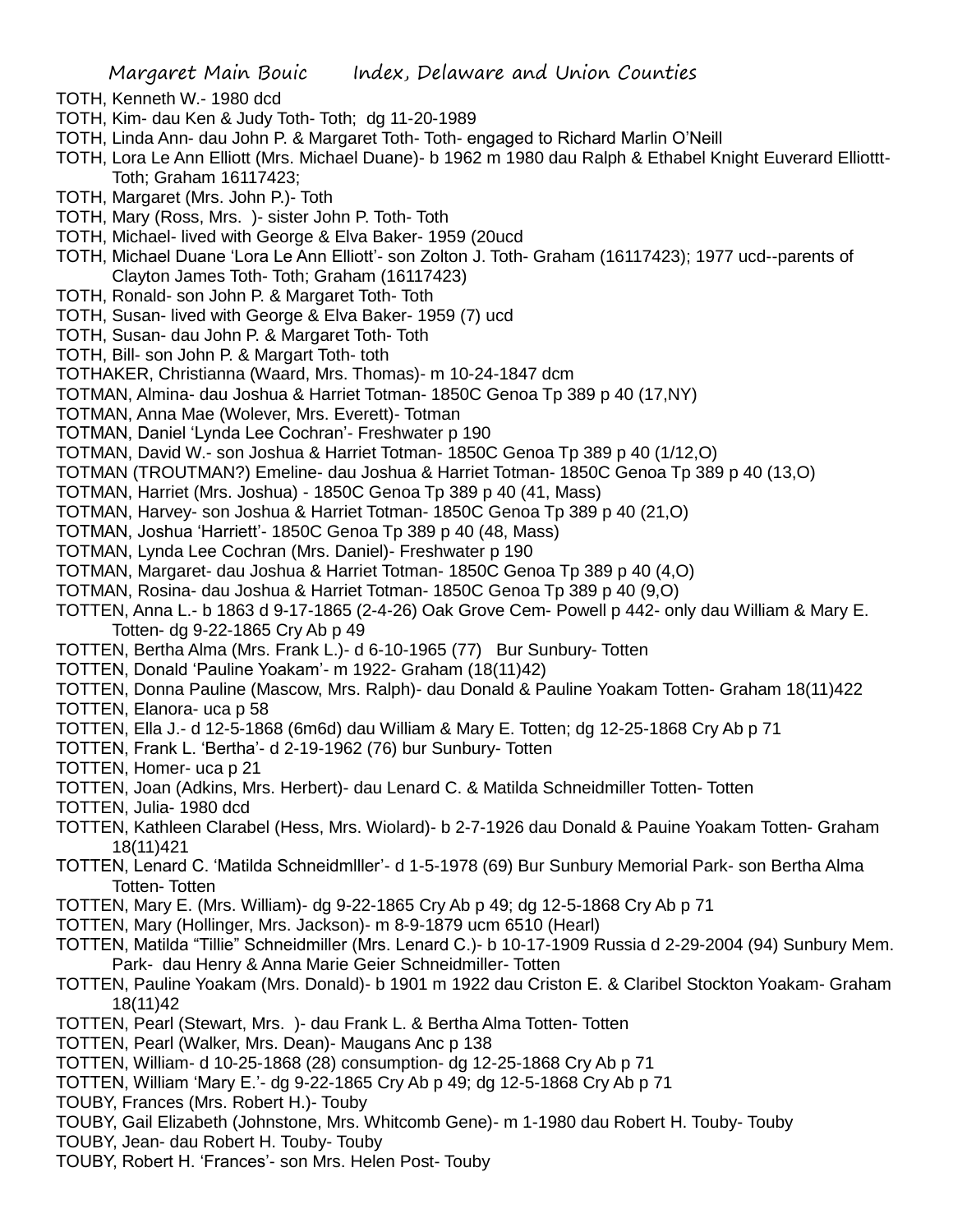TOTH, Kenneth W.- 1980 dcd

TOTH, Kim- dau Ken & Judy Toth- Toth; dg 11-20-1989

TOTH, Linda Ann- dau John P. & Margaret Toth- Toth- engaged to Richard Marlin O'Neill

TOTH, Lora Le Ann Elliott (Mrs. Michael Duane)- b 1962 m 1980 dau Ralph & Ethabel Knight Euverard Elliottt-Toth; Graham 16117423;

TOTH, Margaret (Mrs. John P.)- Toth

TOTH, Mary (Ross, Mrs. )- sister John P. Toth- Toth

TOTH, Michael- lived with George & Elva Baker- 1959 (20ucd

TOTH, Michael Duane 'Lora Le Ann Elliott'- son Zolton J. Toth- Graham (16117423); 1977 ucd--parents of Clayton James Toth- Toth; Graham (16117423)

TOTH, Ronald- son John P. & Margaret Toth- Toth

TOTH, Susan- lived with George & Elva Baker- 1959 (7) ucd

TOTH, Susan- dau John P. & Margaret Toth- Toth

TOTH, Bill- son John P. & Margart Toth- toth

TOTHAKER, Christianna (Waard, Mrs. Thomas)- m 10-24-1847 dcm

TOTMAN, Almina- dau Joshua & Harriet Totman- 1850C Genoa Tp 389 p 40 (17,NY)

TOTMAN, Anna Mae (Wolever, Mrs. Everett)- Totman

TOTMAN, Daniel 'Lynda Lee Cochran'- Freshwater p 190

TOTMAN, David W.- son Joshua & Harriet Totman- 1850C Genoa Tp 389 p 40 (1/12,O)

TOTMAN (TROUTMAN?) Emeline- dau Joshua & Harriet Totman- 1850C Genoa Tp 389 p 40 (13,O)

TOTMAN, Harriet (Mrs. Joshua) - 1850C Genoa Tp 389 p 40 (41, Mass)

TOTMAN, Harvey- son Joshua & Harriet Totman- 1850C Genoa Tp 389 p 40 (21,O)

TOTMAN, Joshua 'Harriett'- 1850C Genoa Tp 389 p 40 (48, Mass)

TOTMAN, Lynda Lee Cochran (Mrs. Daniel)- Freshwater p 190

TOTMAN, Margaret- dau Joshua & Harriet Totman- 1850C Genoa Tp 389 p 40 (4,O)

TOTMAN, Rosina- dau Joshua & Harriet Totman- 1850C Genoa Tp 389 p 40 (9,O)

TOTTEN, Anna L.- b 1863 d 9-17-1865 (2-4-26) Oak Grove Cem- Powell p 442- only dau William & Mary E. Totten- dg 9-22-1865 Cry Ab p 49

TOTTEN, Bertha Alma (Mrs. Frank L.)- d 6-10-1965 (77) Bur Sunbury- Totten

TOTTEN, Donald 'Pauline Yoakam'- m 1922- Graham (18(11)42)

TOTTEN, Donna Pauline (Mascow, Mrs. Ralph)- dau Donald & Pauline Yoakam Totten- Graham 18(11)422

TOTTEN, Elanora- uca p 58

TOTTEN, Ella J.- d 12-5-1868 (6m6d) dau William & Mary E. Totten; dg 12-25-1868 Cry Ab p 71

TOTTEN, Frank L. 'Bertha'- d 2-19-1962 (76) bur Sunbury- Totten

TOTTEN, Homer- uca p 21

TOTTEN, Joan (Adkins, Mrs. Herbert)- dau Lenard C. & Matilda Schneidmiller Totten- Totten

TOTTEN, Julia- 1980 dcd

TOTTEN, Kathleen Clarabel (Hess, Mrs. Wiolard)- b 2-7-1926 dau Donald & Pauine Yoakam Totten- Graham 18(11)421

TOTTEN, Lenard C. 'Matilda Schneidmllller'- d 1-5-1978 (69) Bur Sunbury Memorial Park- son Bertha Alma Totten- Totten

TOTTEN, Mary E. (Mrs. William)- dg 9-22-1865 Cry Ab p 49; dg 12-5-1868 Cry Ab p 71

TOTTEN, Mary (Hollinger, Mrs. Jackson)- m 8-9-1879 ucm 6510 (Hearl)

TOTTEN, Matilda "Tillie" Schneidmiller (Mrs. Lenard C.)- b 10-17-1909 Russia d 2-29-2004 (94) Sunbury Mem. Park- dau Henry & Anna Marie Geier Schneidmiller- Totten

TOTTEN, Pauline Yoakam (Mrs. Donald)- b 1901 m 1922 dau Criston E. & Claribel Stockton Yoakam- Graham 18(11)42

TOTTEN, Pearl (Stewart, Mrs. )- dau Frank L. & Bertha Alma Totten- Totten

TOTTEN, Pearl (Walker, Mrs. Dean)- Maugans Anc p 138

TOTTEN, William- d 10-25-1868 (28) consumption- dg 12-25-1868 Cry Ab p 71

TOTTEN, William 'Mary E.'- dg 9-22-1865 Cry Ab p 49; dg 12-5-1868 Cry Ab p 71

TOUBY, Frances (Mrs. Robert H.)- Touby

TOUBY, Gail Elizabeth (Johnstone, Mrs. Whitcomb Gene)- m 1-1980 dau Robert H. Touby- Touby

TOUBY, Jean- dau Robert H. Touby- Touby

TOUBY, Robert H. 'Frances'- son Mrs. Helen Post- Touby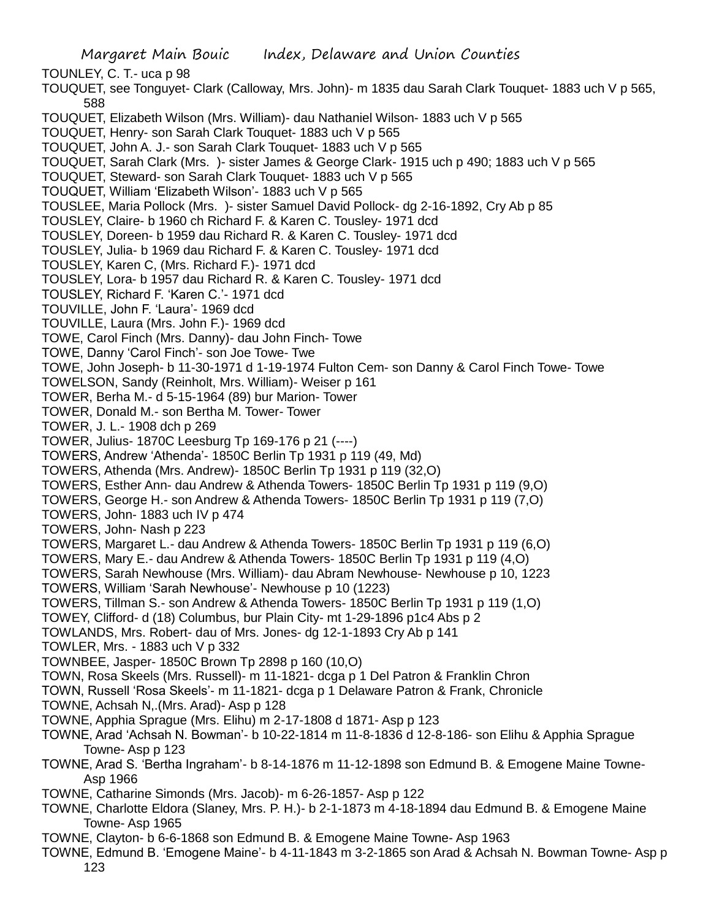TOUNLEY, C. T.- uca p 98

TOUQUET, see Tonguyet- Clark (Calloway, Mrs. John)- m 1835 dau Sarah Clark Touquet- 1883 uch V p 565, 588

TOUQUET, Elizabeth Wilson (Mrs. William)- dau Nathaniel Wilson- 1883 uch V p 565

TOUQUET, Henry- son Sarah Clark Touquet- 1883 uch V p 565

TOUQUET, John A. J.- son Sarah Clark Touquet- 1883 uch V p 565

TOUQUET, Sarah Clark (Mrs. )- sister James & George Clark- 1915 uch p 490; 1883 uch V p 565

TOUQUET, Steward- son Sarah Clark Touquet- 1883 uch V p 565

TOUQUET, William 'Elizabeth Wilson'- 1883 uch V p 565

TOUSLEE, Maria Pollock (Mrs. )- sister Samuel David Pollock- dg 2-16-1892, Cry Ab p 85

TOUSLEY, Claire- b 1960 ch Richard F. & Karen C. Tousley- 1971 dcd

TOUSLEY, Doreen- b 1959 dau Richard R. & Karen C. Tousley- 1971 dcd

TOUSLEY, Julia- b 1969 dau Richard F. & Karen C. Tousley- 1971 dcd

TOUSLEY, Karen C, (Mrs. Richard F.)- 1971 dcd

TOUSLEY, Lora- b 1957 dau Richard R. & Karen C. Tousley- 1971 dcd

TOUSLEY, Richard F. 'Karen C.'- 1971 dcd

TOUVILLE, John F. 'Laura'- 1969 dcd

TOUVILLE, Laura (Mrs. John F.)- 1969 dcd

TOWE, Carol Finch (Mrs. Danny)- dau John Finch- Towe

TOWE, Danny 'Carol Finch'- son Joe Towe- Twe

TOWE, John Joseph- b 11-30-1971 d 1-19-1974 Fulton Cem- son Danny & Carol Finch Towe- Towe

TOWELSON, Sandy (Reinholt, Mrs. William)- Weiser p 161

TOWER, Berha M.- d 5-15-1964 (89) bur Marion- Tower

TOWER, Donald M.- son Bertha M. Tower- Tower

TOWER, J. L.- 1908 dch p 269

TOWER, Julius- 1870C Leesburg Tp 169-176 p 21 (----)

TOWERS, Andrew 'Athenda'- 1850C Berlin Tp 1931 p 119 (49, Md)

TOWERS, Athenda (Mrs. Andrew)- 1850C Berlin Tp 1931 p 119 (32,O)

TOWERS, Esther Ann- dau Andrew & Athenda Towers- 1850C Berlin Tp 1931 p 119 (9,O)

TOWERS, George H.- son Andrew & Athenda Towers- 1850C Berlin Tp 1931 p 119 (7,O)

TOWERS, John- 1883 uch IV p 474

TOWERS, John- Nash p 223

TOWERS, Margaret L.- dau Andrew & Athenda Towers- 1850C Berlin Tp 1931 p 119 (6,O)

TOWERS, Mary E.- dau Andrew & Athenda Towers- 1850C Berlin Tp 1931 p 119 (4,O)

TOWERS, Sarah Newhouse (Mrs. William)- dau Abram Newhouse- Newhouse p 10, 1223

TOWERS, William 'Sarah Newhouse'- Newhouse p 10 (1223)

TOWERS, Tillman S.- son Andrew & Athenda Towers- 1850C Berlin Tp 1931 p 119 (1,O)

TOWEY, Clifford- d (18) Columbus, bur Plain City- mt 1-29-1896 p1c4 Abs p 2

TOWLANDS, Mrs. Robert- dau of Mrs. Jones- dg 12-1-1893 Cry Ab p 141

TOWLER, Mrs. - 1883 uch V p 332

TOWNBEE, Jasper- 1850C Brown Tp 2898 p 160 (10,O)

TOWN, Rosa Skeels (Mrs. Russell)- m 11-1821- dcga p 1 Del Patron & Franklin Chron

TOWN, Russell 'Rosa Skeels'- m 11-1821- dcga p 1 Delaware Patron & Frank, Chronicle

TOWNE, Achsah N,.(Mrs. Arad)- Asp p 128

TOWNE, Apphia Sprague (Mrs. Elihu) m 2-17-1808 d 1871- Asp p 123

TOWNE, Arad 'Achsah N. Bowman'- b 10-22-1814 m 11-8-1836 d 12-8-186- son Elihu & Apphia Sprague Towne- Asp p 123

TOWNE, Arad S. 'Bertha Ingraham'- b 8-14-1876 m 11-12-1898 son Edmund B. & Emogene Maine Towne- Asp 1966

TOWNE, Catharine Simonds (Mrs. Jacob)- m 6-26-1857- Asp p 122

TOWNE, Charlotte Eldora (Slaney, Mrs. P. H.)- b 2-1-1873 m 4-18-1894 dau Edmund B. & Emogene Maine Towne- Asp 1965

TOWNE, Clayton- b 6-6-1868 son Edmund B. & Emogene Maine Towne- Asp 1963

TOWNE, Edmund B. 'Emogene Maine'- b 4-11-1843 m 3-2-1865 son Arad & Achsah N. Bowman Towne- Asp p 123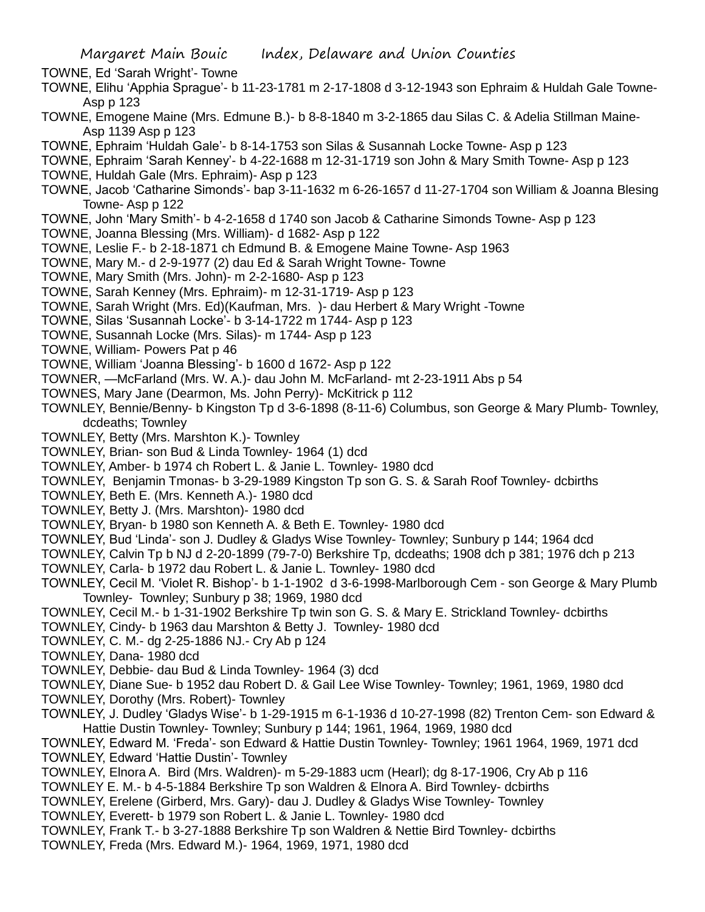TOWNE, Ed 'Sarah Wright'- Towne

TOWNE, Elihu 'Apphia Sprague'- b 11-23-1781 m 2-17-1808 d 3-12-1943 son Ephraim & Huldah Gale Towne- Asp p 123

TOWNE, Emogene Maine (Mrs. Edmune B.)- b 8-8-1840 m 3-2-1865 dau Silas C. & Adelia Stillman Maine- Asp 1139 Asp p 123

TOWNE, Ephraim 'Huldah Gale'- b 8-14-1753 son Silas & Susannah Locke Towne- Asp p 123

TOWNE, Ephraim 'Sarah Kenney'- b 4-22-1688 m 12-31-1719 son John & Mary Smith Towne- Asp p 123

TOWNE, Huldah Gale (Mrs. Ephraim)- Asp p 123

TOWNE, Jacob 'Catharine Simonds'- bap 3-11-1632 m 6-26-1657 d 11-27-1704 son William & Joanna Blesing Towne- Asp p 122

TOWNE, John 'Mary Smith'- b 4-2-1658 d 1740 son Jacob & Catharine Simonds Towne- Asp p 123

TOWNE, Joanna Blessing (Mrs. William)- d 1682- Asp p 122

TOWNE, Leslie F.- b 2-18-1871 ch Edmund B. & Emogene Maine Towne- Asp 1963

TOWNE, Mary M.- d 2-9-1977 (2) dau Ed & Sarah Wright Towne- Towne

TOWNE, Mary Smith (Mrs. John)- m 2-2-1680- Asp p 123

TOWNE, Sarah Kenney (Mrs. Ephraim)- m 12-31-1719- Asp p 123

TOWNE, Sarah Wright (Mrs. Ed)(Kaufman, Mrs. )- dau Herbert & Mary Wright -Towne

TOWNE, Silas 'Susannah Locke'- b 3-14-1722 m 1744- Asp p 123

TOWNE, Susannah Locke (Mrs. Silas)- m 1744- Asp p 123

TOWNE, William- Powers Pat p 46

TOWNE, William 'Joanna Blessing'- b 1600 d 1672- Asp p 122

TOWNER, —McFarland (Mrs. W. A.)- dau John M. McFarland- mt 2-23-1911 Abs p 54

TOWNES, Mary Jane (Dearmon, Ms. John Perry)- McKitrick p 112

TOWNLEY, Bennie/Benny- b Kingston Tp d 3-6-1898 (8-11-6) Columbus, son George & Mary Plumb- Townley, dcdeaths; Townley

TOWNLEY, Betty (Mrs. Marshton K.)- Townley

TOWNLEY, Brian- son Bud & Linda Townley- 1964 (1) dcd

TOWNLEY, Amber- b 1974 ch Robert L. & Janie L. Townley- 1980 dcd

TOWNLEY, Benjamin Tmonas- b 3-29-1989 Kingston Tp son G. S. & Sarah Roof Townley- dcbirths

TOWNLEY, Beth E. (Mrs. Kenneth A.)- 1980 dcd

TOWNLEY, Betty J. (Mrs. Marshton)- 1980 dcd

TOWNLEY, Bryan- b 1980 son Kenneth A. & Beth E. Townley- 1980 dcd

TOWNLEY, Bud 'Linda'- son J. Dudley & Gladys Wise Townley- Townley; Sunbury p 144; 1964 dcd

TOWNLEY, Calvin Tp b NJ d 2-20-1899 (79-7-0) Berkshire Tp, dcdeaths; 1908 dch p 381; 1976 dch p 213

TOWNLEY, Carla- b 1972 dau Robert L. & Janie L. Townley- 1980 dcd

TOWNLEY, Cecil M. 'Violet R. Bishop'- b 1-1-1902 d 3-6-1998-Marlborough Cem - son George & Mary Plumb Townley- Townley; Sunbury p 38; 1969, 1980 dcd

TOWNLEY, Cecil M.- b 1-31-1902 Berkshire Tp twin son G. S. & Mary E. Strickland Townley- dcbirths

TOWNLEY, Cindy- b 1963 dau Marshton & Betty J. Townley- 1980 dcd

TOWNLEY, C. M.- dg 2-25-1886 NJ.- Cry Ab p 124

TOWNLEY, Dana- 1980 dcd

TOWNLEY, Debbie- dau Bud & Linda Townley- 1964 (3) dcd

TOWNLEY, Diane Sue- b 1952 dau Robert D. & Gail Lee Wise Townley- Townley; 1961, 1969, 1980 dcd

TOWNLEY, Dorothy (Mrs. Robert)- Townley

TOWNLEY, J. Dudley 'Gladys Wise'- b 1-29-1915 m 6-1-1936 d 10-27-1998 (82) Trenton Cem- son Edward & Hattie Dustin Townley- Townley; Sunbury p 144; 1961, 1964, 1969, 1980 dcd

TOWNLEY, Edward M. 'Freda'- son Edward & Hattie Dustin Townley- Townley; 1961 1964, 1969, 1971 dcd

TOWNLEY, Edward 'Hattie Dustin'- Townley

TOWNLEY, Elnora A. Bird (Mrs. Waldren)- m 5-29-1883 ucm (Hearl); dg 8-17-1906, Cry Ab p 116

TOWNLEY E. M.- b 4-5-1884 Berkshire Tp son Waldren & Elnora A. Bird Townley- dcbirths

TOWNLEY, Erelene (Girberd, Mrs. Gary)- dau J. Dudley & Gladys Wise Townley- Townley

TOWNLEY, Everett- b 1979 son Robert L. & Janie L. Townley- 1980 dcd

TOWNLEY, Frank T.- b 3-27-1888 Berkshire Tp son Waldren & Nettie Bird Townley- dcbirths

TOWNLEY, Freda (Mrs. Edward M.)- 1964, 1969, 1971, 1980 dcd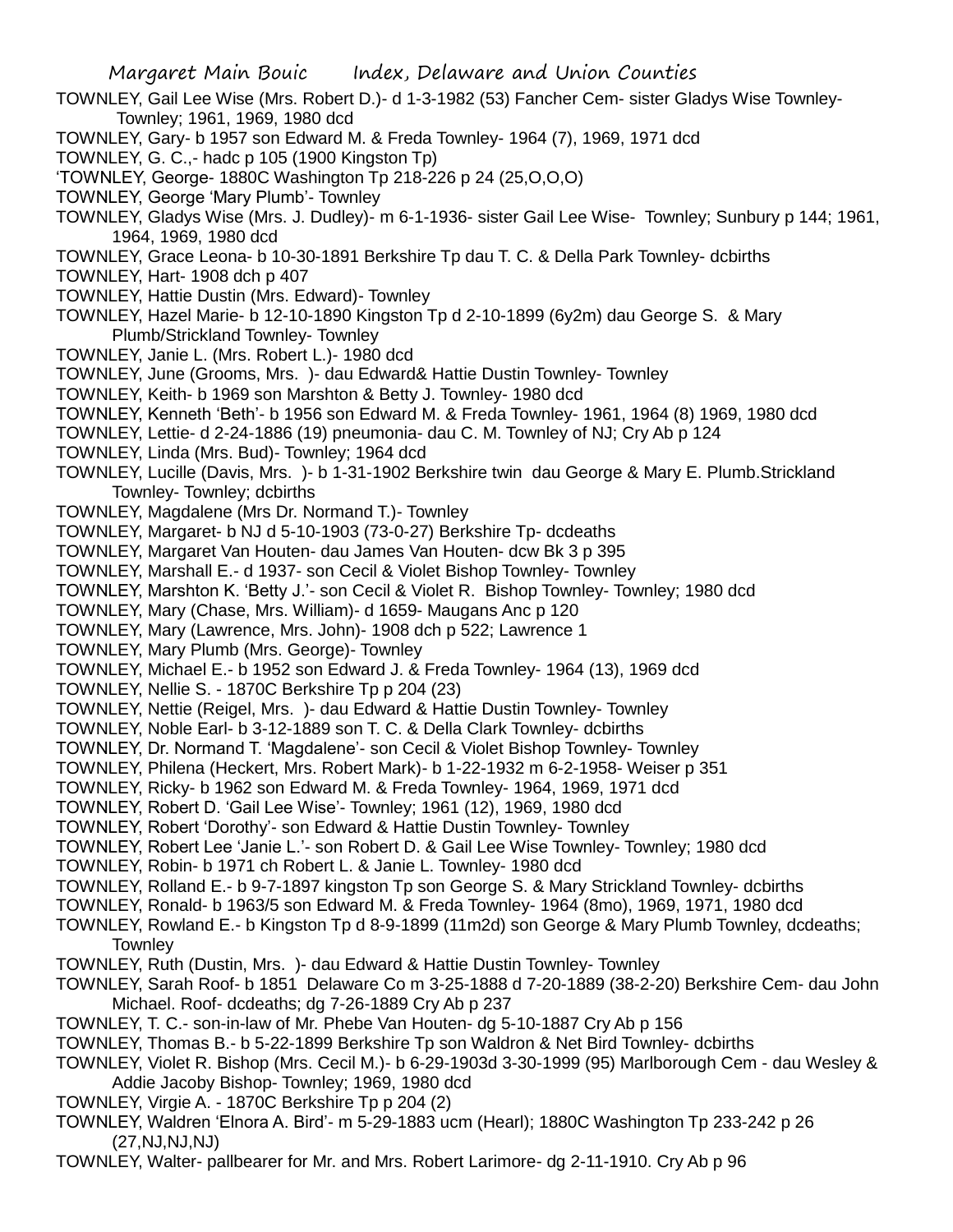TOWNLEY, Gail Lee Wise (Mrs. Robert D.)- d 1-3-1982 (53) Fancher Cem- sister Gladys Wise Townley- Townley; 1961, 1969, 1980 dcd

TOWNLEY, Gary- b 1957 son Edward M. & Freda Townley- 1964 (7), 1969, 1971 dcd

TOWNLEY, G. C.,- hadc p 105 (1900 Kingston Tp)

'TOWNLEY, George- 1880C Washington Tp 218-226 p 24 (25,O,O,O)

TOWNLEY, George 'Mary Plumb'- Townley

TOWNLEY, Gladys Wise (Mrs. J. Dudley)- m 6-1-1936- sister Gail Lee Wise- Townley; Sunbury p 144; 1961, 1964, 1969, 1980 dcd

TOWNLEY, Grace Leona- b 10-30-1891 Berkshire Tp dau T. C. & Della Park Townley- dcbirths

TOWNLEY, Hart- 1908 dch p 407

TOWNLEY, Hattie Dustin (Mrs. Edward)- Townley

TOWNLEY, Hazel Marie- b 12-10-1890 Kingston Tp d 2-10-1899 (6y2m) dau George S. & Mary Plumb/Strickland Townley- Townley

TOWNLEY, Janie L. (Mrs. Robert L.)- 1980 dcd

TOWNLEY, June (Grooms, Mrs. )- dau Edward& Hattie Dustin Townley- Townley

TOWNLEY, Keith- b 1969 son Marshton & Betty J. Townley- 1980 dcd

TOWNLEY, Kenneth 'Beth'- b 1956 son Edward M. & Freda Townley- 1961, 1964 (8) 1969, 1980 dcd

TOWNLEY, Lettie- d 2-24-1886 (19) pneumonia- dau C. M. Townley of NJ; Cry Ab p 124

TOWNLEY, Linda (Mrs. Bud)- Townley; 1964 dcd

TOWNLEY, Lucille (Davis, Mrs. )- b 1-31-1902 Berkshire twin dau George & Mary E. Plumb.Strickland Townley- Townley; dcbirths

TOWNLEY, Magdalene (Mrs Dr. Normand T.)- Townley

TOWNLEY, Margaret- b NJ d 5-10-1903 (73-0-27) Berkshire Tp- dcdeaths

TOWNLEY, Margaret Van Houten- dau James Van Houten- dcw Bk 3 p 395

TOWNLEY, Marshall E.- d 1937- son Cecil & Violet Bishop Townley- Townley

TOWNLEY, Marshton K. 'Betty J.'- son Cecil & Violet R. Bishop Townley- Townley; 1980 dcd

TOWNLEY, Mary (Chase, Mrs. William)- d 1659- Maugans Anc p 120

TOWNLEY, Mary (Lawrence, Mrs. John)- 1908 dch p 522; Lawrence 1

TOWNLEY, Mary Plumb (Mrs. George)- Townley

TOWNLEY, Michael E.- b 1952 son Edward J. & Freda Townley- 1964 (13), 1969 dcd

TOWNLEY, Nellie S. - 1870C Berkshire Tp p 204 (23)

TOWNLEY, Nettie (Reigel, Mrs. )- dau Edward & Hattie Dustin Townley- Townley

TOWNLEY, Noble Earl- b 3-12-1889 son T. C. & Della Clark Townley- dcbirths

TOWNLEY, Dr. Normand T. 'Magdalene'- son Cecil & Violet Bishop Townley- Townley

TOWNLEY, Philena (Heckert, Mrs. Robert Mark)- b 1-22-1932 m 6-2-1958- Weiser p 351

TOWNLEY, Ricky- b 1962 son Edward M. & Freda Townley- 1964, 1969, 1971 dcd

TOWNLEY, Robert D. 'Gail Lee Wise'- Townley; 1961 (12), 1969, 1980 dcd

TOWNLEY, Robert 'Dorothy'- son Edward & Hattie Dustin Townley- Townley

TOWNLEY, Robert Lee 'Janie L.'- son Robert D. & Gail Lee Wise Townley- Townley; 1980 dcd

TOWNLEY, Robin- b 1971 ch Robert L. & Janie L. Townley- 1980 dcd

TOWNLEY, Rolland E.- b 9-7-1897 kingston Tp son George S. & Mary Strickland Townley- dcbirths

TOWNLEY, Ronald- b 1963/5 son Edward M. & Freda Townley- 1964 (8mo), 1969, 1971, 1980 dcd

TOWNLEY, Rowland E.- b Kingston Tp d 8-9-1899 (11m2d) son George & Mary Plumb Townley, dcdeaths; Townley

TOWNLEY, Ruth (Dustin, Mrs. )- dau Edward & Hattie Dustin Townley- Townley

TOWNLEY, Sarah Roof- b 1851 Delaware Co m 3-25-1888 d 7-20-1889 (38-2-20) Berkshire Cem- dau John Michael. Roof- dcdeaths; dg 7-26-1889 Cry Ab p 237

TOWNLEY, T. C.- son-in-law of Mr. Phebe Van Houten- dg 5-10-1887 Cry Ab p 156

TOWNLEY, Thomas B.- b 5-22-1899 Berkshire Tp son Waldron & Net Bird Townley- dcbirths

TOWNLEY, Violet R. Bishop (Mrs. Cecil M.)- b 6-29-1903d 3-30-1999 (95) Marlborough Cem - dau Wesley & Addie Jacoby Bishop- Townley; 1969, 1980 dcd

TOWNLEY, Virgie A. - 1870C Berkshire Tp p 204 (2)

TOWNLEY, Waldren 'Elnora A. Bird'- m 5-29-1883 ucm (Hearl); 1880C Washington Tp 233-242 p 26 (27,NJ,NJ,NJ)

TOWNLEY, Walter- pallbearer for Mr. and Mrs. Robert Larimore- dg 2-11-1910. Cry Ab p 96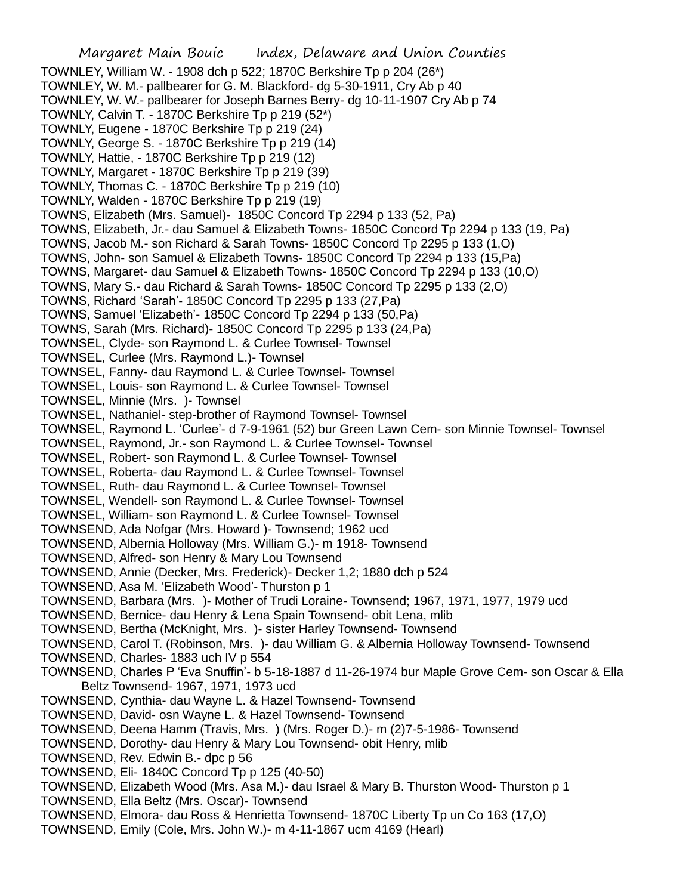TOWNLEY, William W. - 1908 dch p 522; 1870C Berkshire Tp p 204 (26*)
TOWNLEY, W. M.- pallbearer for G. M. Blackford- dg 5-30-1911, Cry Ab p 40
TOWNLEY, W. W.- pallbearer for Joseph Barnes Berry- dg 10-11-1907 Cry Ab p 74
TOWNLY, Calvin T. - 1870C Berkshire Tp p 219 (52*)
TOWNLY, Eugene - 1870C Berkshire Tp p 219 (24)
TOWNLY, George S. - 1870C Berkshire Tp p 219 (14)
TOWNLY, Hattie, - 1870C Berkshire Tp p 219 (12)
TOWNLY, Margaret - 1870C Berkshire Tp p 219 (39)
TOWNLY, Thomas C. - 1870C Berkshire Tp p 219 (10)
TOWNLY, Walden - 1870C Berkshire Tp p 219 (19)
TOWNS, Elizabeth (Mrs. Samuel)- 1850C Concord Tp 2294 p 133 (52, Pa)
TOWNS, Elizabeth, Jr.- dau Samuel & Elizabeth Towns- 1850C Concord Tp 2294 p 133 (19, Pa)
TOWNS, Jacob M.- son Richard & Sarah Towns- 1850C Concord Tp 2295 p 133 (1,O)
TOWNS, John- son Samuel & Elizabeth Towns- 1850C Concord Tp 2294 p 133 (15,Pa)
TOWNS, Margaret- dau Samuel & Elizabeth Towns- 1850C Concord Tp 2294 p 133 (10,O)
TOWNS, Mary S.- dau Richard & Sarah Towns- 1850C Concord Tp 2295 p 133 (2,O)
TOWNS, Richard 'Sarah'- 1850C Concord Tp 2295 p 133 (27,Pa)
TOWNS, Samuel 'Elizabeth'- 1850C Concord Tp 2294 p 133 (50,Pa)
TOWNS, Sarah (Mrs. Richard)- 1850C Concord Tp 2295 p 133 (24,Pa)
TOWNSEL, Clyde- son Raymond L. & Curlee Townsel- Townsel
TOWNSEL, Curlee (Mrs. Raymond L.)- Townsel
TOWNSEL, Fanny- dau Raymond L. & Curlee Townsel- Townsel
TOWNSEL, Louis- son Raymond L. & Curlee Townsel- Townsel
TOWNSEL, Minnie (Mrs. )- Townsel
TOWNSEL, Nathaniel- step-brother of Raymond Townsel- Townsel
TOWNSEL, Raymond L. 'Curlee'- d 7-9-1961 (52) bur Green Lawn Cem- son Minnie Townsel- Townsel
TOWNSEL, Raymond, Jr.- son Raymond L. & Curlee Townsel- Townsel
TOWNSEL, Robert- son Raymond L. & Curlee Townsel- Townsel
TOWNSEL, Roberta- dau Raymond L. & Curlee Townsel- Townsel
TOWNSEL, Ruth- dau Raymond L. & Curlee Townsel- Townsel
TOWNSEL, Wendell- son Raymond L. & Curlee Townsel- Townsel
TOWNSEL, William- son Raymond L. & Curlee Townsel- Townsel
TOWNSEND, Ada Nofgar (Mrs. Howard )- Townsend; 1962 ucd
TOWNSEND, Albernia Holloway (Mrs. William G.)- m 1918- Townsend
TOWNSEND, Alfred- son Henry & Mary Lou Townsend
TOWNSEND, Annie (Decker, Mrs. Frederick)- Decker 1,2; 1880 dch p 524
TOWNSEND, Asa M. 'Elizabeth Wood'- Thurston p 1
TOWNSEND, Barbara (Mrs. )- Mother of Trudi Loraine- Townsend; 1967, 1971, 1977, 1979 ucd
TOWNSEND, Bernice- dau Henry & Lena Spain Townsend- obit Lena, mlib
TOWNSEND, Bertha (McKnight, Mrs. )- sister Harley Townsend- Townsend
TOWNSEND, Carol T. (Robinson, Mrs. )- dau William G. & Albernia Holloway Townsend- Townsend
TOWNSEND, Charles- 1883 uch IV p 554
TOWNSEND, Charles P 'Eva Snuffin'- b 5-18-1887 d 11-26-1974 bur Maple Grove Cem- son Oscar & Ella Beltz Townsend- 1967, 1971, 1973 ucd
TOWNSEND, Cynthia- dau Wayne L. & Hazel Townsend- Townsend
TOWNSEND, David- osn Wayne L. & Hazel Townsend- Townsend
TOWNSEND, Deena Hamm (Travis, Mrs. ) (Mrs. Roger D.)- m (2)7-5-1986- Townsend
TOWNSEND, Dorothy- dau Henry & Mary Lou Townsend- obit Henry, mlib
TOWNSEND, Rev. Edwin B.- dpc p 56
TOWNSEND, Eli- 1840C Concord Tp p 125 (40-50)
TOWNSEND, Elizabeth Wood (Mrs. Asa M.)- dau Israel & Mary B. Thurston Wood- Thurston p 1
TOWNSEND, Ella Beltz (Mrs. Oscar)- Townsend
TOWNSEND, Elmora- dau Ross & Henrietta Townsend- 1870C Liberty Tp un Co 163 (17,O)
TOWNSEND, Emily (Cole, Mrs. John W.)- m 4-11-1867 ucm 4169 (Hearl)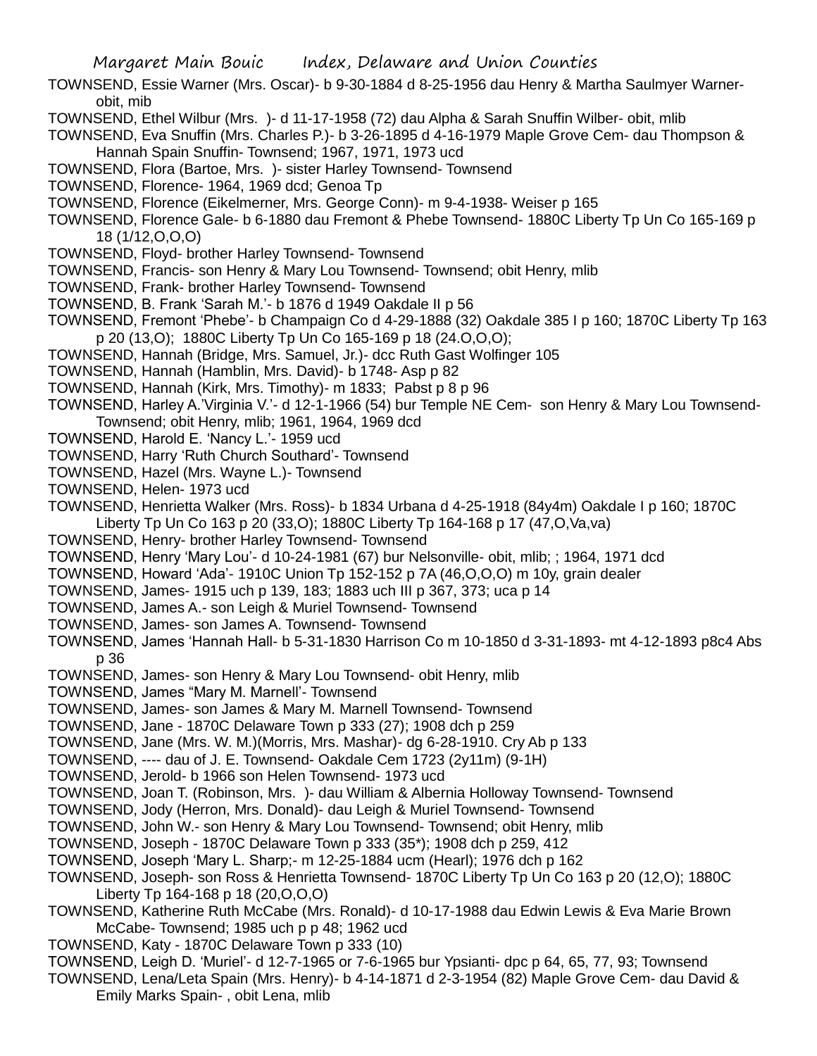TOWNSEND, Essie Warner (Mrs. Oscar)- b 9-30-1884 d 8-25-1956 dau Henry & Martha Saulmyer Warner- obit, mib

TOWNSEND, Ethel Wilbur (Mrs. )- d 11-17-1958 (72) dau Alpha & Sarah Snuffin Wilber- obit, mlib

TOWNSEND, Eva Snuffin (Mrs. Charles P.)- b 3-26-1895 d 4-16-1979 Maple Grove Cem- dau Thompson & Hannah Spain Snuffin- Townsend; 1967, 1971, 1973 ucd

TOWNSEND, Flora (Bartoe, Mrs. )- sister Harley Townsend- Townsend

TOWNSEND, Florence- 1964, 1969 dcd; Genoa Tp

TOWNSEND, Florence (Eikelmerner, Mrs. George Conn)- m 9-4-1938- Weiser p 165

TOWNSEND, Florence Gale- b 6-1880 dau Fremont & Phebe Townsend- 1880C Liberty Tp Un Co 165-169 p 18 (1/12,O,O,O)

TOWNSEND, Floyd- brother Harley Townsend- Townsend

TOWNSEND, Francis- son Henry & Mary Lou Townsend- Townsend; obit Henry, mlib

TOWNSEND, Frank- brother Harley Townsend- Townsend

TOWNSEND, B. Frank 'Sarah M.'- b 1876 d 1949 Oakdale II p 56

TOWNSEND, Fremont 'Phebe'- b Champaign Co d 4-29-1888 (32) Oakdale 385 I p 160; 1870C Liberty Tp 163 p 20 (13,O); 1880C Liberty Tp Un Co 165-169 p 18 (24.O,O,O);

TOWNSEND, Hannah (Bridge, Mrs. Samuel, Jr.)- dcc Ruth Gast Wolfinger 105

TOWNSEND, Hannah (Hamblin, Mrs. David)- b 1748- Asp p 82

TOWNSEND, Hannah (Kirk, Mrs. Timothy)- m 1833; Pabst p 8 p 96

TOWNSEND, Harley A.'Virginia V.'- d 12-1-1966 (54) bur Temple NE Cem- son Henry & Mary Lou Townsend- Townsend; obit Henry, mlib; 1961, 1964, 1969 dcd

TOWNSEND, Harold E. 'Nancy L.'- 1959 ucd

TOWNSEND, Harry 'Ruth Church Southard'- Townsend

TOWNSEND, Hazel (Mrs. Wayne L.)- Townsend

TOWNSEND, Helen- 1973 ucd

TOWNSEND, Henrietta Walker (Mrs. Ross)- b 1834 Urbana d 4-25-1918 (84y4m) Oakdale I p 160; 1870C Liberty Tp Un Co 163 p 20 (33,O); 1880C Liberty Tp 164-168 p 17 (47,O,Va,va)

TOWNSEND, Henry- brother Harley Townsend- Townsend

TOWNSEND, Henry 'Mary Lou'- d 10-24-1981 (67) bur Nelsonville- obit, mlib; ; 1964, 1971 dcd

TOWNSEND, Howard 'Ada'- 1910C Union Tp 152-152 p 7A (46,O,O,O) m 10y, grain dealer

TOWNSEND, James- 1915 uch p 139, 183; 1883 uch III p 367, 373; uca p 14

TOWNSEND, James A.- son Leigh & Muriel Townsend- Townsend

TOWNSEND, James- son James A. Townsend- Townsend

TOWNSEND, James 'Hannah Hall- b 5-31-1830 Harrison Co m 10-1850 d 3-31-1893- mt 4-12-1893 p8c4 Abs p 36

TOWNSEND, James- son Henry & Mary Lou Townsend- obit Henry, mlib

TOWNSEND, James "Mary M. Marnell'- Townsend

TOWNSEND, James- son James & Mary M. Marnell Townsend- Townsend

TOWNSEND, Jane - 1870C Delaware Town p 333 (27); 1908 dch p 259

TOWNSEND, Jane (Mrs. W. M.)(Morris, Mrs. Mashar)- dg 6-28-1910. Cry Ab p 133

TOWNSEND, ---- dau of J. E. Townsend- Oakdale Cem 1723 (2y11m) (9-1H)

TOWNSEND, Jerold- b 1966 son Helen Townsend- 1973 ucd

TOWNSEND, Joan T. (Robinson, Mrs. )- dau William & Albernia Holloway Townsend- Townsend

TOWNSEND, Jody (Herron, Mrs. Donald)- dau Leigh & Muriel Townsend- Townsend

TOWNSEND, John W.- son Henry & Mary Lou Townsend- Townsend; obit Henry, mlib

TOWNSEND, Joseph - 1870C Delaware Town p 333 (35*); 1908 dch p 259, 412

TOWNSEND, Joseph 'Mary L. Sharp;- m 12-25-1884 ucm (Hearl); 1976 dch p 162

TOWNSEND, Joseph- son Ross & Henrietta Townsend- 1870C Liberty Tp Un Co 163 p 20 (12,O); 1880C Liberty Tp 164-168 p 18 (20,O,O,O)

TOWNSEND, Katherine Ruth McCabe (Mrs. Ronald)- d 10-17-1988 dau Edwin Lewis & Eva Marie Brown McCabe- Townsend; 1985 uch p p 48; 1962 ucd

TOWNSEND, Katy - 1870C Delaware Town p 333 (10)

TOWNSEND, Leigh D. 'Muriel'- d 12-7-1965 or 7-6-1965 bur Ypsianti- dpc p 64, 65, 77, 93; Townsend

TOWNSEND, Lena/Leta Spain (Mrs. Henry)- b 4-14-1871 d 2-3-1954 (82) Maple Grove Cem- dau David & Emily Marks Spain- , obit Lena, mlib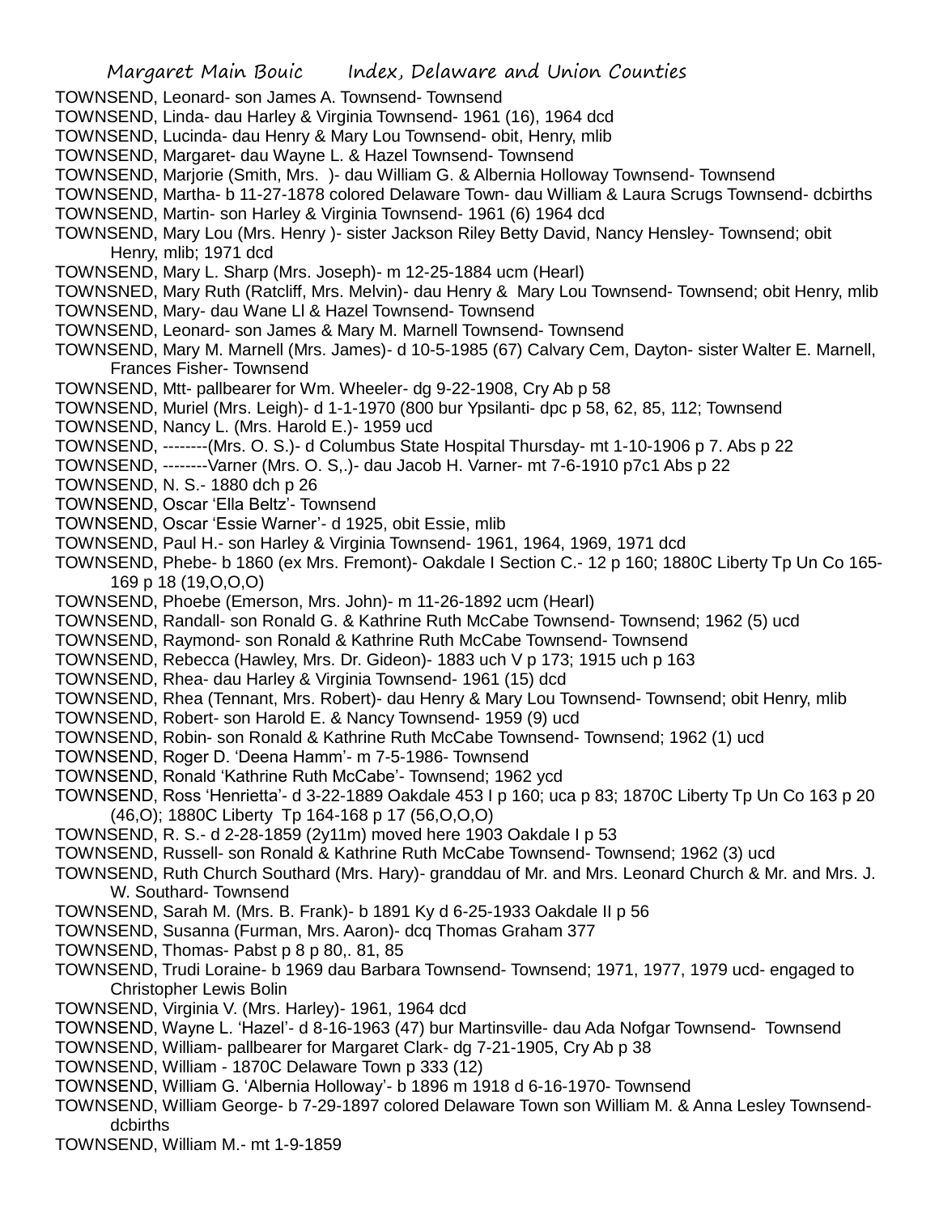TOWNSEND, Leonard- son James A. Townsend- Townsend

TOWNSEND, Linda- dau Harley & Virginia Townsend- 1961 (16), 1964 dcd

TOWNSEND, Lucinda- dau Henry & Mary Lou Townsend- obit, Henry, mlib

TOWNSEND, Margaret- dau Wayne L. & Hazel Townsend- Townsend

TOWNSEND, Marjorie (Smith, Mrs. )- dau William G. & Albernia Holloway Townsend- Townsend

TOWNSEND, Martha- b 11-27-1878 colored Delaware Town- dau William & Laura Scrugs Townsend- dcbirths

TOWNSEND, Martin- son Harley & Virginia Townsend- 1961 (6) 1964 dcd

TOWNSEND, Mary Lou (Mrs. Henry )- sister Jackson Riley Betty David, Nancy Hensley- Townsend; obit Henry, mlib; 1971 dcd

TOWNSEND, Mary L. Sharp (Mrs. Joseph)- m 12-25-1884 ucm (Hearl)

TOWNSNED, Mary Ruth (Ratcliff, Mrs. Melvin)- dau Henry & Mary Lou Townsend- Townsend; obit Henry, mlib

TOWNSEND, Mary- dau Wane Ll & Hazel Townsend- Townsend

TOWNSEND, Leonard- son James & Mary M. Marnell Townsend- Townsend

TOWNSEND, Mary M. Marnell (Mrs. James)- d 10-5-1985 (67) Calvary Cem, Dayton- sister Walter E. Marnell, Frances Fisher- Townsend

TOWNSEND, Mtt- pallbearer for Wm. Wheeler- dg 9-22-1908, Cry Ab p 58

TOWNSEND, Muriel (Mrs. Leigh)- d 1-1-1970 (800 bur Ypsilanti- dpc p 58, 62, 85, 112; Townsend

TOWNSEND, Nancy L. (Mrs. Harold E.)- 1959 ucd

TOWNSEND, --------(Mrs. O. S.)- d Columbus State Hospital Thursday- mt 1-10-1906 p 7. Abs p 22

TOWNSEND, --------Varner (Mrs. O. S,.)- dau Jacob H. Varner- mt 7-6-1910 p7c1 Abs p 22

TOWNSEND, N. S.- 1880 dch p 26

TOWNSEND, Oscar 'Ella Beltz'- Townsend

TOWNSEND, Oscar 'Essie Warner'- d 1925, obit Essie, mlib

TOWNSEND, Paul H.- son Harley & Virginia Townsend- 1961, 1964, 1969, 1971 dcd

TOWNSEND, Phebe- b 1860 (ex Mrs. Fremont)- Oakdale I Section C.- 12 p 160; 1880C Liberty Tp Un Co 165-169 p 18 (19,O,O,O)

TOWNSEND, Phoebe (Emerson, Mrs. John)- m 11-26-1892 ucm (Hearl)

TOWNSEND, Randall- son Ronald G. & Kathrine Ruth McCabe Townsend- Townsend; 1962 (5) ucd

TOWNSEND, Raymond- son Ronald & Kathrine Ruth McCabe Townsend- Townsend

TOWNSEND, Rebecca (Hawley, Mrs. Dr. Gideon)- 1883 uch V p 173; 1915 uch p 163

TOWNSEND, Rhea- dau Harley & Virginia Townsend- 1961 (15) dcd

TOWNSEND, Rhea (Tennant, Mrs. Robert)- dau Henry & Mary Lou Townsend- Townsend; obit Henry, mlib

TOWNSEND, Robert- son Harold E. & Nancy Townsend- 1959 (9) ucd

TOWNSEND, Robin- son Ronald & Kathrine Ruth McCabe Townsend- Townsend; 1962 (1) ucd

TOWNSEND, Roger D. 'Deena Hamm'- m 7-5-1986- Townsend

TOWNSEND, Ronald 'Kathrine Ruth McCabe'- Townsend; 1962 ycd

TOWNSEND, Ross 'Henrietta'- d 3-22-1889 Oakdale 453 I p 160; uca p 83; 1870C Liberty Tp Un Co 163 p 20 (46,O); 1880C Liberty Tp 164-168 p 17 (56,O,O,O)

TOWNSEND, R. S.- d 2-28-1859 (2y11m) moved here 1903 Oakdale I p 53

TOWNSEND, Russell- son Ronald & Kathrine Ruth McCabe Townsend- Townsend; 1962 (3) ucd

TOWNSEND, Ruth Church Southard (Mrs. Hary)- granddau of Mr. and Mrs. Leonard Church & Mr. and Mrs. J. W. Southard- Townsend

TOWNSEND, Sarah M. (Mrs. B. Frank)- b 1891 Ky d 6-25-1933 Oakdale II p 56

TOWNSEND, Susanna (Furman, Mrs. Aaron)- dcq Thomas Graham 377

TOWNSEND, Thomas- Pabst p 8 p 80,. 81, 85

TOWNSEND, Trudi Loraine- b 1969 dau Barbara Townsend- Townsend; 1971, 1977, 1979 ucd- engaged to Christopher Lewis Bolin

TOWNSEND, Virginia V. (Mrs. Harley)- 1961, 1964 dcd

TOWNSEND, Wayne L. 'Hazel'- d 8-16-1963 (47) bur Martinsville- dau Ada Nofgar Townsend- Townsend

TOWNSEND, William- pallbearer for Margaret Clark- dg 7-21-1905, Cry Ab p 38

TOWNSEND, William - 1870C Delaware Town p 333 (12)

TOWNSEND, William G. 'Albernia Holloway'- b 1896 m 1918 d 6-16-1970- Townsend

TOWNSEND, William George- b 7-29-1897 colored Delaware Town son William M. & Anna Lesley Townsend- dcbirths

TOWNSEND, William M.- mt 1-9-1859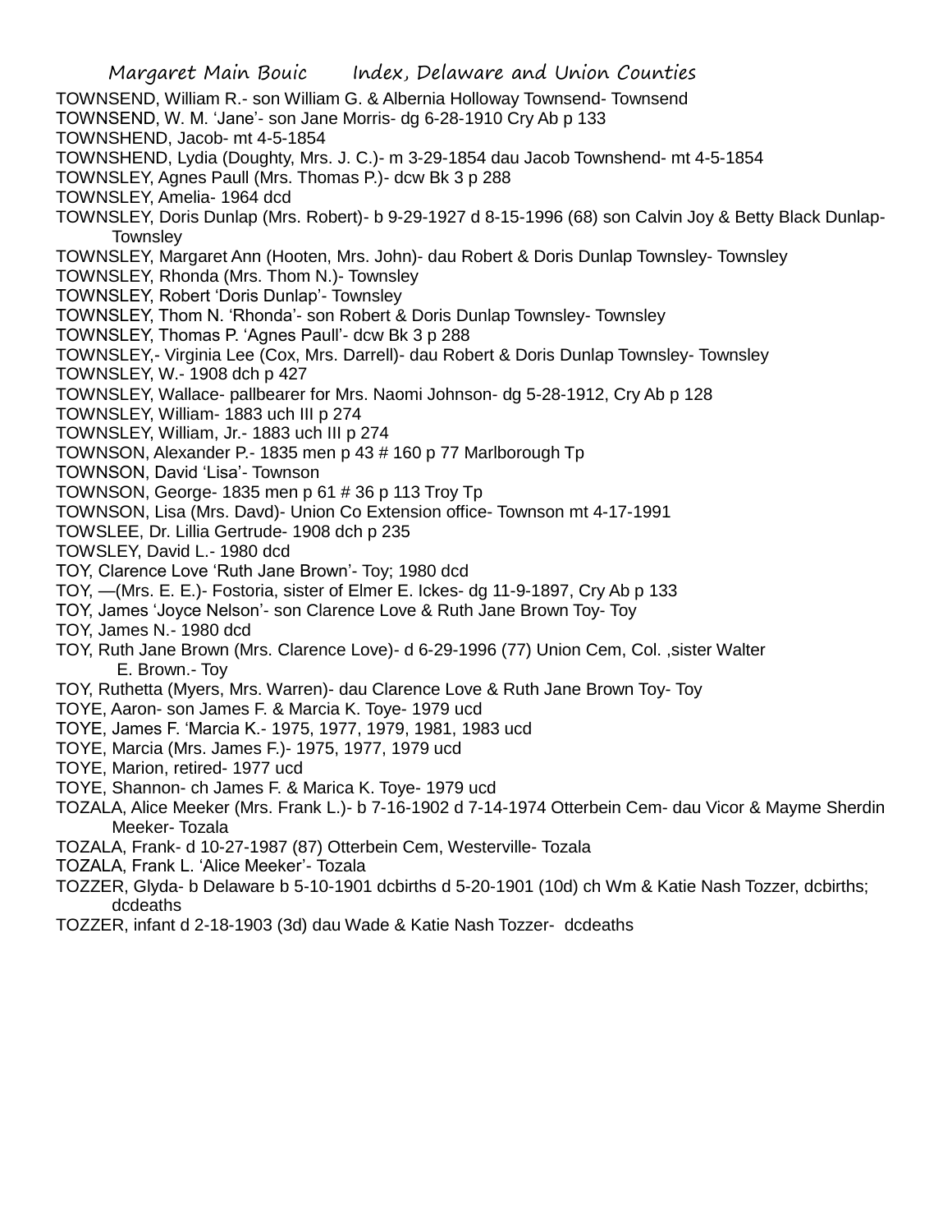TOWNSEND, William R.- son William G. & Albernia Holloway Townsend- Townsend
TOWNSEND, W. M. 'Jane'- son Jane Morris- dg 6-28-1910 Cry Ab p 133
TOWNSHEND, Jacob- mt 4-5-1854
TOWNSHEND, Lydia (Doughty, Mrs. J. C.)- m 3-29-1854 dau Jacob Townshend- mt 4-5-1854
TOWNSLEY, Agnes Paull (Mrs. Thomas P.)- dcw Bk 3 p 288
TOWNSLEY, Amelia- 1964 dcd
TOWNSLEY, Doris Dunlap (Mrs. Robert)- b 9-29-1927 d 8-15-1996 (68) son Calvin Joy & Betty Black Dunlap- Townsley
TOWNSLEY, Margaret Ann (Hooten, Mrs. John)- dau Robert & Doris Dunlap Townsley- Townsley
TOWNSLEY, Rhonda (Mrs. Thom N.)- Townsley
TOWNSLEY, Robert 'Doris Dunlap'- Townsley
TOWNSLEY, Thom N. 'Rhonda'- son Robert & Doris Dunlap Townsley- Townsley
TOWNSLEY, Thomas P. 'Agnes Paull'- dcw Bk 3 p 288
TOWNSLEY,- Virginia Lee (Cox, Mrs. Darrell)- dau Robert & Doris Dunlap Townsley- Townsley
TOWNSLEY, W.- 1908 dch p 427
TOWNSLEY, Wallace- pallbearer for Mrs. Naomi Johnson- dg 5-28-1912, Cry Ab p 128
TOWNSLEY, William- 1883 uch III p 274
TOWNSLEY, William, Jr.- 1883 uch III p 274
TOWNSON, Alexander P.- 1835 men p 43 # 160 p 77 Marlborough Tp
TOWNSON, David 'Lisa'- Townson
TOWNSON, George- 1835 men p 61 # 36 p 113 Troy Tp
TOWNSON, Lisa (Mrs. Davd)- Union Co Extension office- Townson mt 4-17-1991
TOWSLEE, Dr. Lillia Gertrude- 1908 dch p 235
TOWSLEY, David L.- 1980 dcd
TOY, Clarence Love 'Ruth Jane Brown'- Toy; 1980 dcd
TOY, —(Mrs. E. E.)- Fostoria, sister of Elmer E. Ickes- dg 11-9-1897, Cry Ab p 133
TOY, James 'Joyce Nelson'- son Clarence Love & Ruth Jane Brown Toy- Toy
TOY, James N.- 1980 dcd
TOY, Ruth Jane Brown (Mrs. Clarence Love)- d 6-29-1996 (77) Union Cem, Col. ,sister Walter E. Brown.- Toy
TOY, Ruthetta (Myers, Mrs. Warren)- dau Clarence Love & Ruth Jane Brown Toy- Toy
TOYE, Aaron- son James F. & Marcia K. Toye- 1979 ucd
TOYE, James F. 'Marcia K.- 1975, 1977, 1979, 1981, 1983 ucd
TOYE, Marcia (Mrs. James F.)- 1975, 1977, 1979 ucd
TOYE, Marion, retired- 1977 ucd
TOYE, Shannon- ch James F. & Marica K. Toye- 1979 ucd
TOZALA, Alice Meeker (Mrs. Frank L.)- b 7-16-1902 d 7-14-1974 Otterbein Cem- dau Vicor & Mayme Sherdin Meeker- Tozala
TOZALA, Frank- d 10-27-1987 (87) Otterbein Cem, Westerville- Tozala
TOZALA, Frank L. 'Alice Meeker'- Tozala
TOZZER, Glyda- b Delaware b 5-10-1901 dcbirths d 5-20-1901 (10d) ch Wm & Katie Nash Tozzer, dcbirths; dcdeaths
TOZZER, infant d 2-18-1903 (3d) dau Wade & Katie Nash Tozzer- dcdeaths